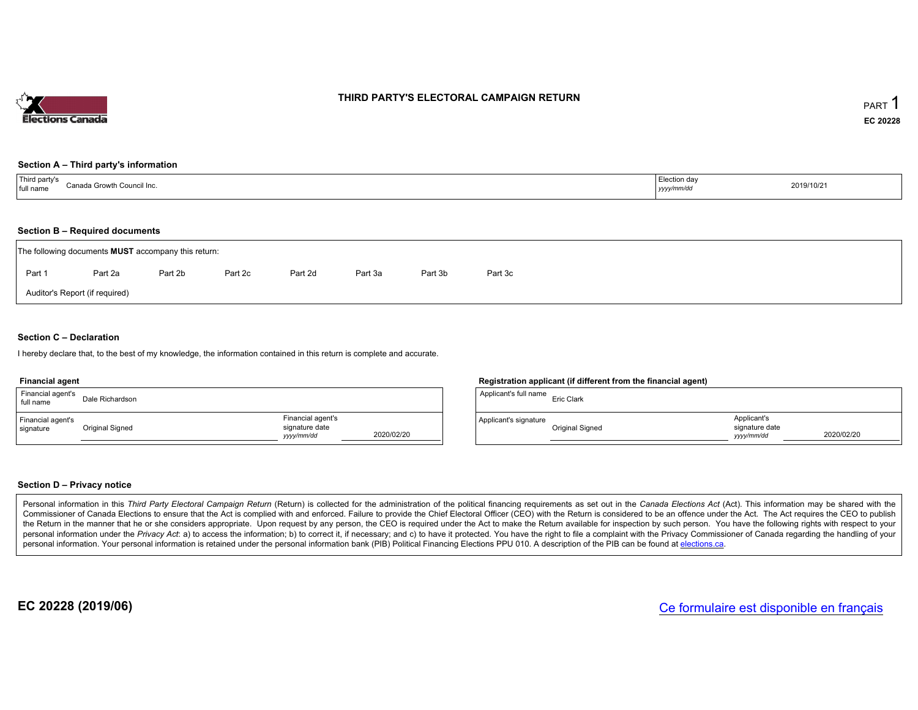# THIRD PARTY'S ELECTORAL CAMPAIGN RETURN

PART 1

**EC 20228**

## Section A – Third party's information

| Third party's full name | Canada Growth Council Inc. | Election day *yyyy/mm/dd* | 2019/10/21 |
| --- | --- | --- | --- |

## Section B – Required documents

The following documents **MUST** accompany this return:

Part 1 &nbsp;&nbsp; Part 2a &nbsp;&nbsp; Part 2b &nbsp;&nbsp; Part 2c &nbsp;&nbsp; Part 2d &nbsp;&nbsp; Part 3a &nbsp;&nbsp; Part 3b &nbsp;&nbsp; Part 3c

Auditor's Report (if required)

## Section C – Declaration

I hereby declare that, to the best of my knowledge, the information contained in this return is complete and accurate.

**Financial agent**

| Financial agent's full name | Dale Richardson | | |
| --- | --- | --- | --- |
| Financial agent's signature | Original Signed | Financial agent's signature date *yyyy/mm/dd* | 2020/02/20 |

**Registration applicant (if different from the financial agent)**

| Applicant's full name | Eric Clark | | |
| --- | --- | --- | --- |
| Applicant's signature | Original Signed | Applicant's signature date *yyyy/mm/dd* | 2020/02/20 |

## Section D – Privacy notice

Personal information in this *Third Party Electoral Campaign Return* (Return) is collected for the administration of the political financing requirements as set out in the *Canada Elections Act* (Act). This information may be shared with the Commissioner of Canada Elections to ensure that the Act is complied with and enforced. Failure to provide the Chief Electoral Officer (CEO) with the Return is considered to be an offence under the Act. The Act requires the CEO to publish the Return in the manner that he or she considers appropriate. Upon request by any person, the CEO is required under the Act to make the Return available for inspection by such person. You have the following rights with respect to your personal information under the *Privacy Act*: a) to access the information; b) to correct it, if necessary; and c) to have it protected. You have the right to file a complaint with the Privacy Commissioner of Canada regarding the handling of your personal information. Your personal information is retained under the personal information bank (PIB) Political Financing Elections PPU 010. A description of the PIB can be found at elections.ca.

**EC 20228 (2019/06)**

Ce formulaire est disponible en français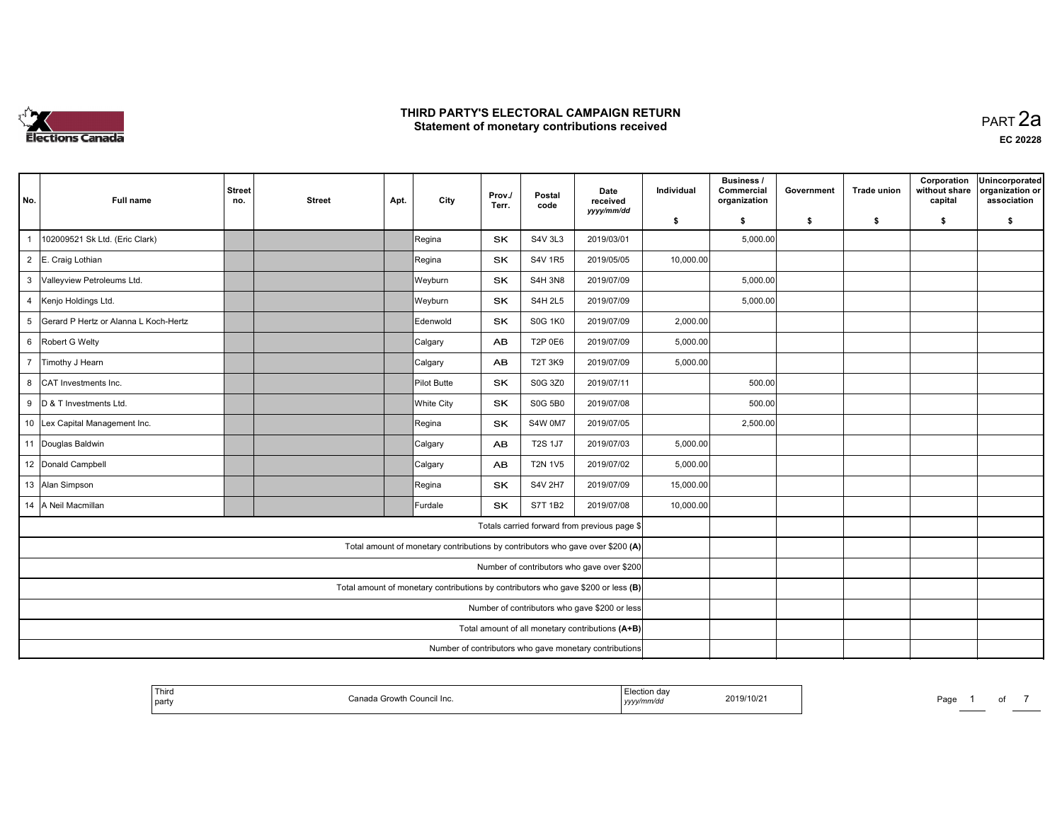# THIRD PARTY'S ELECTORAL CAMPAIGN RETURN
## Statement of monetary contributions received

PART 2a

EC 20228

| No. | Full name | Street no. | Street | Apt. | City | Prov./ Terr. | Postal code | Date received yyyy/mm/dd | Individual $ | Business / Commercial organization $ | Government $ | Trade union $ | Corporation without share capital $ | Unincorporated organization or association $ |
|---|---|---|---|---|---|---|---|---|---|---|---|---|---|---|
| 1 | 102009521 Sk Ltd. (Eric Clark) | | | | Regina | SK | S4V 3L3 | 2019/03/01 | | 5,000.00 | | | | |
| 2 | E. Craig Lothian | | | | Regina | SK | S4V 1R5 | 2019/05/05 | 10,000.00 | | | | | |
| 3 | Valleyview Petroleums Ltd. | | | | Weyburn | SK | S4H 3N8 | 2019/07/09 | | 5,000.00 | | | | |
| 4 | Kenjo Holdings Ltd. | | | | Weyburn | SK | S4H 2L5 | 2019/07/09 | | 5,000.00 | | | | |
| 5 | Gerard P Hertz or Alanna L Koch-Hertz | | | | Edenwold | SK | S0G 1K0 | 2019/07/09 | 2,000.00 | | | | | |
| 6 | Robert G Welty | | | | Calgary | AB | T2P 0E6 | 2019/07/09 | 5,000.00 | | | | | |
| 7 | Timothy J Hearn | | | | Calgary | AB | T2T 3K9 | 2019/07/09 | 5,000.00 | | | | | |
| 8 | CAT Investments Inc. | | | | Pilot Butte | SK | S0G 3Z0 | 2019/07/11 | | 500.00 | | | | |
| 9 | D & T Investments Ltd. | | | | White City | SK | S0G 5B0 | 2019/07/08 | | 500.00 | | | | |
| 10 | Lex Capital Management Inc. | | | | Regina | SK | S4W 0M7 | 2019/07/05 | | 2,500.00 | | | | |
| 11 | Douglas Baldwin | | | | Calgary | AB | T2S 1J7 | 2019/07/03 | 5,000.00 | | | | | |
| 12 | Donald Campbell | | | | Calgary | AB | T2N 1V5 | 2019/07/02 | 5,000.00 | | | | | |
| 13 | Alan Simpson | | | | Regina | SK | S4V 2H7 | 2019/07/09 | 15,000.00 | | | | | |
| 14 | A Neil Macmillan | | | | Furdale | SK | S7T 1B2 | 2019/07/08 | 10,000.00 | | | | | |
| | Totals carried forward from previous page $ | | | | | | | | | | | | | |
| | Total amount of monetary contributions by contributors who gave over $200 (A) | | | | | | | | | | | | | |
| | Number of contributors who gave over $200 | | | | | | | | | | | | | |
| | Total amount of monetary contributions by contributors who gave $200 or less (B) | | | | | | | | | | | | | |
| | Number of contributors who gave $200 or less | | | | | | | | | | | | | |
| | Total amount of all monetary contributions (A+B) | | | | | | | | | | | | | |
| | Number of contributors who gave monetary contributions | | | | | | | | | | | | | |

| Third party | Canada Growth Council Inc. | Election day yyyy/mm/dd | 2019/10/21 |
|---|---|---|---|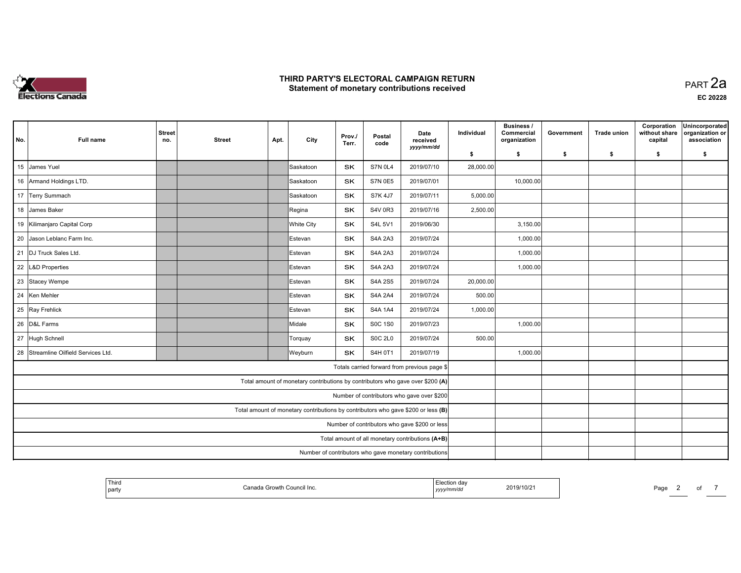# THIRD PARTY'S ELECTORAL CAMPAIGN RETURN
## Statement of monetary contributions received

PART 2a

EC 20228

| No. | Full name | Street no. | Street | Apt. | City | Prov./ Terr. | Postal code | Date received yyyy/mm/dd | Individual $ | Business / Commercial organization $ | Government $ | Trade union $ | Corporation without share capital $ | Unincorporated organization or association $ |
|---|---|---|---|---|---|---|---|---|---|---|---|---|---|---|
| 15 | James Yuel | | | | Saskatoon | SK | S7N 0L4 | 2019/07/10 | 28,000.00 | | | | | |
| 16 | Armand Holdings LTD. | | | | Saskatoon | SK | S7N 0E5 | 2019/07/01 | | 10,000.00 | | | | |
| 17 | Terry Summach | | | | Saskatoon | SK | S7K 4J7 | 2019/07/11 | 5,000.00 | | | | | |
| 18 | James Baker | | | | Regina | SK | S4V 0R3 | 2019/07/16 | 2,500.00 | | | | | |
| 19 | Kilimanjaro Capital Corp | | | | White City | SK | S4L 5V1 | 2019/06/30 | | 3,150.00 | | | | |
| 20 | Jason Leblanc Farm Inc. | | | | Estevan | SK | S4A 2A3 | 2019/07/24 | | 1,000.00 | | | | |
| 21 | DJ Truck Sales Ltd. | | | | Estevan | SK | S4A 2A3 | 2019/07/24 | | 1,000.00 | | | | |
| 22 | L&D Properties | | | | Estevan | SK | S4A 2A3 | 2019/07/24 | | 1,000.00 | | | | |
| 23 | Stacey Wempe | | | | Estevan | SK | S4A 2S5 | 2019/07/24 | 20,000.00 | | | | | |
| 24 | Ken Mehler | | | | Estevan | SK | S4A 2A4 | 2019/07/24 | 500.00 | | | | | |
| 25 | Ray Frehlick | | | | Estevan | SK | S4A 1A4 | 2019/07/24 | 1,000.00 | | | | | |
| 26 | D&L Farms | | | | Midale | SK | S0C 1S0 | 2019/07/23 | | 1,000.00 | | | | |
| 27 | Hugh Schnell | | | | Torquay | SK | S0C 2L0 | 2019/07/24 | 500.00 | | | | | |
| 28 | Streamline Oilfield Services Ltd. | | | | Weyburn | SK | S4H 0T1 | 2019/07/19 | | 1,000.00 | | | | |
| | Totals carried forward from previous page $ | | | | | | | | | | | | | |
| | Total amount of monetary contributions by contributors who gave over $200 (A) | | | | | | | | | | | | | |
| | Number of contributors who gave over $200 | | | | | | | | | | | | | |
| | Total amount of monetary contributions by contributors who gave $200 or less (B) | | | | | | | | | | | | | |
| | Number of contributors who gave $200 or less | | | | | | | | | | | | | |
| | Total amount of all monetary contributions (A+B) | | | | | | | | | | | | | |
| | Number of contributors who gave monetary contributions | | | | | | | | | | | | | |

| Third party | Canada Growth Council Inc. | Election day yyyy/mm/dd | 2019/10/21 |
|---|---|---|---|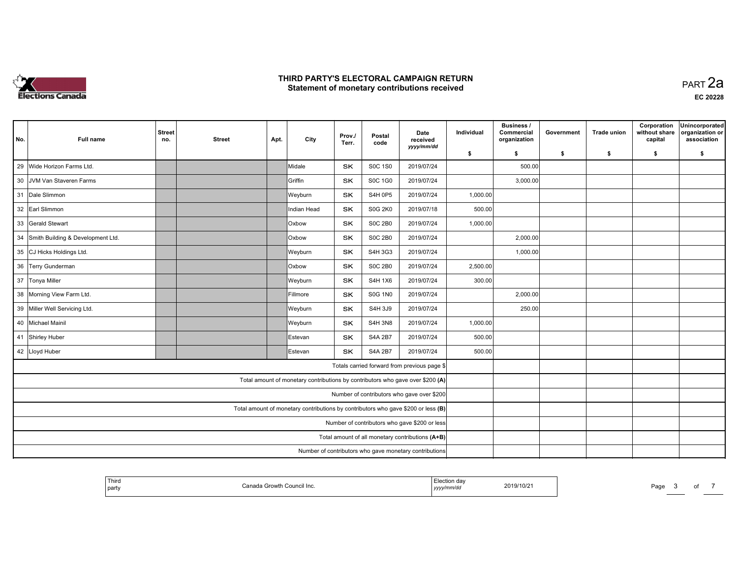# THIRD PARTY'S ELECTORAL CAMPAIGN RETURN
## Statement of monetary contributions received

PART 2a

EC 20228

| No. | Full name | Street no. | Street | Apt. | City | Prov./ Terr. | Postal code | Date received yyyy/mm/dd | Individual $ | Business / Commercial organization $ | Government $ | Trade union $ | Corporation without share capital $ | Unincorporated organization or association $ |
|---|---|---|---|---|---|---|---|---|---|---|---|---|---|---|
| 29 | Wide Horizon Farms Ltd. | | | | Midale | SK | S0C 1S0 | 2019/07/24 | | 500.00 | | | | |
| 30 | JVM Van Staveren Farms | | | | Griffin | SK | S0C 1G0 | 2019/07/24 | | 3,000.00 | | | | |
| 31 | Dale Slimmon | | | | Weyburn | SK | S4H 0P5 | 2019/07/24 | 1,000.00 | | | | | |
| 32 | Earl Slimmon | | | | Indian Head | SK | S0G 2K0 | 2019/07/18 | 500.00 | | | | | |
| 33 | Gerald Stewart | | | | Oxbow | SK | S0C 2B0 | 2019/07/24 | 1,000.00 | | | | | |
| 34 | Smith Building & Development Ltd. | | | | Oxbow | SK | S0C 2B0 | 2019/07/24 | | 2,000.00 | | | | |
| 35 | CJ Hicks Holdings Ltd. | | | | Weyburn | SK | S4H 3G3 | 2019/07/24 | | 1,000.00 | | | | |
| 36 | Terry Gunderman | | | | Oxbow | SK | S0C 2B0 | 2019/07/24 | 2,500.00 | | | | | |
| 37 | Tonya Miller | | | | Weyburn | SK | S4H 1X6 | 2019/07/24 | 300.00 | | | | | |
| 38 | Morning View Farm Ltd. | | | | Fillmore | SK | S0G 1N0 | 2019/07/24 | | 2,000.00 | | | | |
| 39 | Miller Well Servicing Ltd. | | | | Weyburn | SK | S4H 3J9 | 2019/07/24 | | 250.00 | | | | |
| 40 | Michael Mainil | | | | Weyburn | SK | S4H 3N8 | 2019/07/24 | 1,000.00 | | | | | |
| 41 | Shirley Huber | | | | Estevan | SK | S4A 2B7 | 2019/07/24 | 500.00 | | | | | |
| 42 | Lloyd Huber | | | | Estevan | SK | S4A 2B7 | 2019/07/24 | 500.00 | | | | | |
| | Totals carried forward from previous page $ | | | | | | | | | | | | | |
| | Total amount of monetary contributions by contributors who gave over $200 (A) | | | | | | | | | | | | | |
| | Number of contributors who gave over $200 | | | | | | | | | | | | | |
| | Total amount of monetary contributions by contributors who gave $200 or less (B) | | | | | | | | | | | | | |
| | Number of contributors who gave $200 or less | | | | | | | | | | | | | |
| | Total amount of all monetary contributions (A+B) | | | | | | | | | | | | | |
| | Number of contributors who gave monetary contributions | | | | | | | | | | | | | |

| Third party | Canada Growth Council Inc. | Election day yyyy/mm/dd | 2019/10/21 |
|---|---|---|---|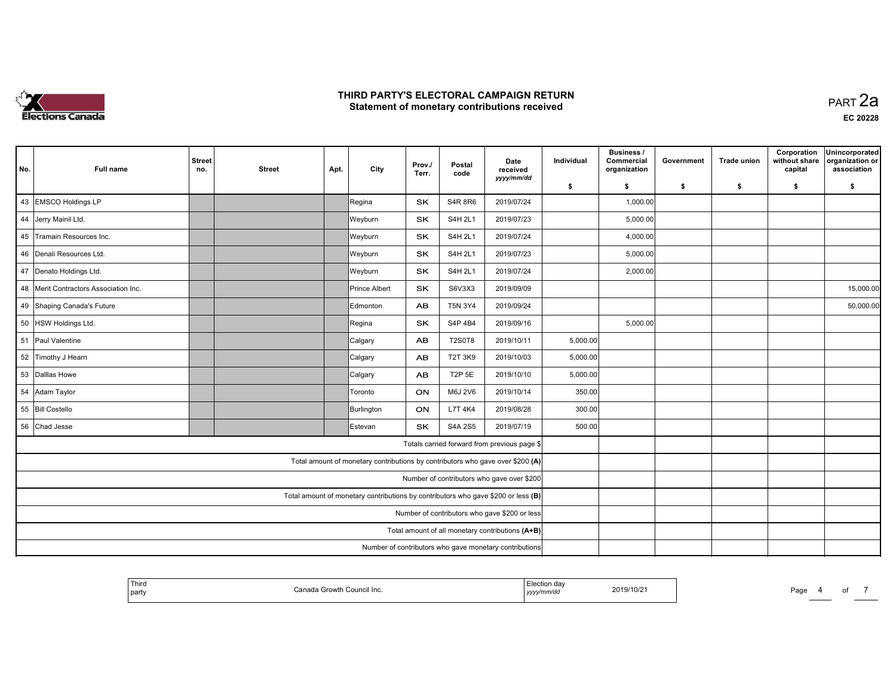# THIRD PARTY'S ELECTORAL CAMPAIGN RETURN
## Statement of monetary contributions received

PART 2a

EC 20228

| No. | Full name | Street no. | Street | Apt. | City | Prov./ Terr. | Postal code | Date received yyyy/mm/dd | Individual $ | Business / Commercial organization $ | Government $ | Trade union $ | Corporation without share capital $ | Unincorporated organization or association $ |
|---|---|---|---|---|---|---|---|---|---|---|---|---|---|---|
| 43 | EMSCO Holdings LP | | | | Regina | SK | S4R 8R6 | 2019/07/24 | | 1,000.00 | | | | |
| 44 | Jerry Mainil Ltd. | | | | Weyburn | SK | S4H 2L1 | 2019/07/23 | | 5,000.00 | | | | |
| 45 | Tramain Resources Inc. | | | | Weyburn | SK | S4H 2L1 | 2019/07/24 | | 4,000.00 | | | | |
| 46 | Denali Resources Ltd. | | | | Weyburn | SK | S4H 2L1 | 2019/07/23 | | 5,000.00 | | | | |
| 47 | Denato Holdings Ltd. | | | | Weyburn | SK | S4H 2L1 | 2019/07/24 | | 2,000.00 | | | | |
| 48 | Merit Contractors Association Inc. | | | | Prince Albert | SK | S6V3X3 | 2019/09/09 | | | | | | 15,000.00 |
| 49 | Shaping Canada's Future | | | | Edmonton | AB | T5N 3Y4 | 2019/09/24 | | | | | | 50,000.00 |
| 50 | HSW Holdings Ltd. | | | | Regina | SK | S4P 4B4 | 2019/09/16 | | 5,000.00 | | | | |
| 51 | Paul Valentine | | | | Calgary | AB | T2S0T8 | 2019/10/11 | 5,000.00 | | | | | |
| 52 | Timothy J Hearn | | | | Calgary | AB | T2T 3K9 | 2019/10/03 | 5,000.00 | | | | | |
| 53 | Dallas Howe | | | | Calgary | AB | T2P 5E | 2019/10/10 | 5,000.00 | | | | | |
| 54 | Adam Taylor | | | | Toronto | ON | M6J 2V6 | 2019/10/14 | 350.00 | | | | | |
| 55 | Bill Costello | | | | Burlington | ON | L7T 4K4 | 2019/08/28 | 300.00 | | | | | |
| 56 | Chad Jesse | | | | Estevan | SK | S4A 2S5 | 2019/07/19 | 500.00 | | | | | |
| | Totals carried forward from previous page $ | | | | | | | | | | | | | |
| | Total amount of monetary contributions by contributors who gave over $200 (A) | | | | | | | | | | | | | |
| | Number of contributors who gave over $200 | | | | | | | | | | | | | |
| | Total amount of monetary contributions by contributors who gave $200 or less (B) | | | | | | | | | | | | | |
| | Number of contributors who gave $200 or less | | | | | | | | | | | | | |
| | Total amount of all monetary contributions (A+B) | | | | | | | | | | | | | |
| | Number of contributors who gave monetary contributions | | | | | | | | | | | | | |

| Third party | Canada Growth Council Inc. | Election day yyyy/mm/dd | 2019/10/21 |
|---|---|---|---|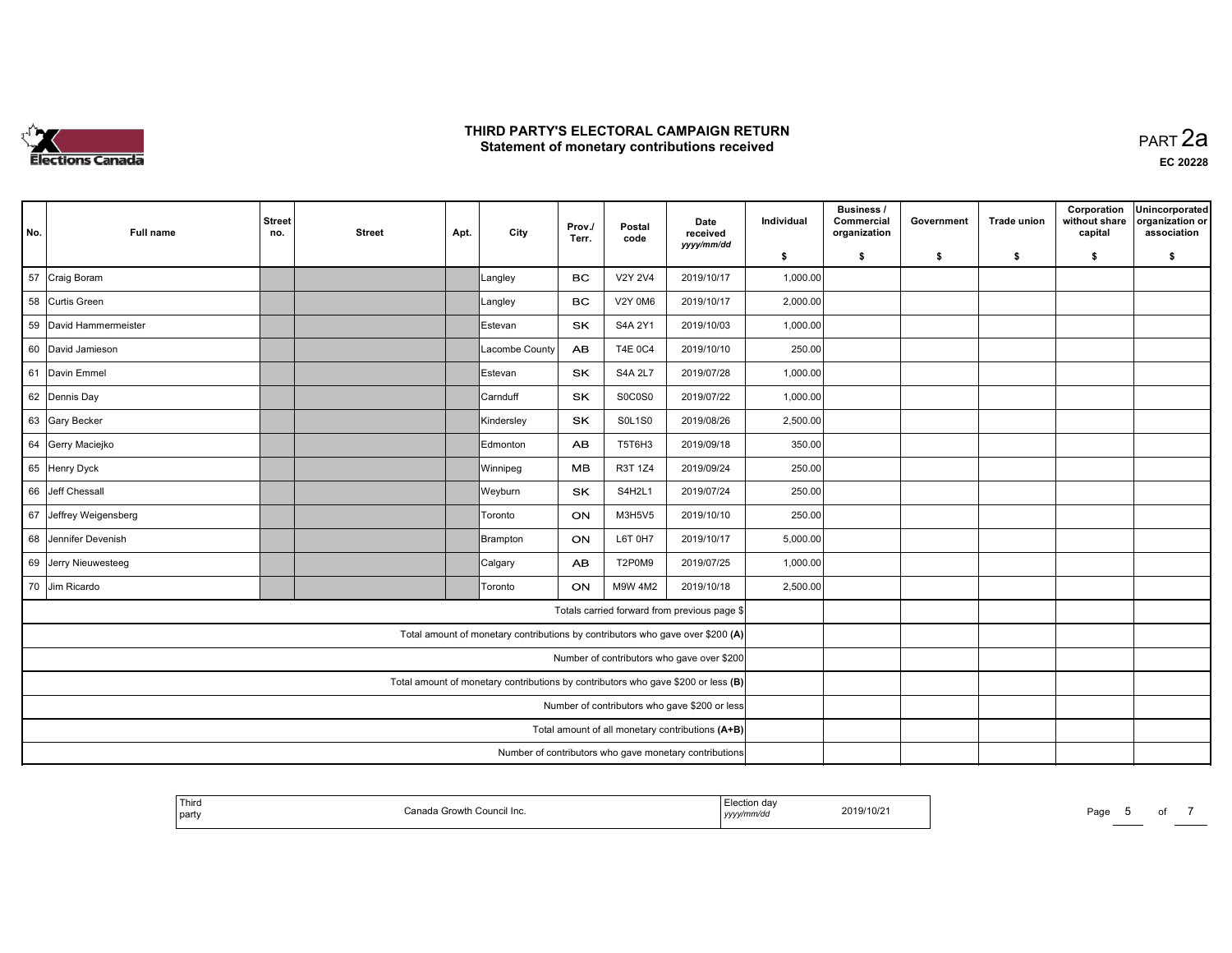# THIRD PARTY'S ELECTORAL CAMPAIGN RETURN
## Statement of monetary contributions received

PART 2a

EC 20228

| No. | Full name | Street no. | Street | Apt. | City | Prov./ Terr. | Postal code | Date received yyyy/mm/dd | Individual $ | Business / Commercial organization $ | Government $ | Trade union $ | Corporation without share capital $ | Unincorporated organization or association $ |
|---|---|---|---|---|---|---|---|---|---|---|---|---|---|---|
| 57 | Craig Boram | | | | Langley | BC | V2Y 2V4 | 2019/10/17 | 1,000.00 | | | | | |
| 58 | Curtis Green | | | | Langley | BC | V2Y 0M6 | 2019/10/17 | 2,000.00 | | | | | |
| 59 | David Hammermeister | | | | Estevan | SK | S4A 2Y1 | 2019/10/03 | 1,000.00 | | | | | |
| 60 | David Jamieson | | | | Lacombe County | AB | T4E 0C4 | 2019/10/10 | 250.00 | | | | | |
| 61 | Davin Emmel | | | | Estevan | SK | S4A 2L7 | 2019/07/28 | 1,000.00 | | | | | |
| 62 | Dennis Day | | | | Carnduff | SK | S0C0S0 | 2019/07/22 | 1,000.00 | | | | | |
| 63 | Gary Becker | | | | Kindersley | SK | S0L1S0 | 2019/08/26 | 2,500.00 | | | | | |
| 64 | Gerry Maciejko | | | | Edmonton | AB | T5T6H3 | 2019/09/18 | 350.00 | | | | | |
| 65 | Henry Dyck | | | | Winnipeg | MB | R3T 1Z4 | 2019/09/24 | 250.00 | | | | | |
| 66 | Jeff Chessall | | | | Weyburn | SK | S4H2L1 | 2019/07/24 | 250.00 | | | | | |
| 67 | Jeffrey Weigensberg | | | | Toronto | ON | M3H5V5 | 2019/10/10 | 250.00 | | | | | |
| 68 | Jennifer Devenish | | | | Brampton | ON | L6T 0H7 | 2019/10/17 | 5,000.00 | | | | | |
| 69 | Jerry Nieuwesteeg | | | | Calgary | AB | T2P0M9 | 2019/07/25 | 1,000.00 | | | | | |
| 70 | Jim Ricardo | | | | Toronto | ON | M9W 4M2 | 2019/10/18 | 2,500.00 | | | | | |
| | Totals carried forward from previous page $ | | | | | | | | | | | | | |
| | Total amount of monetary contributions by contributors who gave over $200 (A) | | | | | | | | | | | | | |
| | Number of contributors who gave over $200 | | | | | | | | | | | | | |
| | Total amount of monetary contributions by contributors who gave $200 or less (B) | | | | | | | | | | | | | |
| | Number of contributors who gave $200 or less | | | | | | | | | | | | | |
| | Total amount of all monetary contributions (A+B) | | | | | | | | | | | | | |
| | Number of contributors who gave monetary contributions | | | | | | | | | | | | | |

| Third party | Canada Growth Council Inc. | Election day yyyy/mm/dd | 2019/10/21 |
|---|---|---|---|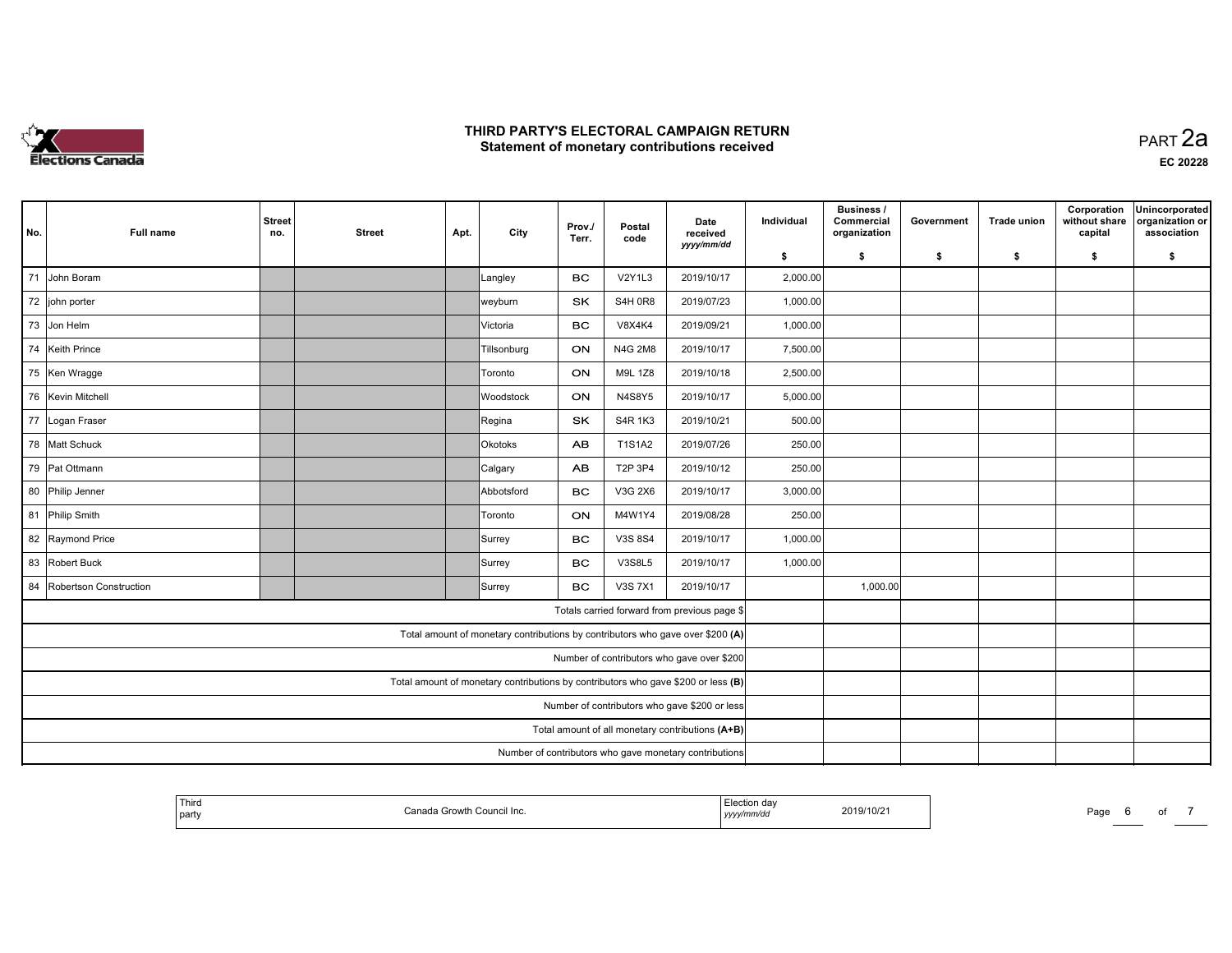# THIRD PARTY'S ELECTORAL CAMPAIGN RETURN
## Statement of monetary contributions received

PART 2a

EC 20228

| No. | Full name | Street no. | Street | Apt. | City | Prov./ Terr. | Postal code | Date received yyyy/mm/dd | Individual $ | Business / Commercial organization $ | Government $ | Trade union $ | Corporation without share capital $ | Unincorporated organization or association $ |
|---|---|---|---|---|---|---|---|---|---|---|---|---|---|---|
| 71 | John Boram | | | | Langley | BC | V2Y1L3 | 2019/10/17 | 2,000.00 | | | | | |
| 72 | john porter | | | | weyburn | SK | S4H 0R8 | 2019/07/23 | 1,000.00 | | | | | |
| 73 | Jon Helm | | | | Victoria | BC | V8X4K4 | 2019/09/21 | 1,000.00 | | | | | |
| 74 | Keith Prince | | | | Tillsonburg | ON | N4G 2M8 | 2019/10/17 | 7,500.00 | | | | | |
| 75 | Ken Wragge | | | | Toronto | ON | M9L 1Z8 | 2019/10/18 | 2,500.00 | | | | | |
| 76 | Kevin Mitchell | | | | Woodstock | ON | N4S8Y5 | 2019/10/17 | 5,000.00 | | | | | |
| 77 | Logan Fraser | | | | Regina | SK | S4R 1K3 | 2019/10/21 | 500.00 | | | | | |
| 78 | Matt Schuck | | | | Okotoks | AB | T1S1A2 | 2019/07/26 | 250.00 | | | | | |
| 79 | Pat Ottmann | | | | Calgary | AB | T2P 3P4 | 2019/10/12 | 250.00 | | | | | |
| 80 | Philip Jenner | | | | Abbotsford | BC | V3G 2X6 | 2019/10/17 | 3,000.00 | | | | | |
| 81 | Philip Smith | | | | Toronto | ON | M4W1Y4 | 2019/08/28 | 250.00 | | | | | |
| 82 | Raymond Price | | | | Surrey | BC | V3S 8S4 | 2019/10/17 | 1,000.00 | | | | | |
| 83 | Robert Buck | | | | Surrey | BC | V3S8L5 | 2019/10/17 | 1,000.00 | | | | | |
| 84 | Robertson Construction | | | | Surrey | BC | V3S 7X1 | 2019/10/17 | | 1,000.00 | | | | |
| | Totals carried forward from previous page $ | | | | | | | | | | | | | |
| | Total amount of monetary contributions by contributors who gave over $200 (A) | | | | | | | | | | | | | |
| | Number of contributors who gave over $200 | | | | | | | | | | | | | |
| | Total amount of monetary contributions by contributors who gave $200 or less (B) | | | | | | | | | | | | | |
| | Number of contributors who gave $200 or less | | | | | | | | | | | | | |
| | Total amount of all monetary contributions (A+B) | | | | | | | | | | | | | |
| | Number of contributors who gave monetary contributions | | | | | | | | | | | | | |

| Third party | Canada Growth Council Inc. | Election day yyyy/mm/dd | 2019/10/21 |
|---|---|---|---|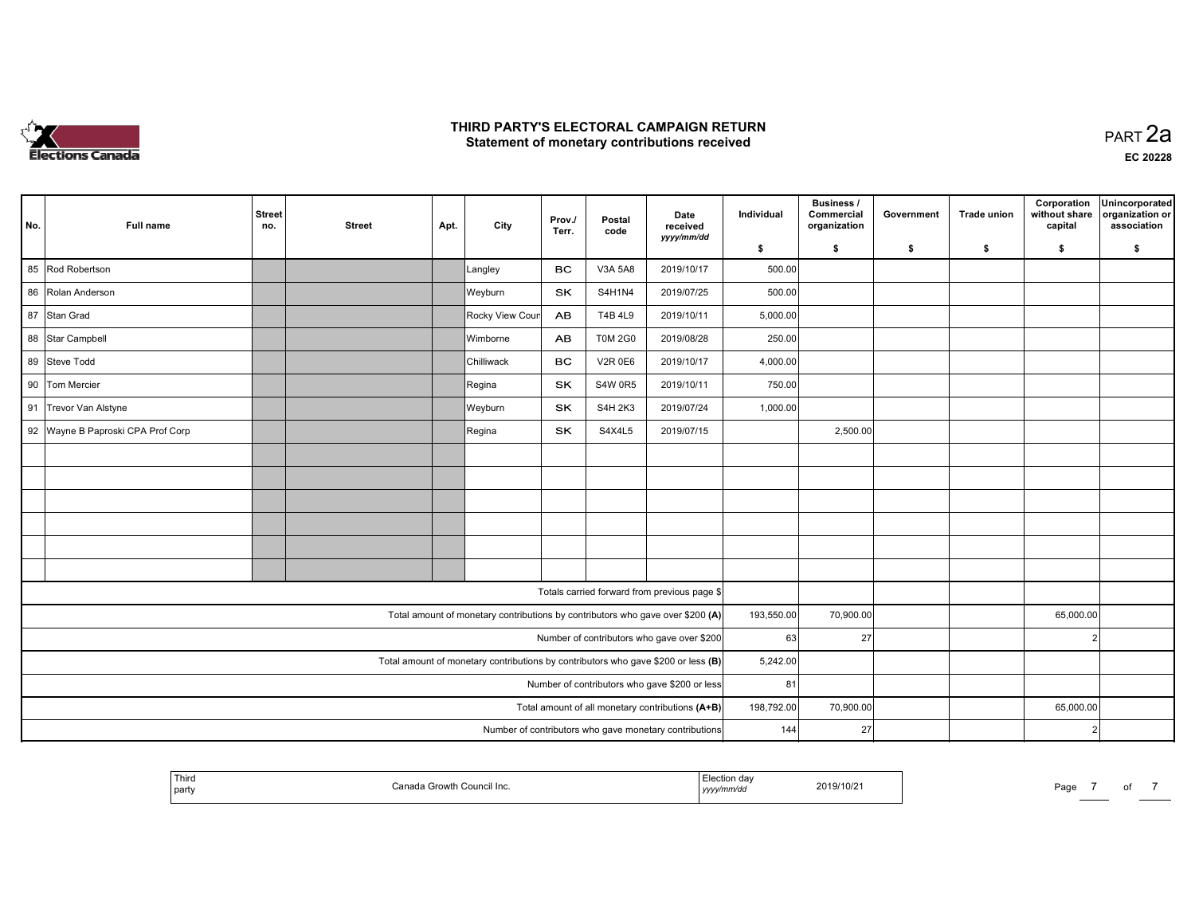# THIRD PARTY'S ELECTORAL CAMPAIGN RETURN
## Statement of monetary contributions received

PART 2a

EC 20228

| No. | Full name | Street no. | Street | Apt. | City | Prov./ Terr. | Postal code | Date received yyyy/mm/dd | Individual $ | Business / Commercial organization $ | Government $ | Trade union $ | Corporation without share capital $ | Unincorporated organization or association $ |
|---|---|---|---|---|---|---|---|---|---|---|---|---|---|---|
| 85 | Rod Robertson | | | | Langley | BC | V3A 5A8 | 2019/10/17 | 500.00 | | | | | |
| 86 | Rolan Anderson | | | | Weyburn | SK | S4H1N4 | 2019/07/25 | 500.00 | | | | | |
| 87 | Stan Grad | | | | Rocky View Coun | AB | T4B 4L9 | 2019/10/11 | 5,000.00 | | | | | |
| 88 | Star Campbell | | | | Wimborne | AB | T0M 2G0 | 2019/08/28 | 250.00 | | | | | |
| 89 | Steve Todd | | | | Chilliwack | BC | V2R 0E6 | 2019/10/17 | 4,000.00 | | | | | |
| 90 | Tom Mercier | | | | Regina | SK | S4W 0R5 | 2019/10/11 | 750.00 | | | | | |
| 91 | Trevor Van Alstyne | | | | Weyburn | SK | S4H 2K3 | 2019/07/24 | 1,000.00 | | | | | |
| 92 | Wayne B Paproski CPA Prof Corp | | | | Regina | SK | S4X4L5 | 2019/07/15 | | 2,500.00 | | | | |
| | | | | | | | | | | | | | | |
| | | | | | | | | | | | | | | |
| | | | | | | | | | | | | | | |
| | | | | | | | | | | | | | | |
| | | | | | | | | | | | | | | |
| | | | | | | | | | | | | | | |
| | | | | | | | | Totals carried forward from previous page $ | | | | | | |
| | | | | | | | | Total amount of monetary contributions by contributors who gave over $200 **(A)** | 193,550.00 | 70,900.00 | | | 65,000.00 | |
| | | | | | | | | Number of contributors who gave over $200 | 63 | 27 | | | 2 | |
| | | | | | | | | Total amount of monetary contributions by contributors who gave $200 or less **(B)** | 5,242.00 | | | | | |
| | | | | | | | | Number of contributors who gave $200 or less | 81 | | | | | |
| | | | | | | | | Total amount of all monetary contributions **(A+B)** | 198,792.00 | 70,900.00 | | | 65,000.00 | |
| | | | | | | | | Number of contributors who gave monetary contributions | 144 | 27 | | | 2 | |

| Third party | Canada Growth Council Inc. | Election day yyyy/mm/dd | 2019/10/21 |
|---|---|---|---|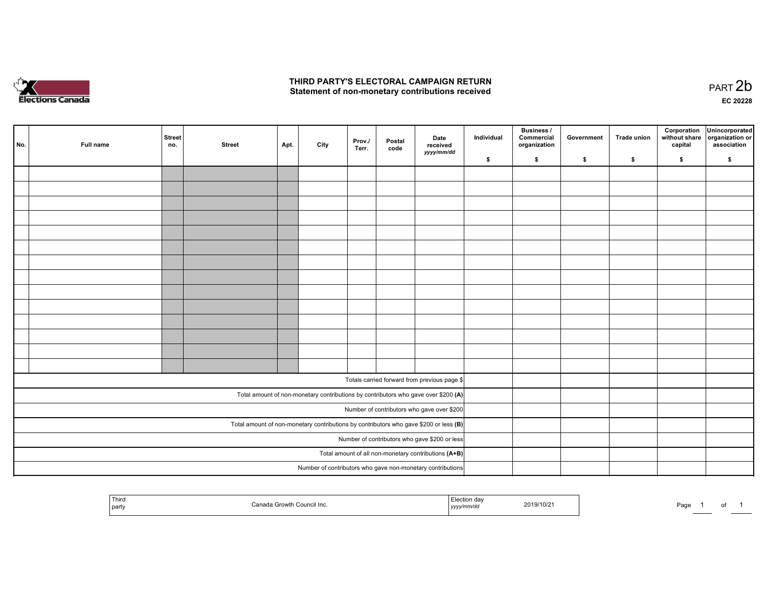# THIRD PARTY'S ELECTORAL CAMPAIGN RETURN
## Statement of non-monetary contributions received

PART 2b

EC 20228

| No. | Full name | Street no. | Street | Apt. | City | Prov./ Terr. | Postal code | Date received yyyy/mm/dd | Individual $ | Business / Commercial organization $ | Government $ | Trade union $ | Corporation without share capital $ | Unincorporated organization or association $ |
|---|---|---|---|---|---|---|---|---|---|---|---|---|---|---|
| | | | | | | | | | | | | | | |
| | | | | | | | | | | | | | | |
| | | | | | | | | | | | | | | |
| | | | | | | | | | | | | | | |
| | | | | | | | | | | | | | | |
| | | | | | | | | | | | | | | |
| | | | | | | | | | | | | | | |
| | | | | | | | | | | | | | | |
| | | | | | | | | | | | | | | |
| | | | | | | | | | | | | | | |
| | | | | | | | | | | | | | | |
| | | | | | | | | | | | | | | |
| | | | | | | | | | | | | | | |
| | | | | | | | | | | | | | | |
| Totals carried forward from previous page $ | | | | | | | | | | | | | | |
| Total amount of non-monetary contributions by contributors who gave over $200 **(A)** | | | | | | | | | | | | | | |
| Number of contributors who gave over $200 | | | | | | | | | | | | | | |
| Total amount of non-monetary contributions by contributors who gave $200 or less **(B)** | | | | | | | | | | | | | | |
| Number of contributors who gave $200 or less | | | | | | | | | | | | | | |
| Total amount of all non-monetary contributions **(A+B)** | | | | | | | | | | | | | | |
| Number of contributors who gave non-monetary contributions | | | | | | | | | | | | | | |

| Third party | Canada Growth Council Inc. | Election day yyyy/mm/dd | 2019/10/21 |
|---|---|---|---|

Page 1 of 1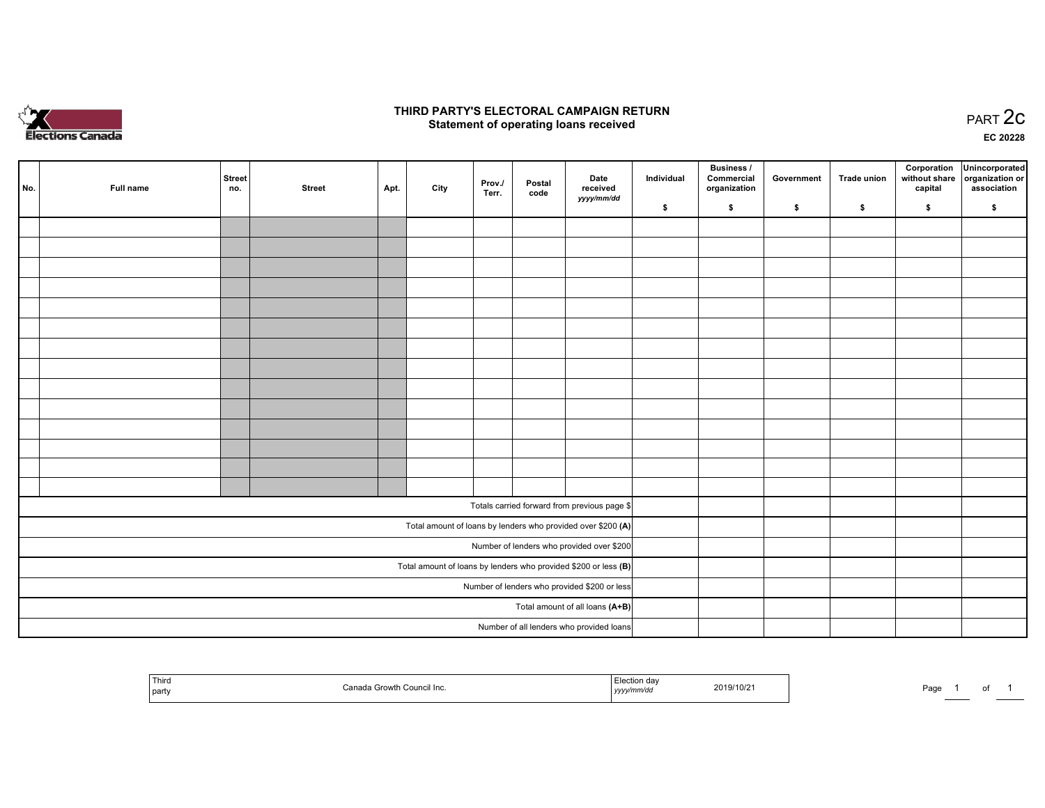# THIRD PARTY'S ELECTORAL CAMPAIGN RETURN
## Statement of operating loans received

PART 2c

EC 20228

| No. | Full name | Street no. | Street | Apt. | City | Prov./ Terr. | Postal code | Date received *yyyy/mm/dd* | Individual $ | Business / Commercial organization $ | Government $ | Trade union $ | Corporation without share capital $ | Unincorporated organization or association $ |
|---|---|---|---|---|---|---|---|---|---|---|---|---|---|---|
| | | | | | | | | | | | | | | |
| | | | | | | | | | | | | | | |
| | | | | | | | | | | | | | | |
| | | | | | | | | | | | | | | |
| | | | | | | | | | | | | | | |
| | | | | | | | | | | | | | | |
| | | | | | | | | | | | | | | |
| | | | | | | | | | | | | | | |
| | | | | | | | | | | | | | | |
| | | | | | | | | | | | | | | |
| | | | | | | | | | | | | | | |
| | | | | | | | | | | | | | | |
| | | | | | | | | | | | | | | |
| | | | | | | | | | | | | | | |
| Totals carried forward from previous page $ | | | | | | | | | | | | | | |
| Total amount of loans by lenders who provided over $200 **(A)** | | | | | | | | | | | | | | |
| Number of lenders who provided over $200 | | | | | | | | | | | | | | |
| Total amount of loans by lenders who provided $200 or less **(B)** | | | | | | | | | | | | | | |
| Number of lenders who provided $200 or less | | | | | | | | | | | | | | |
| Total amount of all loans **(A+B)** | | | | | | | | | | | | | | |
| Number of all lenders who provided loans | | | | | | | | | | | | | | |

| Third party | Canada Growth Council Inc. | Election day *yyyy/mm/dd* | 2019/10/21 |
|---|---|---|---|

Page 1 of 1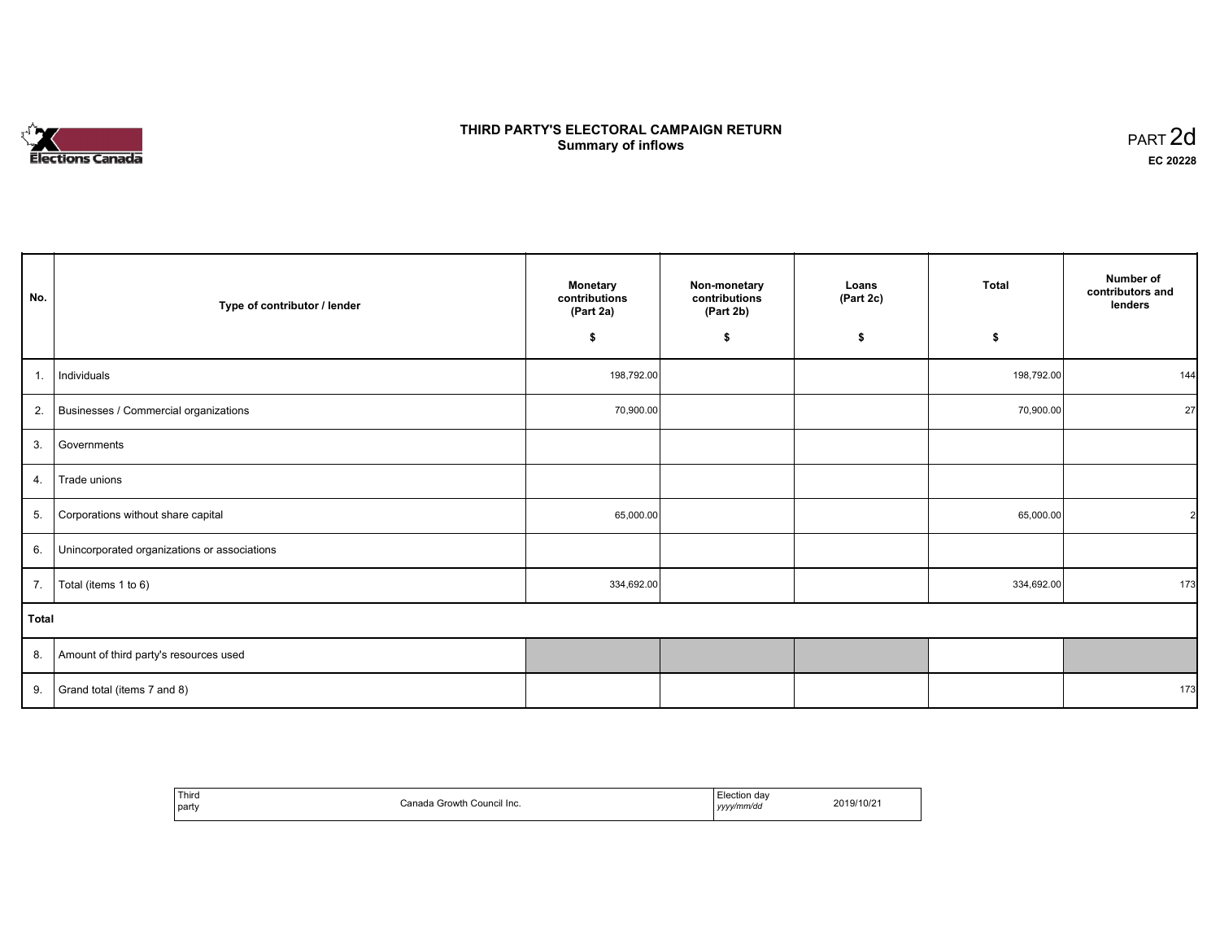# THIRD PARTY'S ELECTORAL CAMPAIGN RETURN
## Summary of inflows

PART 2d
**EC 20228**

| No. | Type of contributor / lender | Monetary contributions (Part 2a) $ | Non-monetary contributions (Part 2b) $ | Loans (Part 2c) $ | Total $ | Number of contributors and lenders |
|---|---|---|---|---|---|---|
| 1. | Individuals | 198,792.00 | | | 198,792.00 | 144 |
| 2. | Businesses / Commercial organizations | 70,900.00 | | | 70,900.00 | 27 |
| 3. | Governments | | | | | |
| 4. | Trade unions | | | | | |
| 5. | Corporations without share capital | 65,000.00 | | | 65,000.00 | 2 |
| 6. | Unincorporated organizations or associations | | | | | |
| 7. | Total (items 1 to 6) | 334,692.00 | | | 334,692.00 | 173 |
| **Total** | | | | | | |
| 8. | Amount of third party's resources used | | | | | |
| 9. | Grand total (items 7 and 8) | | | | | 173 |

| Third party | Canada Growth Council Inc. | Election day *yyyy/mm/dd* | 2019/10/21 |
|---|---|---|---|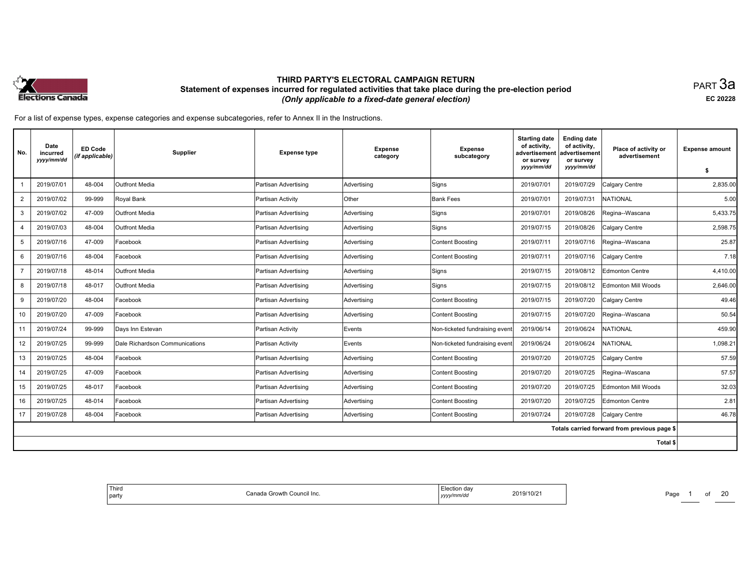# THIRD PARTY'S ELECTORAL CAMPAIGN RETURN
## Statement of expenses incurred for regulated activities that take place during the pre-election period
### *(Only applicable to a fixed-date general election)*

PART 3a

EC 20228

For a list of expense types, expense categories and expense subcategories, refer to Annex II in the Instructions.

| No. | Date incurred *yyyy/mm/dd* | ED Code *(if applicable)* | Supplier | Expense type | Expense category | Expense subcategory | Starting date of activity, advertisement or survey *yyyy/mm/dd* | Ending date of activity, advertisement or survey *yyyy/mm/dd* | Place of activity or advertisement | Expense amount $ |
|---|---|---|---|---|---|---|---|---|---|---|
| 1 | 2019/07/01 | 48-004 | Outfront Media | Partisan Advertising | Advertising | Signs | 2019/07/01 | 2019/07/29 | Calgary Centre | 2,835.00 |
| 2 | 2019/07/02 | 99-999 | Royal Bank | Partisan Activity | Other | Bank Fees | 2019/07/01 | 2019/07/31 | NATIONAL | 5.00 |
| 3 | 2019/07/02 | 47-009 | Outfront Media | Partisan Advertising | Advertising | Signs | 2019/07/01 | 2019/08/26 | Regina--Wascana | 5,433.75 |
| 4 | 2019/07/03 | 48-004 | Outfront Media | Partisan Advertising | Advertising | Signs | 2019/07/15 | 2019/08/26 | Calgary Centre | 2,598.75 |
| 5 | 2019/07/16 | 47-009 | Facebook | Partisan Advertising | Advertising | Content Boosting | 2019/07/11 | 2019/07/16 | Regina--Wascana | 25.87 |
| 6 | 2019/07/16 | 48-004 | Facebook | Partisan Advertising | Advertising | Content Boosting | 2019/07/11 | 2019/07/16 | Calgary Centre | 7.18 |
| 7 | 2019/07/18 | 48-014 | Outfront Media | Partisan Advertising | Advertising | Signs | 2019/07/15 | 2019/08/12 | Edmonton Centre | 4,410.00 |
| 8 | 2019/07/18 | 48-017 | Outfront Media | Partisan Advertising | Advertising | Signs | 2019/07/15 | 2019/08/12 | Edmonton Mill Woods | 2,646.00 |
| 9 | 2019/07/20 | 48-004 | Facebook | Partisan Advertising | Advertising | Content Boosting | 2019/07/15 | 2019/07/20 | Calgary Centre | 49.46 |
| 10 | 2019/07/20 | 47-009 | Facebook | Partisan Advertising | Advertising | Content Boosting | 2019/07/15 | 2019/07/20 | Regina--Wascana | 50.54 |
| 11 | 2019/07/24 | 99-999 | Days Inn Estevan | Partisan Activity | Events | Non-ticketed fundraising event | 2019/06/14 | 2019/06/24 | NATIONAL | 459.90 |
| 12 | 2019/07/25 | 99-999 | Dale Richardson Communications | Partisan Activity | Events | Non-ticketed fundraising event | 2019/06/24 | 2019/06/24 | NATIONAL | 1,098.21 |
| 13 | 2019/07/25 | 48-004 | Facebook | Partisan Advertising | Advertising | Content Boosting | 2019/07/20 | 2019/07/25 | Calgary Centre | 57.59 |
| 14 | 2019/07/25 | 47-009 | Facebook | Partisan Advertising | Advertising | Content Boosting | 2019/07/20 | 2019/07/25 | Regina--Wascana | 57.57 |
| 15 | 2019/07/25 | 48-017 | Facebook | Partisan Advertising | Advertising | Content Boosting | 2019/07/20 | 2019/07/25 | Edmonton Mill Woods | 32.03 |
| 16 | 2019/07/25 | 48-014 | Facebook | Partisan Advertising | Advertising | Content Boosting | 2019/07/20 | 2019/07/25 | Edmonton Centre | 2.81 |
| 17 | 2019/07/28 | 48-004 | Facebook | Partisan Advertising | Advertising | Content Boosting | 2019/07/24 | 2019/07/28 | Calgary Centre | 46.78 |
| | | | | | | | | | Totals carried forward from previous page $ | |
| | | | | | | | | | Total $ | |

| Third party | Canada Growth Council Inc. | Election day *yyyy/mm/dd* | 2019/10/21 |
|---|---|---|---|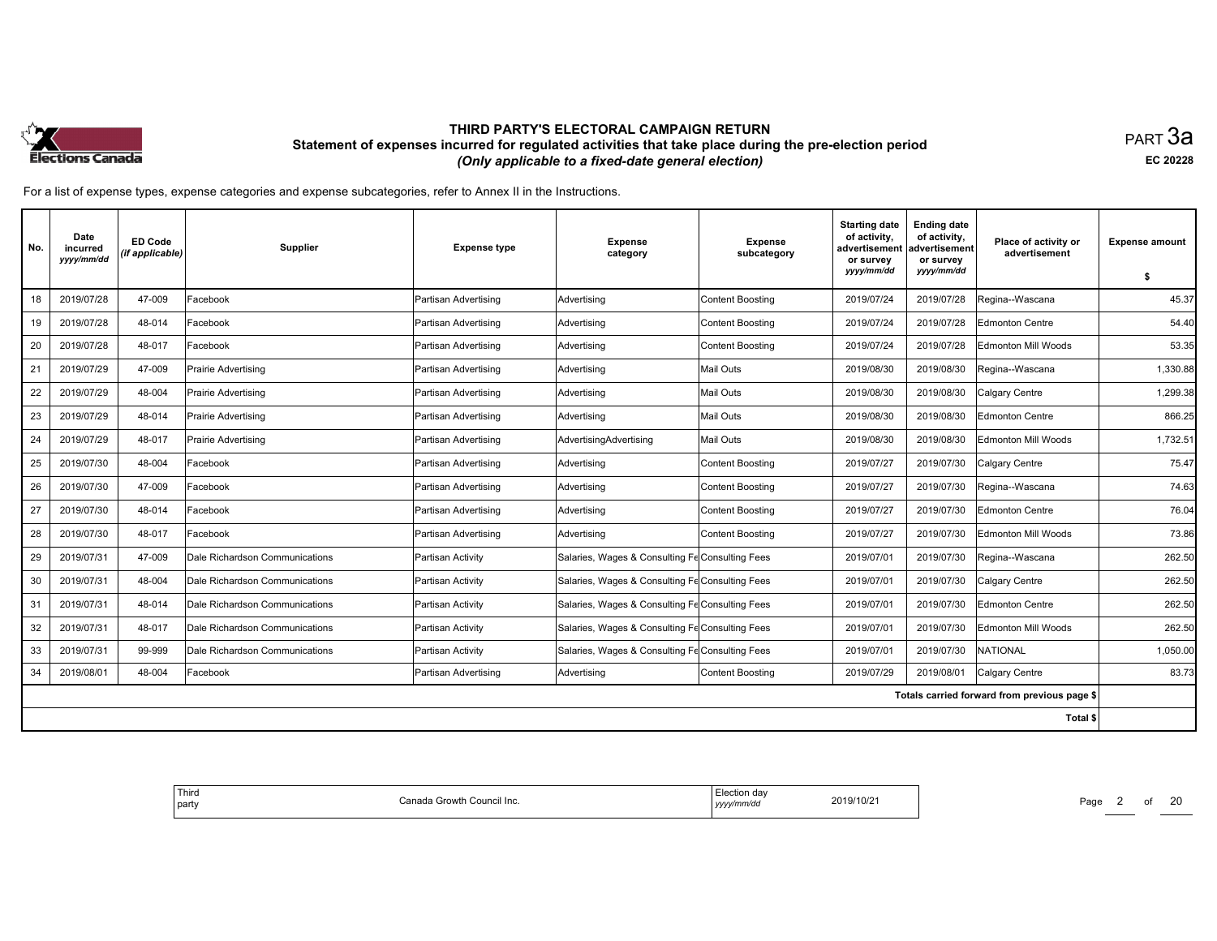**THIRD PARTY'S ELECTORAL CAMPAIGN RETURN**
**Statement of expenses incurred for regulated activities that take place during the pre-election period**
***(Only applicable to a fixed-date general election)***

PART 3a

**EC 20228**

For a list of expense types, expense categories and expense subcategories, refer to Annex II in the Instructions.

| No. | Date incurred *yyyy/mm/dd* | ED Code *(if applicable)* | Supplier | Expense type | Expense category | Expense subcategory | Starting date of activity, advertisement or survey *yyyy/mm/dd* | Ending date of activity, advertisement or survey *yyyy/mm/dd* | Place of activity or advertisement | Expense amount $ |
|---|---|---|---|---|---|---|---|---|---|---|
| 18 | 2019/07/28 | 47-009 | Facebook | Partisan Advertising | Advertising | Content Boosting | 2019/07/24 | 2019/07/28 | Regina--Wascana | 45.37 |
| 19 | 2019/07/28 | 48-014 | Facebook | Partisan Advertising | Advertising | Content Boosting | 2019/07/24 | 2019/07/28 | Edmonton Centre | 54.40 |
| 20 | 2019/07/28 | 48-017 | Facebook | Partisan Advertising | Advertising | Content Boosting | 2019/07/24 | 2019/07/28 | Edmonton Mill Woods | 53.35 |
| 21 | 2019/07/29 | 47-009 | Prairie Advertising | Partisan Advertising | Advertising | Mail Outs | 2019/08/30 | 2019/08/30 | Regina--Wascana | 1,330.88 |
| 22 | 2019/07/29 | 48-004 | Prairie Advertising | Partisan Advertising | Advertising | Mail Outs | 2019/08/30 | 2019/08/30 | Calgary Centre | 1,299.38 |
| 23 | 2019/07/29 | 48-014 | Prairie Advertising | Partisan Advertising | Advertising | Mail Outs | 2019/08/30 | 2019/08/30 | Edmonton Centre | 866.25 |
| 24 | 2019/07/29 | 48-017 | Prairie Advertising | Partisan Advertising | AdvertisingAdvertising | Mail Outs | 2019/08/30 | 2019/08/30 | Edmonton Mill Woods | 1,732.51 |
| 25 | 2019/07/30 | 48-004 | Facebook | Partisan Advertising | Advertising | Content Boosting | 2019/07/27 | 2019/07/30 | Calgary Centre | 75.47 |
| 26 | 2019/07/30 | 47-009 | Facebook | Partisan Advertising | Advertising | Content Boosting | 2019/07/27 | 2019/07/30 | Regina--Wascana | 74.63 |
| 27 | 2019/07/30 | 48-014 | Facebook | Partisan Advertising | Advertising | Content Boosting | 2019/07/27 | 2019/07/30 | Edmonton Centre | 76.04 |
| 28 | 2019/07/30 | 48-017 | Facebook | Partisan Advertising | Advertising | Content Boosting | 2019/07/27 | 2019/07/30 | Edmonton Mill Woods | 73.86 |
| 29 | 2019/07/31 | 47-009 | Dale Richardson Communications | Partisan Activity | Salaries, Wages & Consulting Fe | Consulting Fees | 2019/07/01 | 2019/07/30 | Regina--Wascana | 262.50 |
| 30 | 2019/07/31 | 48-004 | Dale Richardson Communications | Partisan Activity | Salaries, Wages & Consulting Fe | Consulting Fees | 2019/07/01 | 2019/07/30 | Calgary Centre | 262.50 |
| 31 | 2019/07/31 | 48-014 | Dale Richardson Communications | Partisan Activity | Salaries, Wages & Consulting Fe | Consulting Fees | 2019/07/01 | 2019/07/30 | Edmonton Centre | 262.50 |
| 32 | 2019/07/31 | 48-017 | Dale Richardson Communications | Partisan Activity | Salaries, Wages & Consulting Fe | Consulting Fees | 2019/07/01 | 2019/07/30 | Edmonton Mill Woods | 262.50 |
| 33 | 2019/07/31 | 99-999 | Dale Richardson Communications | Partisan Activity | Salaries, Wages & Consulting Fe | Consulting Fees | 2019/07/01 | 2019/07/30 | NATIONAL | 1,050.00 |
| 34 | 2019/08/01 | 48-004 | Facebook | Partisan Advertising | Advertising | Content Boosting | 2019/07/29 | 2019/08/01 | Calgary Centre | 83.73 |
| | | | | | | | | | Totals carried forward from previous page $ | |
| | | | | | | | | | Total $ | |

| Third party | Canada Growth Council Inc. | Election day *yyyy/mm/dd* | 2019/10/21 |
|---|---|---|---|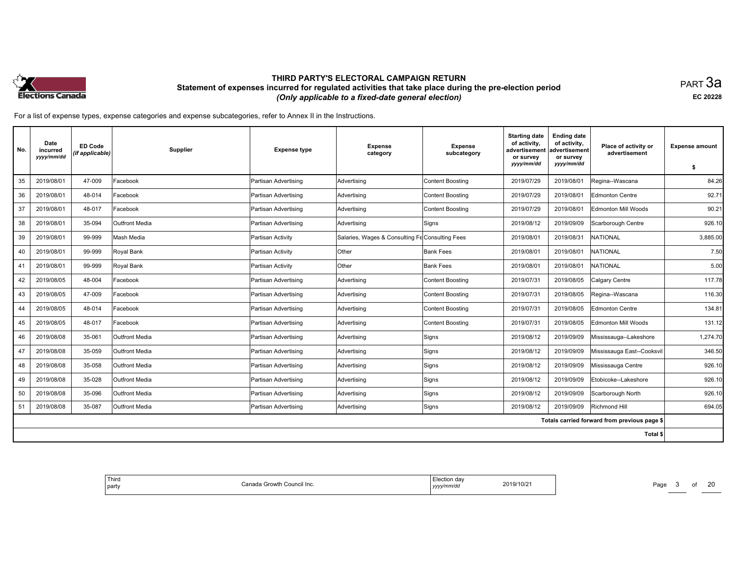# THIRD PARTY'S ELECTORAL CAMPAIGN RETURN

## Statement of expenses incurred for regulated activities that take place during the pre-election period

*(Only applicable to a fixed-date general election)*

PART 3a

**EC 20228**

For a list of expense types, expense categories and expense subcategories, refer to Annex II in the Instructions.

| No. | Date incurred *yyyy/mm/dd* | ED Code *(if applicable)* | Supplier | Expense type | Expense category | Expense subcategory | Starting date of activity, advertisement or survey *yyyy/mm/dd* | Ending date of activity, advertisement or survey *yyyy/mm/dd* | Place of activity or advertisement | Expense amount $ |
|---|---|---|---|---|---|---|---|---|---|---|
| 35 | 2019/08/01 | 47-009 | Facebook | Partisan Advertising | Advertising | Content Boosting | 2019/07/29 | 2019/08/01 | Regina--Wascana | 84.26 |
| 36 | 2019/08/01 | 48-014 | Facebook | Partisan Advertising | Advertising | Content Boosting | 2019/07/29 | 2019/08/01 | Edmonton Centre | 92.71 |
| 37 | 2019/08/01 | 48-017 | Facebook | Partisan Advertising | Advertising | Content Boosting | 2019/07/29 | 2019/08/01 | Edmonton Mill Woods | 90.21 |
| 38 | 2019/08/01 | 35-094 | Outfront Media | Partisan Advertising | Advertising | Signs | 2019/08/12 | 2019/09/09 | Scarborough Centre | 926.10 |
| 39 | 2019/08/01 | 99-999 | Mash Media | Partisan Activity | Salaries, Wages & Consulting Fe | Consulting Fees | 2019/08/01 | 2019/08/31 | NATIONAL | 3,885.00 |
| 40 | 2019/08/01 | 99-999 | Royal Bank | Partisan Activity | Other | Bank Fees | 2019/08/01 | 2019/08/01 | NATIONAL | 7.50 |
| 41 | 2019/08/01 | 99-999 | Royal Bank | Partisan Activity | Other | Bank Fees | 2019/08/01 | 2019/08/01 | NATIONAL | 5.00 |
| 42 | 2019/08/05 | 48-004 | Facebook | Partisan Advertising | Advertising | Content Boosting | 2019/07/31 | 2019/08/05 | Calgary Centre | 117.78 |
| 43 | 2019/08/05 | 47-009 | Facebook | Partisan Advertising | Advertising | Content Boosting | 2019/07/31 | 2019/08/05 | Regina--Wascana | 116.30 |
| 44 | 2019/08/05 | 48-014 | Facebook | Partisan Advertising | Advertising | Content Boosting | 2019/07/31 | 2019/08/05 | Edmonton Centre | 134.81 |
| 45 | 2019/08/05 | 48-017 | Facebook | Partisan Advertising | Advertising | Content Boosting | 2019/07/31 | 2019/08/05 | Edmonton Mill Woods | 131.12 |
| 46 | 2019/08/08 | 35-061 | Outfront Media | Partisan Advertising | Advertising | Signs | 2019/08/12 | 2019/09/09 | Mississauga--Lakeshore | 1,274.70 |
| 47 | 2019/08/08 | 35-059 | Outfront Media | Partisan Advertising | Advertising | Signs | 2019/08/12 | 2019/09/09 | Mississauga East--Cooksvil | 346.50 |
| 48 | 2019/08/08 | 35-058 | Outfront Media | Partisan Advertising | Advertising | Signs | 2019/08/12 | 2019/09/09 | Mississauga Centre | 926.10 |
| 49 | 2019/08/08 | 35-028 | Outfront Media | Partisan Advertising | Advertising | Signs | 2019/08/12 | 2019/09/09 | Etobicoke--Lakeshore | 926.10 |
| 50 | 2019/08/08 | 35-096 | Outfront Media | Partisan Advertising | Advertising | Signs | 2019/08/12 | 2019/09/09 | Scarborough North | 926.10 |
| 51 | 2019/08/08 | 35-087 | Outfront Media | Partisan Advertising | Advertising | Signs | 2019/08/12 | 2019/09/09 | Richmond Hill | 694.05 |
| | | | | | | | | | Totals carried forward from previous page $ | |
| | | | | | | | | | Total $ | |

| Third party | Canada Growth Council Inc. | Election day *yyyy/mm/dd* | 2019/10/21 |
|---|---|---|---|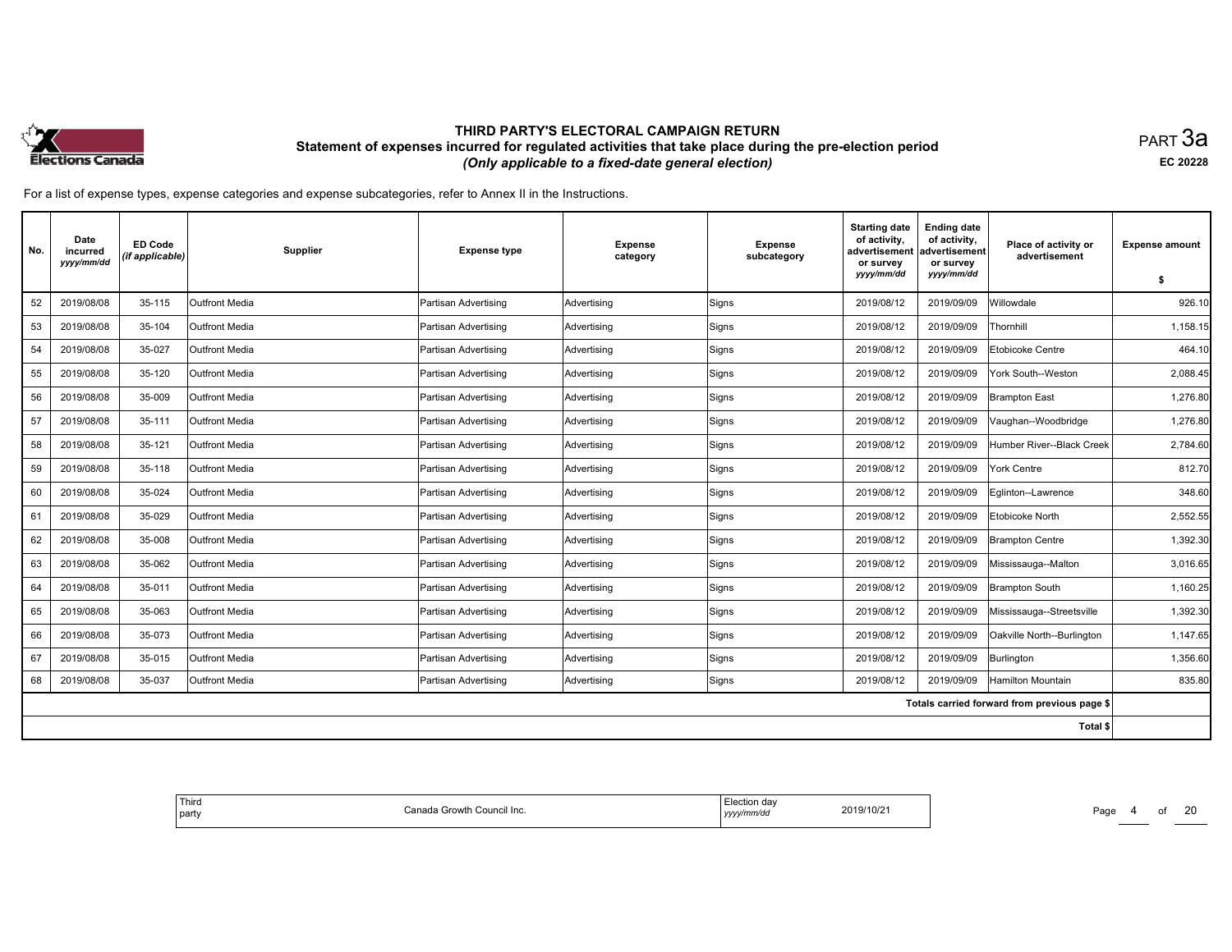# THIRD PARTY'S ELECTORAL CAMPAIGN RETURN

## Statement of expenses incurred for regulated activities that take place during the pre-election period

*(Only applicable to a fixed-date general election)*

PART 3a

EC 20228

For a list of expense types, expense categories and expense subcategories, refer to Annex II in the Instructions.

| No. | Date incurred *yyyy/mm/dd* | ED Code *(if applicable)* | Supplier | Expense type | Expense category | Expense subcategory | Starting date of activity, advertisement or survey *yyyy/mm/dd* | Ending date of activity, advertisement or survey *yyyy/mm/dd* | Place of activity or advertisement | Expense amount $ |
|---|---|---|---|---|---|---|---|---|---|---|
| 52 | 2019/08/08 | 35-115 | Outfront Media | Partisan Advertising | Advertising | Signs | 2019/08/12 | 2019/09/09 | Willowdale | 926.10 |
| 53 | 2019/08/08 | 35-104 | Outfront Media | Partisan Advertising | Advertising | Signs | 2019/08/12 | 2019/09/09 | Thornhill | 1,158.15 |
| 54 | 2019/08/08 | 35-027 | Outfront Media | Partisan Advertising | Advertising | Signs | 2019/08/12 | 2019/09/09 | Etobicoke Centre | 464.10 |
| 55 | 2019/08/08 | 35-120 | Outfront Media | Partisan Advertising | Advertising | Signs | 2019/08/12 | 2019/09/09 | York South--Weston | 2,088.45 |
| 56 | 2019/08/08 | 35-009 | Outfront Media | Partisan Advertising | Advertising | Signs | 2019/08/12 | 2019/09/09 | Brampton East | 1,276.80 |
| 57 | 2019/08/08 | 35-111 | Outfront Media | Partisan Advertising | Advertising | Signs | 2019/08/12 | 2019/09/09 | Vaughan--Woodbridge | 1,276.80 |
| 58 | 2019/08/08 | 35-121 | Outfront Media | Partisan Advertising | Advertising | Signs | 2019/08/12 | 2019/09/09 | Humber River--Black Creek | 2,784.60 |
| 59 | 2019/08/08 | 35-118 | Outfront Media | Partisan Advertising | Advertising | Signs | 2019/08/12 | 2019/09/09 | York Centre | 812.70 |
| 60 | 2019/08/08 | 35-024 | Outfront Media | Partisan Advertising | Advertising | Signs | 2019/08/12 | 2019/09/09 | Eglinton--Lawrence | 348.60 |
| 61 | 2019/08/08 | 35-029 | Outfront Media | Partisan Advertising | Advertising | Signs | 2019/08/12 | 2019/09/09 | Etobicoke North | 2,552.55 |
| 62 | 2019/08/08 | 35-008 | Outfront Media | Partisan Advertising | Advertising | Signs | 2019/08/12 | 2019/09/09 | Brampton Centre | 1,392.30 |
| 63 | 2019/08/08 | 35-062 | Outfront Media | Partisan Advertising | Advertising | Signs | 2019/08/12 | 2019/09/09 | Mississauga--Malton | 3,016.65 |
| 64 | 2019/08/08 | 35-011 | Outfront Media | Partisan Advertising | Advertising | Signs | 2019/08/12 | 2019/09/09 | Brampton South | 1,160.25 |
| 65 | 2019/08/08 | 35-063 | Outfront Media | Partisan Advertising | Advertising | Signs | 2019/08/12 | 2019/09/09 | Mississauga--Streetsville | 1,392.30 |
| 66 | 2019/08/08 | 35-073 | Outfront Media | Partisan Advertising | Advertising | Signs | 2019/08/12 | 2019/09/09 | Oakville North--Burlington | 1,147.65 |
| 67 | 2019/08/08 | 35-015 | Outfront Media | Partisan Advertising | Advertising | Signs | 2019/08/12 | 2019/09/09 | Burlington | 1,356.60 |
| 68 | 2019/08/08 | 35-037 | Outfront Media | Partisan Advertising | Advertising | Signs | 2019/08/12 | 2019/09/09 | Hamilton Mountain | 835.80 |
| | | | | | | | | | Totals carried forward from previous page $ | |
| | | | | | | | | | Total $ | |

| Third party | Canada Growth Council Inc. | Election day *yyyy/mm/dd* | 2019/10/21 |
|---|---|---|---|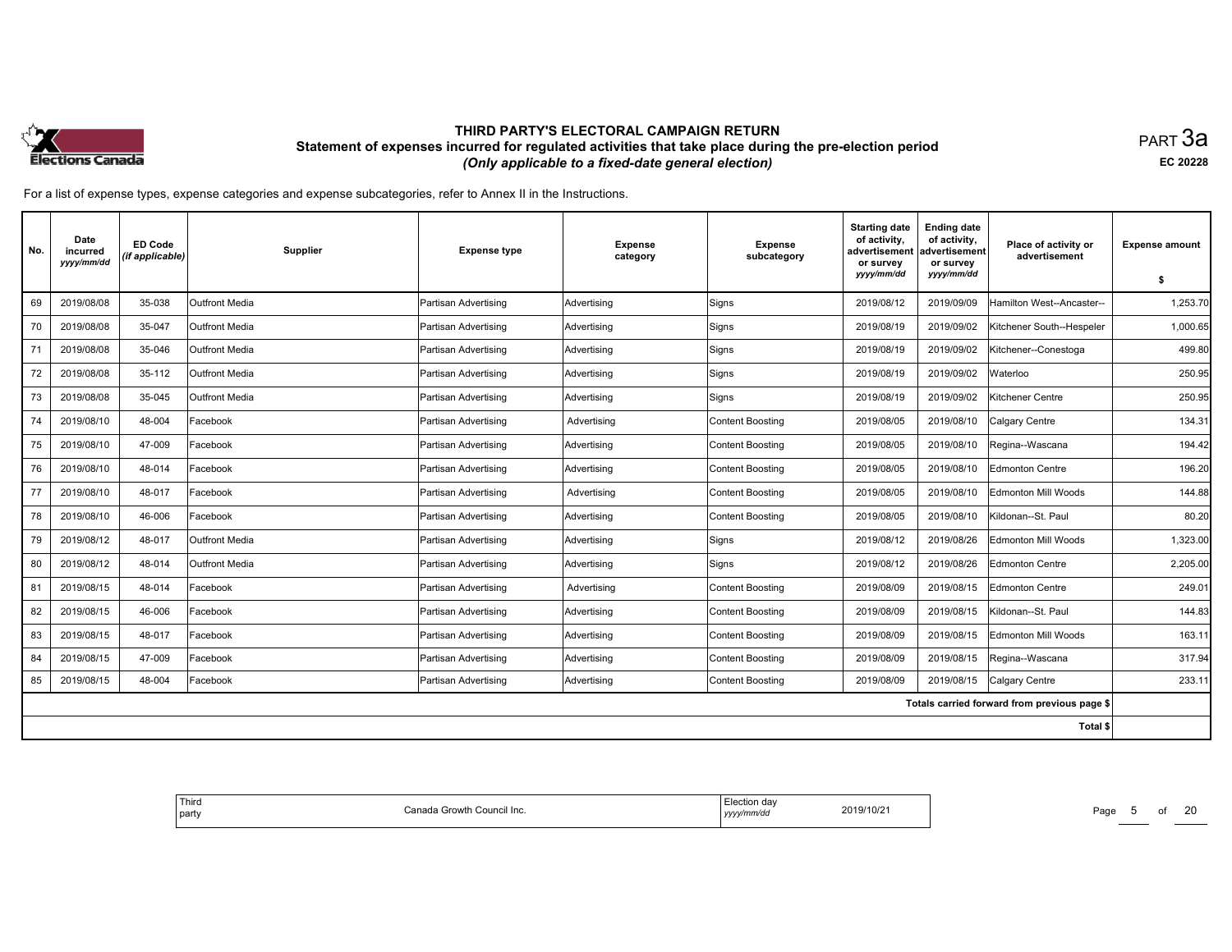# THIRD PARTY'S ELECTORAL CAMPAIGN RETURN
## Statement of expenses incurred for regulated activities that take place during the pre-election period
### *(Only applicable to a fixed-date general election)*

PART 3a

EC 20228

For a list of expense types, expense categories and expense subcategories, refer to Annex II in the Instructions.

| No. | Date incurred *yyyy/mm/dd* | ED Code *(if applicable)* | Supplier | Expense type | Expense category | Expense subcategory | Starting date of activity, advertisement or survey *yyyy/mm/dd* | Ending date of activity, advertisement or survey *yyyy/mm/dd* | Place of activity or advertisement | Expense amount $ |
|---|---|---|---|---|---|---|---|---|---|---|
| 69 | 2019/08/08 | 35-038 | Outfront Media | Partisan Advertising | Advertising | Signs | 2019/08/12 | 2019/09/09 | Hamilton West--Ancaster-- | 1,253.70 |
| 70 | 2019/08/08 | 35-047 | Outfront Media | Partisan Advertising | Advertising | Signs | 2019/08/19 | 2019/09/02 | Kitchener South--Hespeler | 1,000.65 |
| 71 | 2019/08/08 | 35-046 | Outfront Media | Partisan Advertising | Advertising | Signs | 2019/08/19 | 2019/09/02 | Kitchener--Conestoga | 499.80 |
| 72 | 2019/08/08 | 35-112 | Outfront Media | Partisan Advertising | Advertising | Signs | 2019/08/19 | 2019/09/02 | Waterloo | 250.95 |
| 73 | 2019/08/08 | 35-045 | Outfront Media | Partisan Advertising | Advertising | Signs | 2019/08/19 | 2019/09/02 | Kitchener Centre | 250.95 |
| 74 | 2019/08/10 | 48-004 | Facebook | Partisan Advertising | Advertising | Content Boosting | 2019/08/05 | 2019/08/10 | Calgary Centre | 134.31 |
| 75 | 2019/08/10 | 47-009 | Facebook | Partisan Advertising | Advertising | Content Boosting | 2019/08/05 | 2019/08/10 | Regina--Wascana | 194.42 |
| 76 | 2019/08/10 | 48-014 | Facebook | Partisan Advertising | Advertising | Content Boosting | 2019/08/05 | 2019/08/10 | Edmonton Centre | 196.20 |
| 77 | 2019/08/10 | 48-017 | Facebook | Partisan Advertising | Advertising | Content Boosting | 2019/08/05 | 2019/08/10 | Edmonton Mill Woods | 144.88 |
| 78 | 2019/08/10 | 46-006 | Facebook | Partisan Advertising | Advertising | Content Boosting | 2019/08/05 | 2019/08/10 | Kildonan--St. Paul | 80.20 |
| 79 | 2019/08/12 | 48-017 | Outfront Media | Partisan Advertising | Advertising | Signs | 2019/08/12 | 2019/08/26 | Edmonton Mill Woods | 1,323.00 |
| 80 | 2019/08/12 | 48-014 | Outfront Media | Partisan Advertising | Advertising | Signs | 2019/08/12 | 2019/08/26 | Edmonton Centre | 2,205.00 |
| 81 | 2019/08/15 | 48-014 | Facebook | Partisan Advertising | Advertising | Content Boosting | 2019/08/09 | 2019/08/15 | Edmonton Centre | 249.01 |
| 82 | 2019/08/15 | 46-006 | Facebook | Partisan Advertising | Advertising | Content Boosting | 2019/08/09 | 2019/08/15 | Kildonan--St. Paul | 144.83 |
| 83 | 2019/08/15 | 48-017 | Facebook | Partisan Advertising | Advertising | Content Boosting | 2019/08/09 | 2019/08/15 | Edmonton Mill Woods | 163.11 |
| 84 | 2019/08/15 | 47-009 | Facebook | Partisan Advertising | Advertising | Content Boosting | 2019/08/09 | 2019/08/15 | Regina--Wascana | 317.94 |
| 85 | 2019/08/15 | 48-004 | Facebook | Partisan Advertising | Advertising | Content Boosting | 2019/08/09 | 2019/08/15 | Calgary Centre | 233.11 |
| | | | | | | | | | Totals carried forward from previous page $ | |
| | | | | | | | | | Total $ | |

| Third party | Canada Growth Council Inc. | Election day *yyyy/mm/dd* | 2019/10/21 |
|---|---|---|---|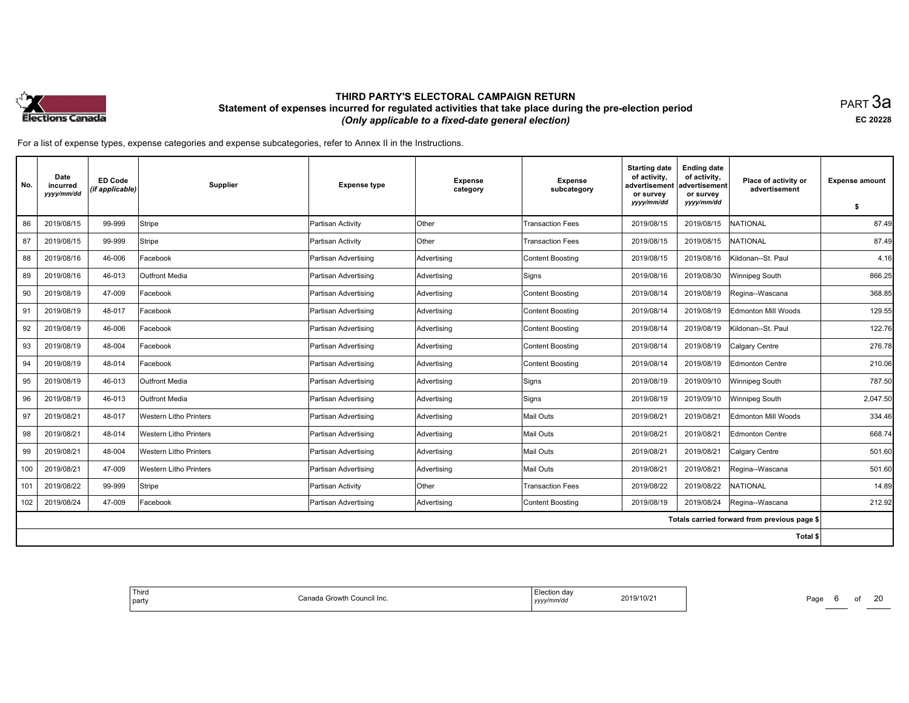# THIRD PARTY'S ELECTORAL CAMPAIGN RETURN

## Statement of expenses incurred for regulated activities that take place during the pre-election period

*(Only applicable to a fixed-date general election)*

PART 3a

EC 20228

For a list of expense types, expense categories and expense subcategories, refer to Annex II in the Instructions.

| No. | Date incurred *yyyy/mm/dd* | ED Code *(if applicable)* | Supplier | Expense type | Expense category | Expense subcategory | Starting date of activity, advertisement or survey *yyyy/mm/dd* | Ending date of activity, advertisement or survey *yyyy/mm/dd* | Place of activity or advertisement | Expense amount $ |
|---|---|---|---|---|---|---|---|---|---|---|
| 86 | 2019/08/15 | 99-999 | Stripe | Partisan Activity | Other | Transaction Fees | 2019/08/15 | 2019/08/15 | NATIONAL | 87.49 |
| 87 | 2019/08/15 | 99-999 | Stripe | Partisan Activity | Other | Transaction Fees | 2019/08/15 | 2019/08/15 | NATIONAL | 87.49 |
| 88 | 2019/08/16 | 46-006 | Facebook | Partisan Advertising | Advertising | Content Boosting | 2019/08/15 | 2019/08/16 | Kildonan--St. Paul | 4.16 |
| 89 | 2019/08/16 | 46-013 | Outfront Media | Partisan Advertising | Advertising | Signs | 2019/08/16 | 2019/08/30 | Winnipeg South | 866.25 |
| 90 | 2019/08/19 | 47-009 | Facebook | Partisan Advertising | Advertising | Content Boosting | 2019/08/14 | 2019/08/19 | Regina--Wascana | 368.85 |
| 91 | 2019/08/19 | 48-017 | Facebook | Partisan Advertising | Advertising | Content Boosting | 2019/08/14 | 2019/08/19 | Edmonton Mill Woods | 129.55 |
| 92 | 2019/08/19 | 46-006 | Facebook | Partisan Advertising | Advertising | Content Boosting | 2019/08/14 | 2019/08/19 | Kildonan--St. Paul | 122.76 |
| 93 | 2019/08/19 | 48-004 | Facebook | Partisan Advertising | Advertising | Content Boosting | 2019/08/14 | 2019/08/19 | Calgary Centre | 276.78 |
| 94 | 2019/08/19 | 48-014 | Facebook | Partisan Advertising | Advertising | Content Boosting | 2019/08/14 | 2019/08/19 | Edmonton Centre | 210.06 |
| 95 | 2019/08/19 | 46-013 | Outfront Media | Partisan Advertising | Advertising | Signs | 2019/08/19 | 2019/09/10 | Winnipeg South | 787.50 |
| 96 | 2019/08/19 | 46-013 | Outfront Media | Partisan Advertising | Advertising | Signs | 2019/08/19 | 2019/09/10 | Winnipeg South | 2,047.50 |
| 97 | 2019/08/21 | 48-017 | Western Litho Printers | Partisan Advertising | Advertising | Mail Outs | 2019/08/21 | 2019/08/21 | Edmonton Mill Woods | 334.46 |
| 98 | 2019/08/21 | 48-014 | Western Litho Printers | Partisan Advertising | Advertising | Mail Outs | 2019/08/21 | 2019/08/21 | Edmonton Centre | 668.74 |
| 99 | 2019/08/21 | 48-004 | Western Litho Printers | Partisan Advertising | Advertising | Mail Outs | 2019/08/21 | 2019/08/21 | Calgary Centre | 501.60 |
| 100 | 2019/08/21 | 47-009 | Western Litho Printers | Partisan Advertising | Advertising | Mail Outs | 2019/08/21 | 2019/08/21 | Regina--Wascana | 501.60 |
| 101 | 2019/08/22 | 99-999 | Stripe | Partisan Activity | Other | Transaction Fees | 2019/08/22 | 2019/08/22 | NATIONAL | 14.89 |
| 102 | 2019/08/24 | 47-009 | Facebook | Partisan Advertising | Advertising | Content Boosting | 2019/08/19 | 2019/08/24 | Regina--Wascana | 212.92 |
| | | | | | | | | | Totals carried forward from previous page $ | |
| | | | | | | | | | Total $ | |

| Third party | Canada Growth Council Inc. | Election day *yyyy/mm/dd* | 2019/10/21 |
|---|---|---|---|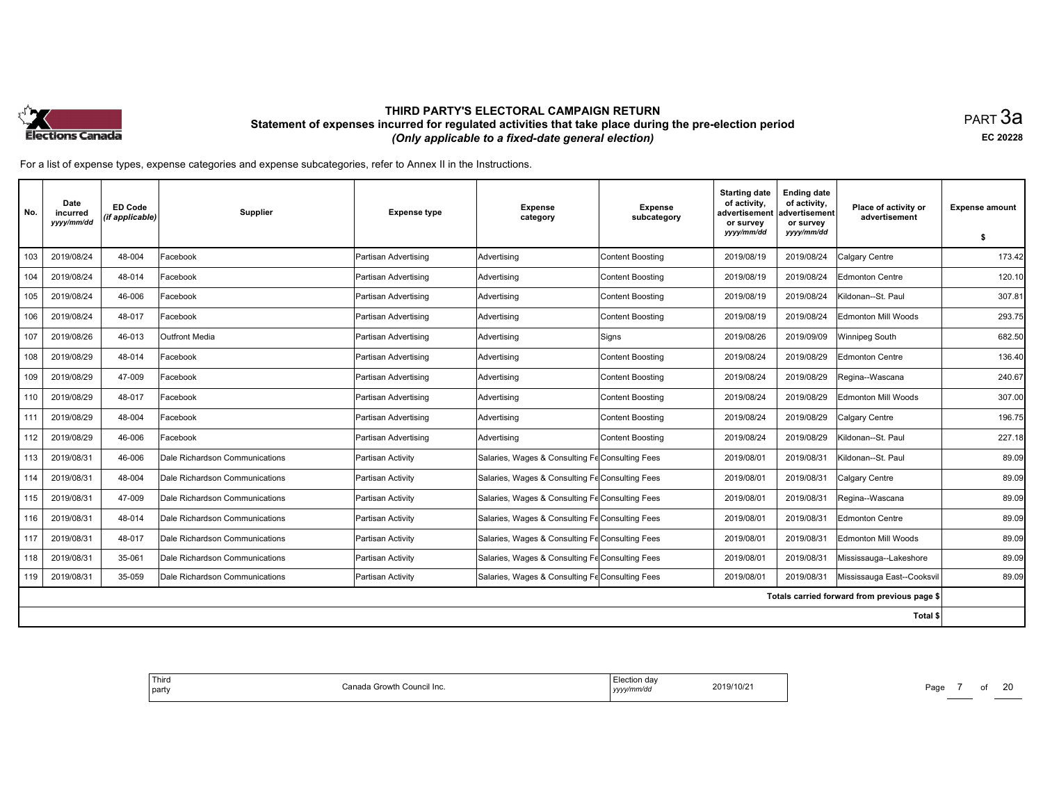# THIRD PARTY'S ELECTORAL CAMPAIGN RETURN

## Statement of expenses incurred for regulated activities that take place during the pre-election period

*(Only applicable to a fixed-date general election)*

PART 3a

EC 20228

For a list of expense types, expense categories and expense subcategories, refer to Annex II in the Instructions.

| No. | Date incurred *yyyy/mm/dd* | ED Code *(if applicable)* | Supplier | Expense type | Expense category | Expense subcategory | Starting date of activity, advertisement or survey *yyyy/mm/dd* | Ending date of activity, advertisement or survey *yyyy/mm/dd* | Place of activity or advertisement | Expense amount $ |
|---|---|---|---|---|---|---|---|---|---|---|
| 103 | 2019/08/24 | 48-004 | Facebook | Partisan Advertising | Advertising | Content Boosting | 2019/08/19 | 2019/08/24 | Calgary Centre | 173.42 |
| 104 | 2019/08/24 | 48-014 | Facebook | Partisan Advertising | Advertising | Content Boosting | 2019/08/19 | 2019/08/24 | Edmonton Centre | 120.10 |
| 105 | 2019/08/24 | 46-006 | Facebook | Partisan Advertising | Advertising | Content Boosting | 2019/08/19 | 2019/08/24 | Kildonan--St. Paul | 307.81 |
| 106 | 2019/08/24 | 48-017 | Facebook | Partisan Advertising | Advertising | Content Boosting | 2019/08/19 | 2019/08/24 | Edmonton Mill Woods | 293.75 |
| 107 | 2019/08/26 | 46-013 | Outfront Media | Partisan Advertising | Advertising | Signs | 2019/08/26 | 2019/09/09 | Winnipeg South | 682.50 |
| 108 | 2019/08/29 | 48-014 | Facebook | Partisan Advertising | Advertising | Content Boosting | 2019/08/24 | 2019/08/29 | Edmonton Centre | 136.40 |
| 109 | 2019/08/29 | 47-009 | Facebook | Partisan Advertising | Advertising | Content Boosting | 2019/08/24 | 2019/08/29 | Regina--Wascana | 240.67 |
| 110 | 2019/08/29 | 48-017 | Facebook | Partisan Advertising | Advertising | Content Boosting | 2019/08/24 | 2019/08/29 | Edmonton Mill Woods | 307.00 |
| 111 | 2019/08/29 | 48-004 | Facebook | Partisan Advertising | Advertising | Content Boosting | 2019/08/24 | 2019/08/29 | Calgary Centre | 196.75 |
| 112 | 2019/08/29 | 46-006 | Facebook | Partisan Advertising | Advertising | Content Boosting | 2019/08/24 | 2019/08/29 | Kildonan--St. Paul | 227.18 |
| 113 | 2019/08/31 | 46-006 | Dale Richardson Communications | Partisan Activity | Salaries, Wages & Consulting Fe | Consulting Fees | 2019/08/01 | 2019/08/31 | Kildonan--St. Paul | 89.09 |
| 114 | 2019/08/31 | 48-004 | Dale Richardson Communications | Partisan Activity | Salaries, Wages & Consulting Fe | Consulting Fees | 2019/08/01 | 2019/08/31 | Calgary Centre | 89.09 |
| 115 | 2019/08/31 | 47-009 | Dale Richardson Communications | Partisan Activity | Salaries, Wages & Consulting Fe | Consulting Fees | 2019/08/01 | 2019/08/31 | Regina--Wascana | 89.09 |
| 116 | 2019/08/31 | 48-014 | Dale Richardson Communications | Partisan Activity | Salaries, Wages & Consulting Fe | Consulting Fees | 2019/08/01 | 2019/08/31 | Edmonton Centre | 89.09 |
| 117 | 2019/08/31 | 48-017 | Dale Richardson Communications | Partisan Activity | Salaries, Wages & Consulting Fe | Consulting Fees | 2019/08/01 | 2019/08/31 | Edmonton Mill Woods | 89.09 |
| 118 | 2019/08/31 | 35-061 | Dale Richardson Communications | Partisan Activity | Salaries, Wages & Consulting Fe | Consulting Fees | 2019/08/01 | 2019/08/31 | Mississauga--Lakeshore | 89.09 |
| 119 | 2019/08/31 | 35-059 | Dale Richardson Communications | Partisan Activity | Salaries, Wages & Consulting Fe | Consulting Fees | 2019/08/01 | 2019/08/31 | Mississauga East--Cooksvil | 89.09 |
| | | | | | | | | | Totals carried forward from previous page $ | |
| | | | | | | | | | Total $ | |

| Third party | Canada Growth Council Inc. | Election day *yyyy/mm/dd* | 2019/10/21 |
|---|---|---|---|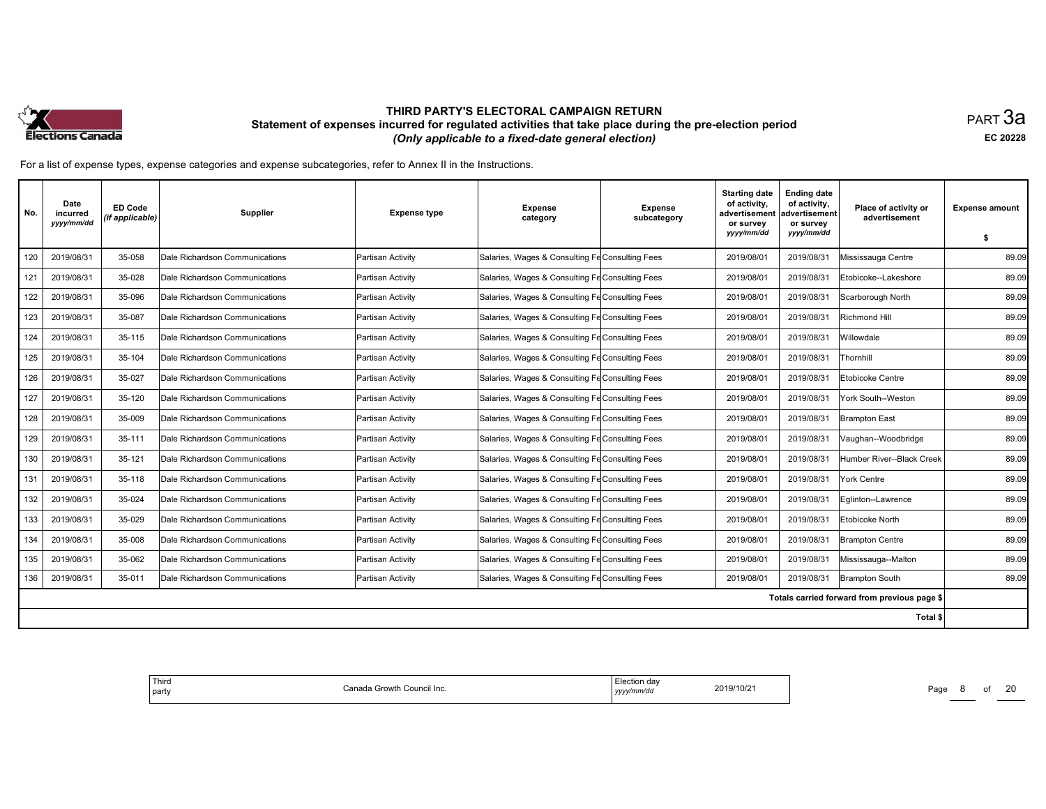# THIRD PARTY'S ELECTORAL CAMPAIGN RETURN

## Statement of expenses incurred for regulated activities that take place during the pre-election period

*(Only applicable to a fixed-date general election)*

PART 3a

EC 20228

For a list of expense types, expense categories and expense subcategories, refer to Annex II in the Instructions.

| No. | Date incurred *yyyy/mm/dd* | ED Code *(if applicable)* | Supplier | Expense type | Expense category | Expense subcategory | Starting date of activity, advertisement or survey *yyyy/mm/dd* | Ending date of activity, advertisement or survey *yyyy/mm/dd* | Place of activity or advertisement | Expense amount $ |
|---|---|---|---|---|---|---|---|---|---|---|
| 120 | 2019/08/31 | 35-058 | Dale Richardson Communications | Partisan Activity | Salaries, Wages & Consulting Fe | Consulting Fees | 2019/08/01 | 2019/08/31 | Mississauga Centre | 89.09 |
| 121 | 2019/08/31 | 35-028 | Dale Richardson Communications | Partisan Activity | Salaries, Wages & Consulting Fe | Consulting Fees | 2019/08/01 | 2019/08/31 | Etobicoke--Lakeshore | 89.09 |
| 122 | 2019/08/31 | 35-096 | Dale Richardson Communications | Partisan Activity | Salaries, Wages & Consulting Fe | Consulting Fees | 2019/08/01 | 2019/08/31 | Scarborough North | 89.09 |
| 123 | 2019/08/31 | 35-087 | Dale Richardson Communications | Partisan Activity | Salaries, Wages & Consulting Fe | Consulting Fees | 2019/08/01 | 2019/08/31 | Richmond Hill | 89.09 |
| 124 | 2019/08/31 | 35-115 | Dale Richardson Communications | Partisan Activity | Salaries, Wages & Consulting Fe | Consulting Fees | 2019/08/01 | 2019/08/31 | Willowdale | 89.09 |
| 125 | 2019/08/31 | 35-104 | Dale Richardson Communications | Partisan Activity | Salaries, Wages & Consulting Fe | Consulting Fees | 2019/08/01 | 2019/08/31 | Thornhill | 89.09 |
| 126 | 2019/08/31 | 35-027 | Dale Richardson Communications | Partisan Activity | Salaries, Wages & Consulting Fe | Consulting Fees | 2019/08/01 | 2019/08/31 | Etobicoke Centre | 89.09 |
| 127 | 2019/08/31 | 35-120 | Dale Richardson Communications | Partisan Activity | Salaries, Wages & Consulting Fe | Consulting Fees | 2019/08/01 | 2019/08/31 | York South--Weston | 89.09 |
| 128 | 2019/08/31 | 35-009 | Dale Richardson Communications | Partisan Activity | Salaries, Wages & Consulting Fe | Consulting Fees | 2019/08/01 | 2019/08/31 | Brampton East | 89.09 |
| 129 | 2019/08/31 | 35-111 | Dale Richardson Communications | Partisan Activity | Salaries, Wages & Consulting Fe | Consulting Fees | 2019/08/01 | 2019/08/31 | Vaughan--Woodbridge | 89.09 |
| 130 | 2019/08/31 | 35-121 | Dale Richardson Communications | Partisan Activity | Salaries, Wages & Consulting Fe | Consulting Fees | 2019/08/01 | 2019/08/31 | Humber River--Black Creek | 89.09 |
| 131 | 2019/08/31 | 35-118 | Dale Richardson Communications | Partisan Activity | Salaries, Wages & Consulting Fe | Consulting Fees | 2019/08/01 | 2019/08/31 | York Centre | 89.09 |
| 132 | 2019/08/31 | 35-024 | Dale Richardson Communications | Partisan Activity | Salaries, Wages & Consulting Fe | Consulting Fees | 2019/08/01 | 2019/08/31 | Eglinton--Lawrence | 89.09 |
| 133 | 2019/08/31 | 35-029 | Dale Richardson Communications | Partisan Activity | Salaries, Wages & Consulting Fe | Consulting Fees | 2019/08/01 | 2019/08/31 | Etobicoke North | 89.09 |
| 134 | 2019/08/31 | 35-008 | Dale Richardson Communications | Partisan Activity | Salaries, Wages & Consulting Fe | Consulting Fees | 2019/08/01 | 2019/08/31 | Brampton Centre | 89.09 |
| 135 | 2019/08/31 | 35-062 | Dale Richardson Communications | Partisan Activity | Salaries, Wages & Consulting Fe | Consulting Fees | 2019/08/01 | 2019/08/31 | Mississauga--Malton | 89.09 |
| 136 | 2019/08/31 | 35-011 | Dale Richardson Communications | Partisan Activity | Salaries, Wages & Consulting Fe | Consulting Fees | 2019/08/01 | 2019/08/31 | Brampton South | 89.09 |
| | | | | | | | | | Totals carried forward from previous page $ | |
| | | | | | | | | | Total $ | |

| Third party | Canada Growth Council Inc. | Election day *yyyy/mm/dd* | 2019/10/21 |
|---|---|---|---|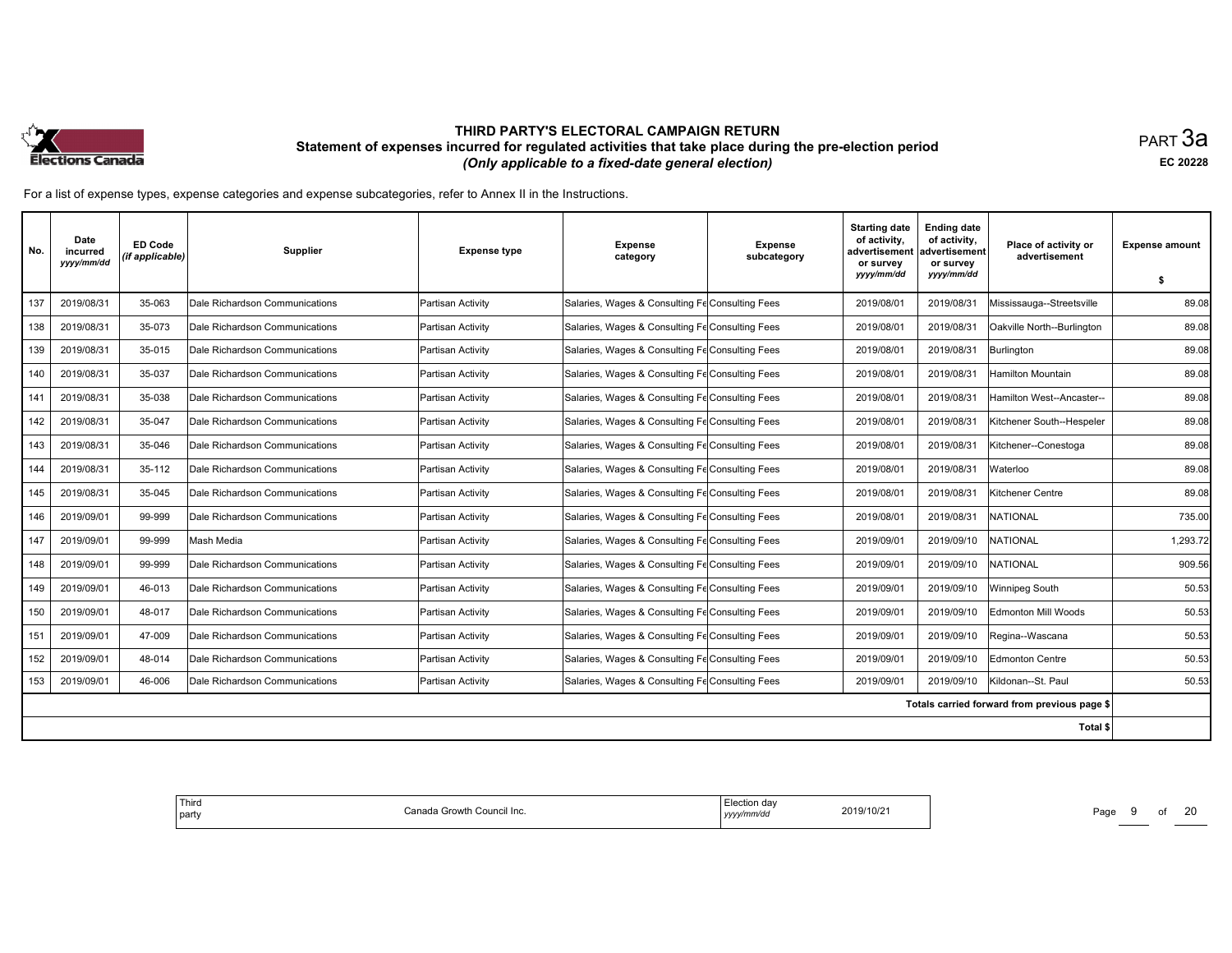# THIRD PARTY'S ELECTORAL CAMPAIGN RETURN

## Statement of expenses incurred for regulated activities that take place during the pre-election period

*(Only applicable to a fixed-date general election)*

PART 3a

EC 20228

For a list of expense types, expense categories and expense subcategories, refer to Annex II in the Instructions.

| No. | Date incurred *yyyy/mm/dd* | ED Code *(if applicable)* | Supplier | Expense type | Expense category | Expense subcategory | Starting date of activity, advertisement or survey *yyyy/mm/dd* | Ending date of activity, advertisement or survey *yyyy/mm/dd* | Place of activity or advertisement | Expense amount $ |
|---|---|---|---|---|---|---|---|---|---|---|
| 137 | 2019/08/31 | 35-063 | Dale Richardson Communications | Partisan Activity | Salaries, Wages & Consulting Fe | Consulting Fees | 2019/08/01 | 2019/08/31 | Mississauga--Streetsville | 89.08 |
| 138 | 2019/08/31 | 35-073 | Dale Richardson Communications | Partisan Activity | Salaries, Wages & Consulting Fe | Consulting Fees | 2019/08/01 | 2019/08/31 | Oakville North--Burlington | 89.08 |
| 139 | 2019/08/31 | 35-015 | Dale Richardson Communications | Partisan Activity | Salaries, Wages & Consulting Fe | Consulting Fees | 2019/08/01 | 2019/08/31 | Burlington | 89.08 |
| 140 | 2019/08/31 | 35-037 | Dale Richardson Communications | Partisan Activity | Salaries, Wages & Consulting Fe | Consulting Fees | 2019/08/01 | 2019/08/31 | Hamilton Mountain | 89.08 |
| 141 | 2019/08/31 | 35-038 | Dale Richardson Communications | Partisan Activity | Salaries, Wages & Consulting Fe | Consulting Fees | 2019/08/01 | 2019/08/31 | Hamilton West--Ancaster-- | 89.08 |
| 142 | 2019/08/31 | 35-047 | Dale Richardson Communications | Partisan Activity | Salaries, Wages & Consulting Fe | Consulting Fees | 2019/08/01 | 2019/08/31 | Kitchener South--Hespeler | 89.08 |
| 143 | 2019/08/31 | 35-046 | Dale Richardson Communications | Partisan Activity | Salaries, Wages & Consulting Fe | Consulting Fees | 2019/08/01 | 2019/08/31 | Kitchener--Conestoga | 89.08 |
| 144 | 2019/08/31 | 35-112 | Dale Richardson Communications | Partisan Activity | Salaries, Wages & Consulting Fe | Consulting Fees | 2019/08/01 | 2019/08/31 | Waterloo | 89.08 |
| 145 | 2019/08/31 | 35-045 | Dale Richardson Communications | Partisan Activity | Salaries, Wages & Consulting Fe | Consulting Fees | 2019/08/01 | 2019/08/31 | Kitchener Centre | 89.08 |
| 146 | 2019/09/01 | 99-999 | Dale Richardson Communications | Partisan Activity | Salaries, Wages & Consulting Fe | Consulting Fees | 2019/08/01 | 2019/08/31 | NATIONAL | 735.00 |
| 147 | 2019/09/01 | 99-999 | Mash Media | Partisan Activity | Salaries, Wages & Consulting Fe | Consulting Fees | 2019/09/01 | 2019/09/10 | NATIONAL | 1,293.72 |
| 148 | 2019/09/01 | 99-999 | Dale Richardson Communications | Partisan Activity | Salaries, Wages & Consulting Fe | Consulting Fees | 2019/09/01 | 2019/09/10 | NATIONAL | 909.56 |
| 149 | 2019/09/01 | 46-013 | Dale Richardson Communications | Partisan Activity | Salaries, Wages & Consulting Fe | Consulting Fees | 2019/09/01 | 2019/09/10 | Winnipeg South | 50.53 |
| 150 | 2019/09/01 | 48-017 | Dale Richardson Communications | Partisan Activity | Salaries, Wages & Consulting Fe | Consulting Fees | 2019/09/01 | 2019/09/10 | Edmonton Mill Woods | 50.53 |
| 151 | 2019/09/01 | 47-009 | Dale Richardson Communications | Partisan Activity | Salaries, Wages & Consulting Fe | Consulting Fees | 2019/09/01 | 2019/09/10 | Regina--Wascana | 50.53 |
| 152 | 2019/09/01 | 48-014 | Dale Richardson Communications | Partisan Activity | Salaries, Wages & Consulting Fe | Consulting Fees | 2019/09/01 | 2019/09/10 | Edmonton Centre | 50.53 |
| 153 | 2019/09/01 | 46-006 | Dale Richardson Communications | Partisan Activity | Salaries, Wages & Consulting Fe | Consulting Fees | 2019/09/01 | 2019/09/10 | Kildonan--St. Paul | 50.53 |
| | | | | | | | | | Totals carried forward from previous page $ | |
| | | | | | | | | | Total $ | |

| Third party | Canada Growth Council Inc. | Election day *yyyy/mm/dd* | 2019/10/21 |
|---|---|---|---|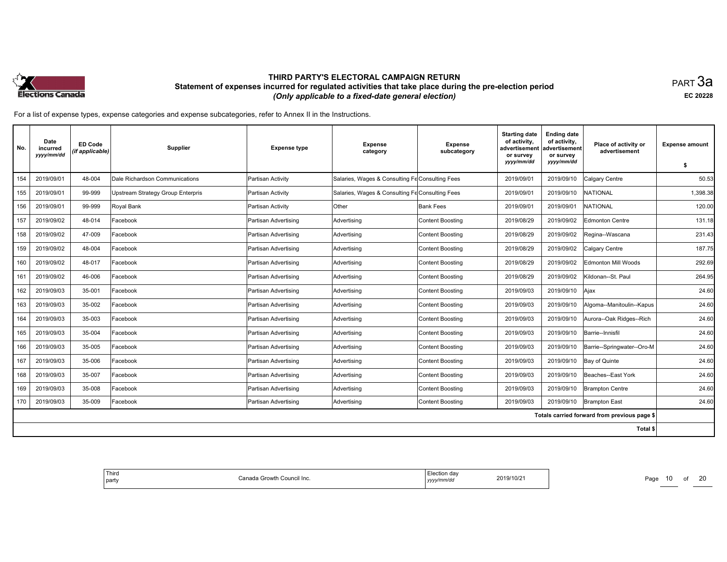# THIRD PARTY'S ELECTORAL CAMPAIGN RETURN

## Statement of expenses incurred for regulated activities that take place during the pre-election period

*(Only applicable to a fixed-date general election)*

PART 3a

EC 20228

For a list of expense types, expense categories and expense subcategories, refer to Annex II in the Instructions.

| No. | Date incurred *yyyy/mm/dd* | ED Code *(if applicable)* | Supplier | Expense type | Expense category | Expense subcategory | Starting date of activity, advertisement or survey *yyyy/mm/dd* | Ending date of activity, advertisement or survey *yyyy/mm/dd* | Place of activity or advertisement | Expense amount $ |
|---|---|---|---|---|---|---|---|---|---|---|
| 154 | 2019/09/01 | 48-004 | Dale Richardson Communications | Partisan Activity | Salaries, Wages & Consulting Fe | Consulting Fees | 2019/09/01 | 2019/09/10 | Calgary Centre | 50.53 |
| 155 | 2019/09/01 | 99-999 | Upstream Strategy Group Enterpris | Partisan Activity | Salaries, Wages & Consulting Fe | Consulting Fees | 2019/09/01 | 2019/09/10 | NATIONAL | 1,398.38 |
| 156 | 2019/09/01 | 99-999 | Royal Bank | Partisan Activity | Other | Bank Fees | 2019/09/01 | 2019/09/01 | NATIONAL | 120.00 |
| 157 | 2019/09/02 | 48-014 | Facebook | Partisan Advertising | Advertising | Content Boosting | 2019/08/29 | 2019/09/02 | Edmonton Centre | 131.18 |
| 158 | 2019/09/02 | 47-009 | Facebook | Partisan Advertising | Advertising | Content Boosting | 2019/08/29 | 2019/09/02 | Regina--Wascana | 231.43 |
| 159 | 2019/09/02 | 48-004 | Facebook | Partisan Advertising | Advertising | Content Boosting | 2019/08/29 | 2019/09/02 | Calgary Centre | 187.75 |
| 160 | 2019/09/02 | 48-017 | Facebook | Partisan Advertising | Advertising | Content Boosting | 2019/08/29 | 2019/09/02 | Edmonton Mill Woods | 292.69 |
| 161 | 2019/09/02 | 46-006 | Facebook | Partisan Advertising | Advertising | Content Boosting | 2019/08/29 | 2019/09/02 | Kildonan--St. Paul | 264.95 |
| 162 | 2019/09/03 | 35-001 | Facebook | Partisan Advertising | Advertising | Content Boosting | 2019/09/03 | 2019/09/10 | Ajax | 24.60 |
| 163 | 2019/09/03 | 35-002 | Facebook | Partisan Advertising | Advertising | Content Boosting | 2019/09/03 | 2019/09/10 | Algoma--Manitoulin--Kapus | 24.60 |
| 164 | 2019/09/03 | 35-003 | Facebook | Partisan Advertising | Advertising | Content Boosting | 2019/09/03 | 2019/09/10 | Aurora--Oak Ridges--Rich | 24.60 |
| 165 | 2019/09/03 | 35-004 | Facebook | Partisan Advertising | Advertising | Content Boosting | 2019/09/03 | 2019/09/10 | Barrie--Innisfil | 24.60 |
| 166 | 2019/09/03 | 35-005 | Facebook | Partisan Advertising | Advertising | Content Boosting | 2019/09/03 | 2019/09/10 | Barrie--Springwater--Oro-M | 24.60 |
| 167 | 2019/09/03 | 35-006 | Facebook | Partisan Advertising | Advertising | Content Boosting | 2019/09/03 | 2019/09/10 | Bay of Quinte | 24.60 |
| 168 | 2019/09/03 | 35-007 | Facebook | Partisan Advertising | Advertising | Content Boosting | 2019/09/03 | 2019/09/10 | Beaches--East York | 24.60 |
| 169 | 2019/09/03 | 35-008 | Facebook | Partisan Advertising | Advertising | Content Boosting | 2019/09/03 | 2019/09/10 | Brampton Centre | 24.60 |
| 170 | 2019/09/03 | 35-009 | Facebook | Partisan Advertising | Advertising | Content Boosting | 2019/09/03 | 2019/09/10 | Brampton East | 24.60 |
| | | | | | | | | | Totals carried forward from previous page $ | |
| | | | | | | | | | Total $ | |

| Third party | Canada Growth Council Inc. | Election day *yyyy/mm/dd* | 2019/10/21 |
|---|---|---|---|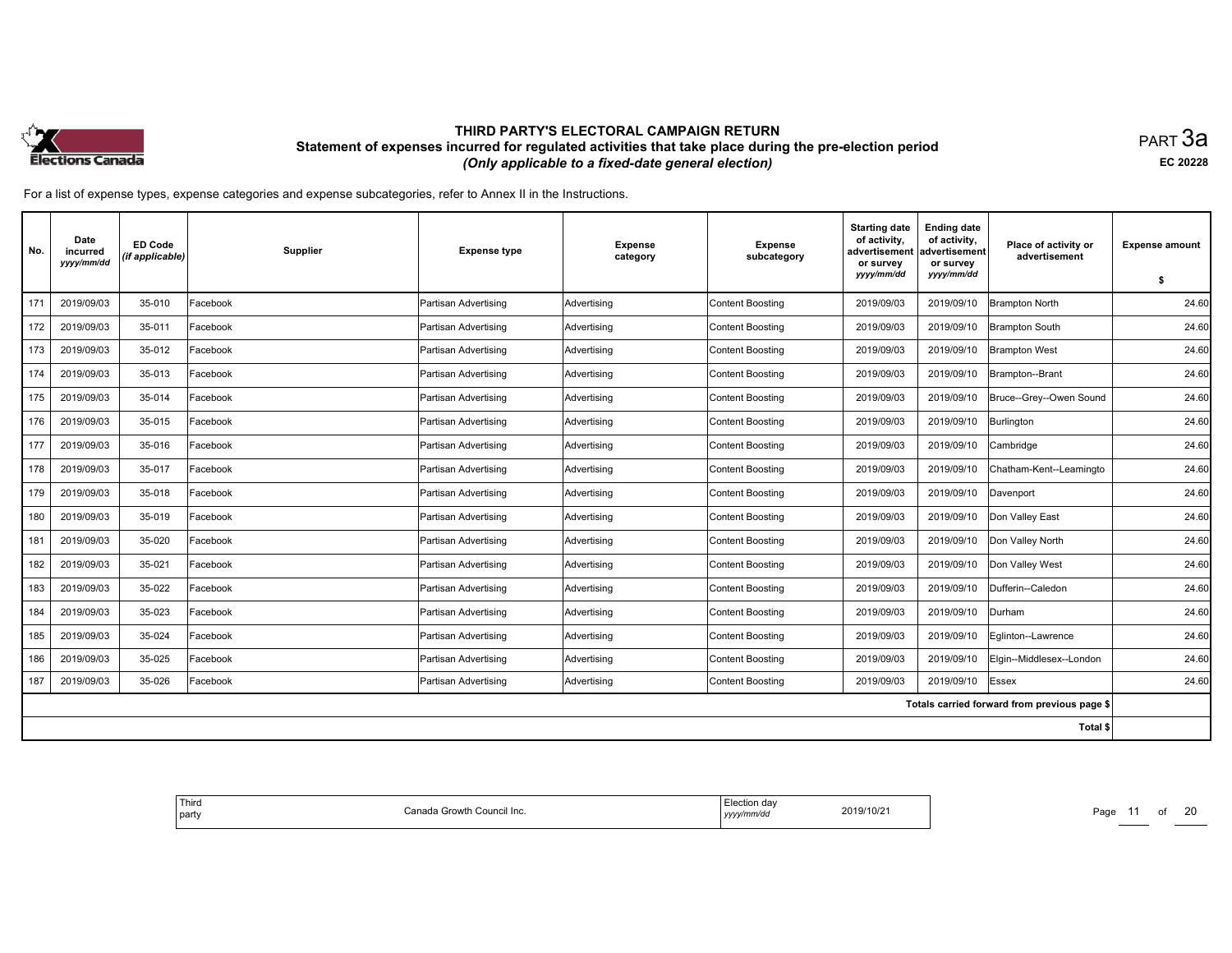# THIRD PARTY'S ELECTORAL CAMPAIGN RETURN

## Statement of expenses incurred for regulated activities that take place during the pre-election period

*(Only applicable to a fixed-date general election)*

PART 3a

EC 20228

For a list of expense types, expense categories and expense subcategories, refer to Annex II in the Instructions.

| No. | Date incurred *yyyy/mm/dd* | ED Code *(if applicable)* | Supplier | Expense type | Expense category | Expense subcategory | Starting date of activity, advertisement or survey *yyyy/mm/dd* | Ending date of activity, advertisement or survey *yyyy/mm/dd* | Place of activity or advertisement | Expense amount $ |
|---|---|---|---|---|---|---|---|---|---|---|
| 171 | 2019/09/03 | 35-010 | Facebook | Partisan Advertising | Advertising | Content Boosting | 2019/09/03 | 2019/09/10 | Brampton North | 24.60 |
| 172 | 2019/09/03 | 35-011 | Facebook | Partisan Advertising | Advertising | Content Boosting | 2019/09/03 | 2019/09/10 | Brampton South | 24.60 |
| 173 | 2019/09/03 | 35-012 | Facebook | Partisan Advertising | Advertising | Content Boosting | 2019/09/03 | 2019/09/10 | Brampton West | 24.60 |
| 174 | 2019/09/03 | 35-013 | Facebook | Partisan Advertising | Advertising | Content Boosting | 2019/09/03 | 2019/09/10 | Brampton--Brant | 24.60 |
| 175 | 2019/09/03 | 35-014 | Facebook | Partisan Advertising | Advertising | Content Boosting | 2019/09/03 | 2019/09/10 | Bruce--Grey--Owen Sound | 24.60 |
| 176 | 2019/09/03 | 35-015 | Facebook | Partisan Advertising | Advertising | Content Boosting | 2019/09/03 | 2019/09/10 | Burlington | 24.60 |
| 177 | 2019/09/03 | 35-016 | Facebook | Partisan Advertising | Advertising | Content Boosting | 2019/09/03 | 2019/09/10 | Cambridge | 24.60 |
| 178 | 2019/09/03 | 35-017 | Facebook | Partisan Advertising | Advertising | Content Boosting | 2019/09/03 | 2019/09/10 | Chatham-Kent--Leamingto | 24.60 |
| 179 | 2019/09/03 | 35-018 | Facebook | Partisan Advertising | Advertising | Content Boosting | 2019/09/03 | 2019/09/10 | Davenport | 24.60 |
| 180 | 2019/09/03 | 35-019 | Facebook | Partisan Advertising | Advertising | Content Boosting | 2019/09/03 | 2019/09/10 | Don Valley East | 24.60 |
| 181 | 2019/09/03 | 35-020 | Facebook | Partisan Advertising | Advertising | Content Boosting | 2019/09/03 | 2019/09/10 | Don Valley North | 24.60 |
| 182 | 2019/09/03 | 35-021 | Facebook | Partisan Advertising | Advertising | Content Boosting | 2019/09/03 | 2019/09/10 | Don Valley West | 24.60 |
| 183 | 2019/09/03 | 35-022 | Facebook | Partisan Advertising | Advertising | Content Boosting | 2019/09/03 | 2019/09/10 | Dufferin--Caledon | 24.60 |
| 184 | 2019/09/03 | 35-023 | Facebook | Partisan Advertising | Advertising | Content Boosting | 2019/09/03 | 2019/09/10 | Durham | 24.60 |
| 185 | 2019/09/03 | 35-024 | Facebook | Partisan Advertising | Advertising | Content Boosting | 2019/09/03 | 2019/09/10 | Eglinton--Lawrence | 24.60 |
| 186 | 2019/09/03 | 35-025 | Facebook | Partisan Advertising | Advertising | Content Boosting | 2019/09/03 | 2019/09/10 | Elgin--Middlesex--London | 24.60 |
| 187 | 2019/09/03 | 35-026 | Facebook | Partisan Advertising | Advertising | Content Boosting | 2019/09/03 | 2019/09/10 | Essex | 24.60 |
| | | | | | | | | | Totals carried forward from previous page $ | |
| | | | | | | | | | Total $ | |

| Third party | Canada Growth Council Inc. | Election day *yyyy/mm/dd* | 2019/10/21 |
|---|---|---|---|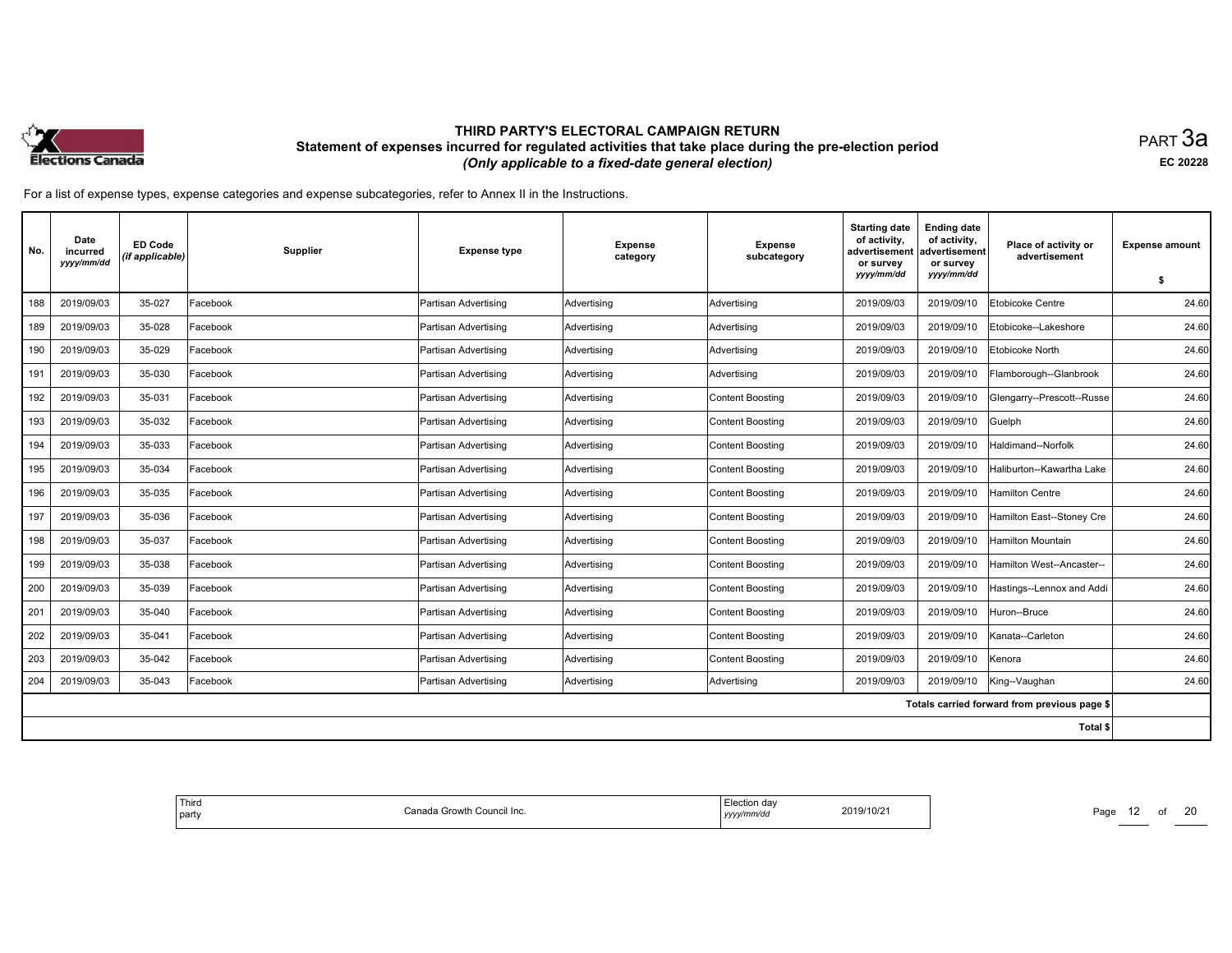# THIRD PARTY'S ELECTORAL CAMPAIGN RETURN

## Statement of expenses incurred for regulated activities that take place during the pre-election period

*(Only applicable to a fixed-date general election)*

PART 3a

EC 20228

For a list of expense types, expense categories and expense subcategories, refer to Annex II in the Instructions.

| No. | Date incurred *yyyy/mm/dd* | ED Code *(if applicable)* | Supplier | Expense type | Expense category | Expense subcategory | Starting date of activity, advertisement or survey *yyyy/mm/dd* | Ending date of activity, advertisement or survey *yyyy/mm/dd* | Place of activity or advertisement | Expense amount $ |
|---|---|---|---|---|---|---|---|---|---|---|
| 188 | 2019/09/03 | 35-027 | Facebook | Partisan Advertising | Advertising | Advertising | 2019/09/03 | 2019/09/10 | Etobicoke Centre | 24.60 |
| 189 | 2019/09/03 | 35-028 | Facebook | Partisan Advertising | Advertising | Advertising | 2019/09/03 | 2019/09/10 | Etobicoke--Lakeshore | 24.60 |
| 190 | 2019/09/03 | 35-029 | Facebook | Partisan Advertising | Advertising | Advertising | 2019/09/03 | 2019/09/10 | Etobicoke North | 24.60 |
| 191 | 2019/09/03 | 35-030 | Facebook | Partisan Advertising | Advertising | Advertising | 2019/09/03 | 2019/09/10 | Flamborough--Glanbrook | 24.60 |
| 192 | 2019/09/03 | 35-031 | Facebook | Partisan Advertising | Advertising | Content Boosting | 2019/09/03 | 2019/09/10 | Glengarry--Prescott--Russe | 24.60 |
| 193 | 2019/09/03 | 35-032 | Facebook | Partisan Advertising | Advertising | Content Boosting | 2019/09/03 | 2019/09/10 | Guelph | 24.60 |
| 194 | 2019/09/03 | 35-033 | Facebook | Partisan Advertising | Advertising | Content Boosting | 2019/09/03 | 2019/09/10 | Haldimand--Norfolk | 24.60 |
| 195 | 2019/09/03 | 35-034 | Facebook | Partisan Advertising | Advertising | Content Boosting | 2019/09/03 | 2019/09/10 | Haliburton--Kawartha Lake | 24.60 |
| 196 | 2019/09/03 | 35-035 | Facebook | Partisan Advertising | Advertising | Content Boosting | 2019/09/03 | 2019/09/10 | Hamilton Centre | 24.60 |
| 197 | 2019/09/03 | 35-036 | Facebook | Partisan Advertising | Advertising | Content Boosting | 2019/09/03 | 2019/09/10 | Hamilton East--Stoney Cre | 24.60 |
| 198 | 2019/09/03 | 35-037 | Facebook | Partisan Advertising | Advertising | Content Boosting | 2019/09/03 | 2019/09/10 | Hamilton Mountain | 24.60 |
| 199 | 2019/09/03 | 35-038 | Facebook | Partisan Advertising | Advertising | Content Boosting | 2019/09/03 | 2019/09/10 | Hamilton West--Ancaster-- | 24.60 |
| 200 | 2019/09/03 | 35-039 | Facebook | Partisan Advertising | Advertising | Content Boosting | 2019/09/03 | 2019/09/10 | Hastings--Lennox and Addi | 24.60 |
| 201 | 2019/09/03 | 35-040 | Facebook | Partisan Advertising | Advertising | Content Boosting | 2019/09/03 | 2019/09/10 | Huron--Bruce | 24.60 |
| 202 | 2019/09/03 | 35-041 | Facebook | Partisan Advertising | Advertising | Content Boosting | 2019/09/03 | 2019/09/10 | Kanata--Carleton | 24.60 |
| 203 | 2019/09/03 | 35-042 | Facebook | Partisan Advertising | Advertising | Content Boosting | 2019/09/03 | 2019/09/10 | Kenora | 24.60 |
| 204 | 2019/09/03 | 35-043 | Facebook | Partisan Advertising | Advertising | Advertising | 2019/09/03 | 2019/09/10 | King--Vaughan | 24.60 |
| | | | | | | | | | Totals carried forward from previous page $ | |
| | | | | | | | | | Total $ | |

| Third party | Canada Growth Council Inc. | Election day *yyyy/mm/dd* | 2019/10/21 |
|---|---|---|---|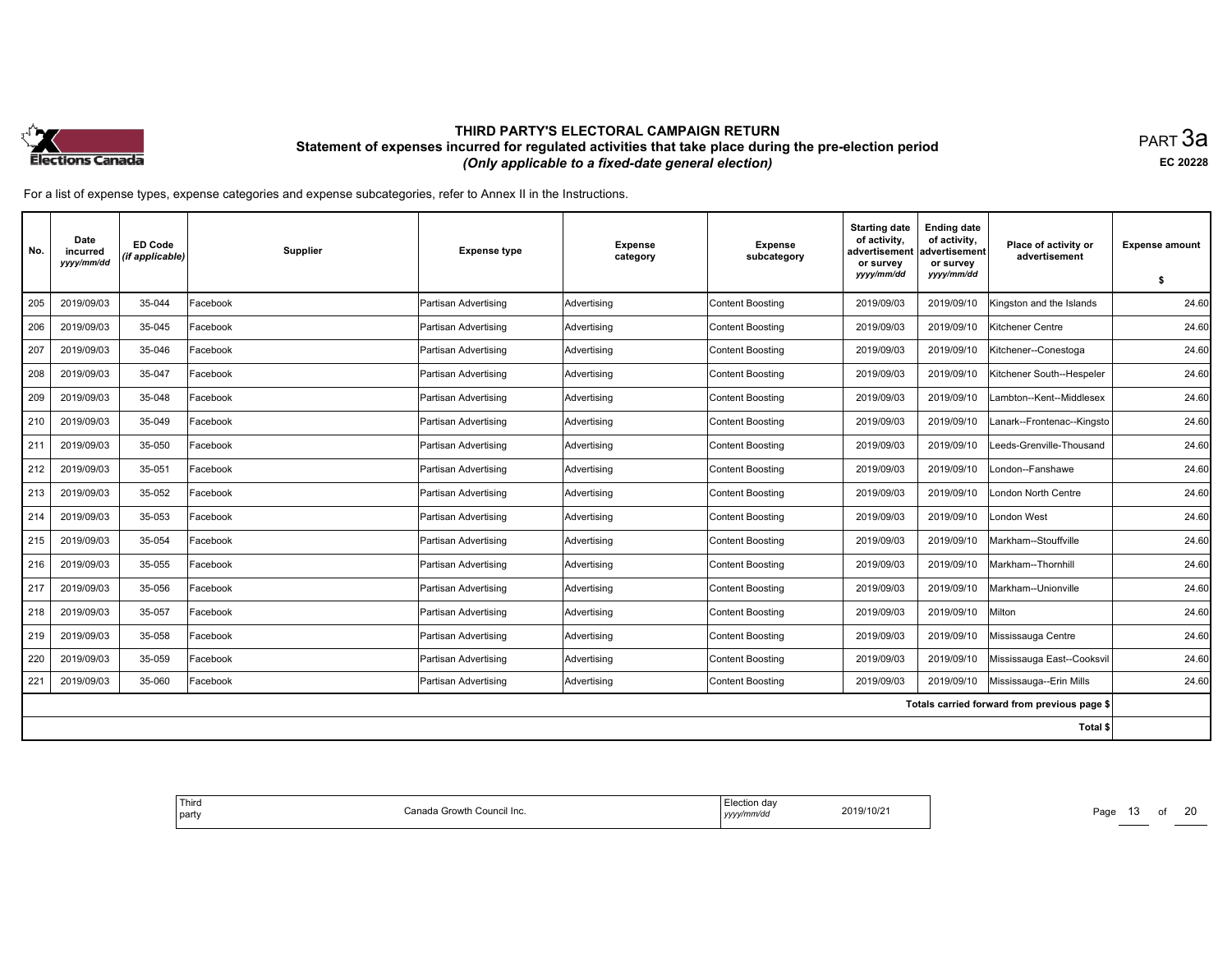# THIRD PARTY'S ELECTORAL CAMPAIGN RETURN

## Statement of expenses incurred for regulated activities that take place during the pre-election period

*(Only applicable to a fixed-date general election)*

PART 3a

EC 20228

For a list of expense types, expense categories and expense subcategories, refer to Annex II in the Instructions.

| No. | Date incurred *yyyy/mm/dd* | ED Code *(if applicable)* | Supplier | Expense type | Expense category | Expense subcategory | Starting date of activity, advertisement or survey *yyyy/mm/dd* | Ending date of activity, advertisement or survey *yyyy/mm/dd* | Place of activity or advertisement | Expense amount $ |
|---|---|---|---|---|---|---|---|---|---|---|
| 205 | 2019/09/03 | 35-044 | Facebook | Partisan Advertising | Advertising | Content Boosting | 2019/09/03 | 2019/09/10 | Kingston and the Islands | 24.60 |
| 206 | 2019/09/03 | 35-045 | Facebook | Partisan Advertising | Advertising | Content Boosting | 2019/09/03 | 2019/09/10 | Kitchener Centre | 24.60 |
| 207 | 2019/09/03 | 35-046 | Facebook | Partisan Advertising | Advertising | Content Boosting | 2019/09/03 | 2019/09/10 | Kitchener--Conestoga | 24.60 |
| 208 | 2019/09/03 | 35-047 | Facebook | Partisan Advertising | Advertising | Content Boosting | 2019/09/03 | 2019/09/10 | Kitchener South--Hespeler | 24.60 |
| 209 | 2019/09/03 | 35-048 | Facebook | Partisan Advertising | Advertising | Content Boosting | 2019/09/03 | 2019/09/10 | Lambton--Kent--Middlesex | 24.60 |
| 210 | 2019/09/03 | 35-049 | Facebook | Partisan Advertising | Advertising | Content Boosting | 2019/09/03 | 2019/09/10 | Lanark--Frontenac--Kingsto | 24.60 |
| 211 | 2019/09/03 | 35-050 | Facebook | Partisan Advertising | Advertising | Content Boosting | 2019/09/03 | 2019/09/10 | Leeds-Grenville-Thousand | 24.60 |
| 212 | 2019/09/03 | 35-051 | Facebook | Partisan Advertising | Advertising | Content Boosting | 2019/09/03 | 2019/09/10 | London--Fanshawe | 24.60 |
| 213 | 2019/09/03 | 35-052 | Facebook | Partisan Advertising | Advertising | Content Boosting | 2019/09/03 | 2019/09/10 | London North Centre | 24.60 |
| 214 | 2019/09/03 | 35-053 | Facebook | Partisan Advertising | Advertising | Content Boosting | 2019/09/03 | 2019/09/10 | London West | 24.60 |
| 215 | 2019/09/03 | 35-054 | Facebook | Partisan Advertising | Advertising | Content Boosting | 2019/09/03 | 2019/09/10 | Markham--Stouffville | 24.60 |
| 216 | 2019/09/03 | 35-055 | Facebook | Partisan Advertising | Advertising | Content Boosting | 2019/09/03 | 2019/09/10 | Markham--Thornhill | 24.60 |
| 217 | 2019/09/03 | 35-056 | Facebook | Partisan Advertising | Advertising | Content Boosting | 2019/09/03 | 2019/09/10 | Markham--Unionville | 24.60 |
| 218 | 2019/09/03 | 35-057 | Facebook | Partisan Advertising | Advertising | Content Boosting | 2019/09/03 | 2019/09/10 | Milton | 24.60 |
| 219 | 2019/09/03 | 35-058 | Facebook | Partisan Advertising | Advertising | Content Boosting | 2019/09/03 | 2019/09/10 | Mississauga Centre | 24.60 |
| 220 | 2019/09/03 | 35-059 | Facebook | Partisan Advertising | Advertising | Content Boosting | 2019/09/03 | 2019/09/10 | Mississauga East--Cooksvil | 24.60 |
| 221 | 2019/09/03 | 35-060 | Facebook | Partisan Advertising | Advertising | Content Boosting | 2019/09/03 | 2019/09/10 | Mississauga--Erin Mills | 24.60 |
| | | | | | | | | | Totals carried forward from previous page $ | |
| | | | | | | | | | Total $ | |

| Third party | Canada Growth Council Inc. | Election day *yyyy/mm/dd* | 2019/10/21 |
|---|---|---|---|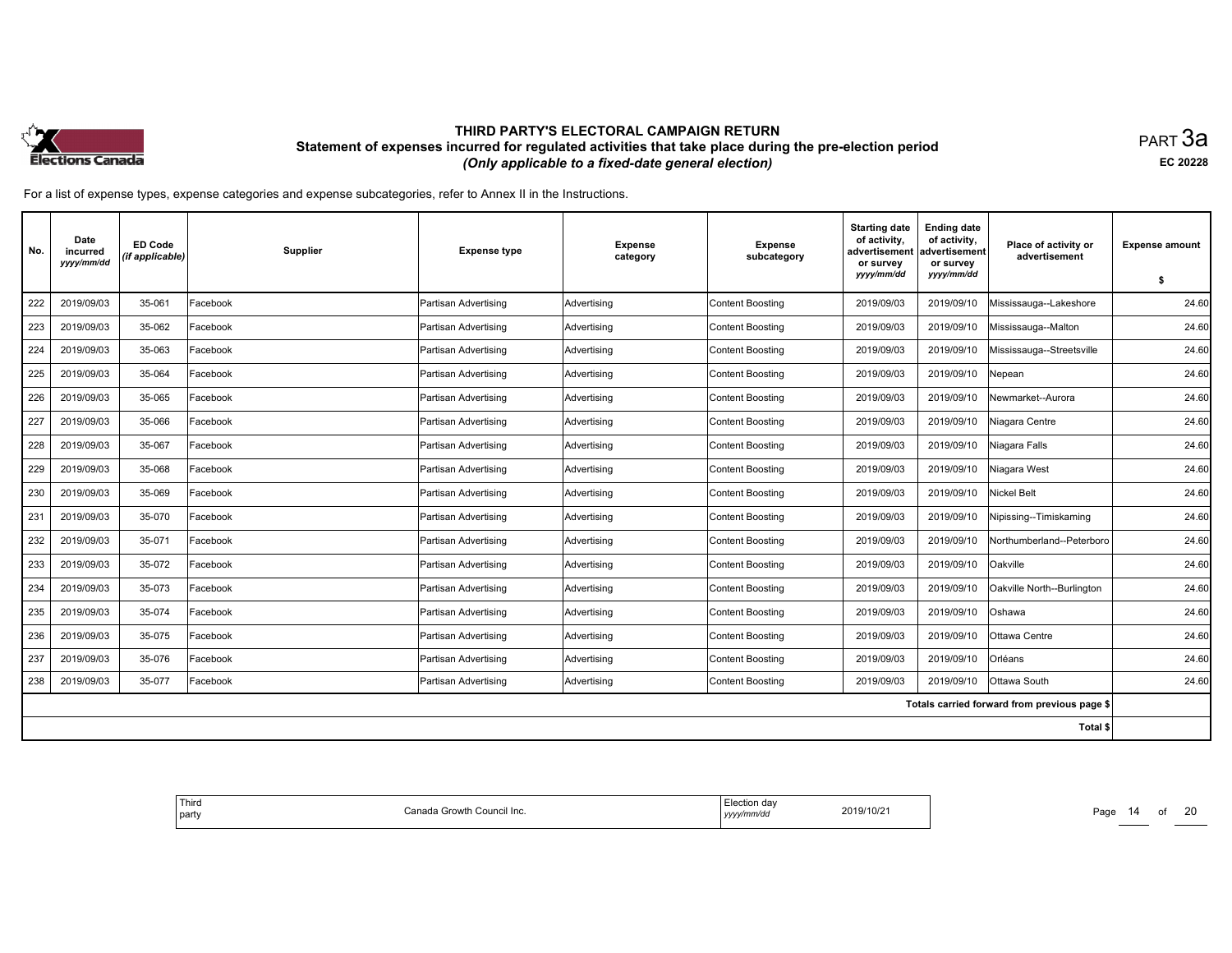# THIRD PARTY'S ELECTORAL CAMPAIGN RETURN

## Statement of expenses incurred for regulated activities that take place during the pre-election period

### *(Only applicable to a fixed-date general election)*

PART 3a

EC 20228

For a list of expense types, expense categories and expense subcategories, refer to Annex II in the Instructions.

| No. | Date incurred *yyyy/mm/dd* | ED Code *(if applicable)* | Supplier | Expense type | Expense category | Expense subcategory | Starting date of activity, advertisement or survey *yyyy/mm/dd* | Ending date of activity, advertisement or survey *yyyy/mm/dd* | Place of activity or advertisement | Expense amount $ |
|---|---|---|---|---|---|---|---|---|---|---|
| 222 | 2019/09/03 | 35-061 | Facebook | Partisan Advertising | Advertising | Content Boosting | 2019/09/03 | 2019/09/10 | Mississauga--Lakeshore | 24.60 |
| 223 | 2019/09/03 | 35-062 | Facebook | Partisan Advertising | Advertising | Content Boosting | 2019/09/03 | 2019/09/10 | Mississauga--Malton | 24.60 |
| 224 | 2019/09/03 | 35-063 | Facebook | Partisan Advertising | Advertising | Content Boosting | 2019/09/03 | 2019/09/10 | Mississauga--Streetsville | 24.60 |
| 225 | 2019/09/03 | 35-064 | Facebook | Partisan Advertising | Advertising | Content Boosting | 2019/09/03 | 2019/09/10 | Nepean | 24.60 |
| 226 | 2019/09/03 | 35-065 | Facebook | Partisan Advertising | Advertising | Content Boosting | 2019/09/03 | 2019/09/10 | Newmarket--Aurora | 24.60 |
| 227 | 2019/09/03 | 35-066 | Facebook | Partisan Advertising | Advertising | Content Boosting | 2019/09/03 | 2019/09/10 | Niagara Centre | 24.60 |
| 228 | 2019/09/03 | 35-067 | Facebook | Partisan Advertising | Advertising | Content Boosting | 2019/09/03 | 2019/09/10 | Niagara Falls | 24.60 |
| 229 | 2019/09/03 | 35-068 | Facebook | Partisan Advertising | Advertising | Content Boosting | 2019/09/03 | 2019/09/10 | Niagara West | 24.60 |
| 230 | 2019/09/03 | 35-069 | Facebook | Partisan Advertising | Advertising | Content Boosting | 2019/09/03 | 2019/09/10 | Nickel Belt | 24.60 |
| 231 | 2019/09/03 | 35-070 | Facebook | Partisan Advertising | Advertising | Content Boosting | 2019/09/03 | 2019/09/10 | Nipissing--Timiskaming | 24.60 |
| 232 | 2019/09/03 | 35-071 | Facebook | Partisan Advertising | Advertising | Content Boosting | 2019/09/03 | 2019/09/10 | Northumberland--Peterboro | 24.60 |
| 233 | 2019/09/03 | 35-072 | Facebook | Partisan Advertising | Advertising | Content Boosting | 2019/09/03 | 2019/09/10 | Oakville | 24.60 |
| 234 | 2019/09/03 | 35-073 | Facebook | Partisan Advertising | Advertising | Content Boosting | 2019/09/03 | 2019/09/10 | Oakville North--Burlington | 24.60 |
| 235 | 2019/09/03 | 35-074 | Facebook | Partisan Advertising | Advertising | Content Boosting | 2019/09/03 | 2019/09/10 | Oshawa | 24.60 |
| 236 | 2019/09/03 | 35-075 | Facebook | Partisan Advertising | Advertising | Content Boosting | 2019/09/03 | 2019/09/10 | Ottawa Centre | 24.60 |
| 237 | 2019/09/03 | 35-076 | Facebook | Partisan Advertising | Advertising | Content Boosting | 2019/09/03 | 2019/09/10 | Orléans | 24.60 |
| 238 | 2019/09/03 | 35-077 | Facebook | Partisan Advertising | Advertising | Content Boosting | 2019/09/03 | 2019/09/10 | Ottawa South | 24.60 |
| | | | | | | | | | Totals carried forward from previous page $ | |
| | | | | | | | | | Total $ | |

| Third party | Canada Growth Council Inc. | Election day *yyyy/mm/dd* | 2019/10/21 |
|---|---|---|---|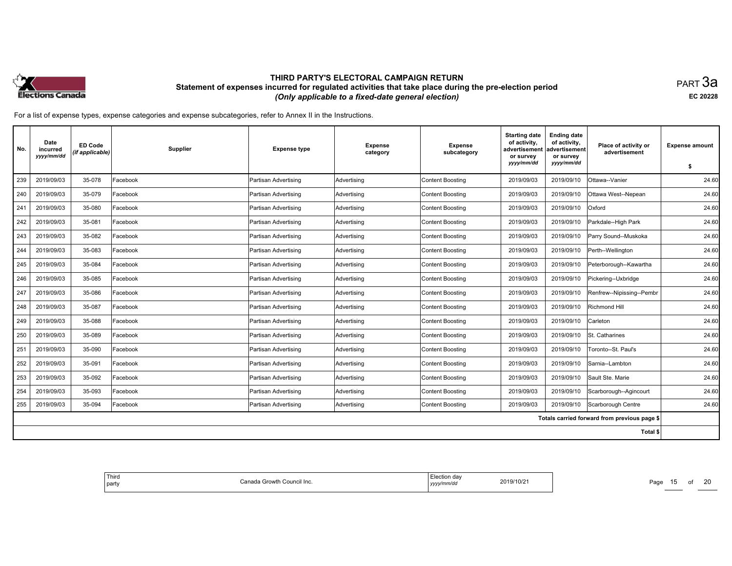# THIRD PARTY'S ELECTORAL CAMPAIGN RETURN

## Statement of expenses incurred for regulated activities that take place during the pre-election period

*(Only applicable to a fixed-date general election)*

PART 3a

EC 20228

For a list of expense types, expense categories and expense subcategories, refer to Annex II in the Instructions.

| No. | Date incurred *yyyy/mm/dd* | ED Code *(if applicable)* | Supplier | Expense type | Expense category | Expense subcategory | Starting date of activity, advertisement or survey *yyyy/mm/dd* | Ending date of activity, advertisement or survey *yyyy/mm/dd* | Place of activity or advertisement | Expense amount $ |
|---|---|---|---|---|---|---|---|---|---|---|
| 239 | 2019/09/03 | 35-078 | Facebook | Partisan Advertising | Advertising | Content Boosting | 2019/09/03 | 2019/09/10 | Ottawa--Vanier | 24.60 |
| 240 | 2019/09/03 | 35-079 | Facebook | Partisan Advertising | Advertising | Content Boosting | 2019/09/03 | 2019/09/10 | Ottawa West--Nepean | 24.60 |
| 241 | 2019/09/03 | 35-080 | Facebook | Partisan Advertising | Advertising | Content Boosting | 2019/09/03 | 2019/09/10 | Oxford | 24.60 |
| 242 | 2019/09/03 | 35-081 | Facebook | Partisan Advertising | Advertising | Content Boosting | 2019/09/03 | 2019/09/10 | Parkdale--High Park | 24.60 |
| 243 | 2019/09/03 | 35-082 | Facebook | Partisan Advertising | Advertising | Content Boosting | 2019/09/03 | 2019/09/10 | Parry Sound--Muskoka | 24.60 |
| 244 | 2019/09/03 | 35-083 | Facebook | Partisan Advertising | Advertising | Content Boosting | 2019/09/03 | 2019/09/10 | Perth--Wellington | 24.60 |
| 245 | 2019/09/03 | 35-084 | Facebook | Partisan Advertising | Advertising | Content Boosting | 2019/09/03 | 2019/09/10 | Peterborough--Kawartha | 24.60 |
| 246 | 2019/09/03 | 35-085 | Facebook | Partisan Advertising | Advertising | Content Boosting | 2019/09/03 | 2019/09/10 | Pickering--Uxbridge | 24.60 |
| 247 | 2019/09/03 | 35-086 | Facebook | Partisan Advertising | Advertising | Content Boosting | 2019/09/03 | 2019/09/10 | Renfrew--Nipissing--Pembr | 24.60 |
| 248 | 2019/09/03 | 35-087 | Facebook | Partisan Advertising | Advertising | Content Boosting | 2019/09/03 | 2019/09/10 | Richmond Hill | 24.60 |
| 249 | 2019/09/03 | 35-088 | Facebook | Partisan Advertising | Advertising | Content Boosting | 2019/09/03 | 2019/09/10 | Carleton | 24.60 |
| 250 | 2019/09/03 | 35-089 | Facebook | Partisan Advertising | Advertising | Content Boosting | 2019/09/03 | 2019/09/10 | St. Catharines | 24.60 |
| 251 | 2019/09/03 | 35-090 | Facebook | Partisan Advertising | Advertising | Content Boosting | 2019/09/03 | 2019/09/10 | Toronto--St. Paul's | 24.60 |
| 252 | 2019/09/03 | 35-091 | Facebook | Partisan Advertising | Advertising | Content Boosting | 2019/09/03 | 2019/09/10 | Sarnia--Lambton | 24.60 |
| 253 | 2019/09/03 | 35-092 | Facebook | Partisan Advertising | Advertising | Content Boosting | 2019/09/03 | 2019/09/10 | Sault Ste. Marie | 24.60 |
| 254 | 2019/09/03 | 35-093 | Facebook | Partisan Advertising | Advertising | Content Boosting | 2019/09/03 | 2019/09/10 | Scarborough--Agincourt | 24.60 |
| 255 | 2019/09/03 | 35-094 | Facebook | Partisan Advertising | Advertising | Content Boosting | 2019/09/03 | 2019/09/10 | Scarborough Centre | 24.60 |
| | | | | | | | | | Totals carried forward from previous page $ | |
| | | | | | | | | | Total $ | |

| Third party | Canada Growth Council Inc. | Election day *yyyy/mm/dd* | 2019/10/21 |
|---|---|---|---|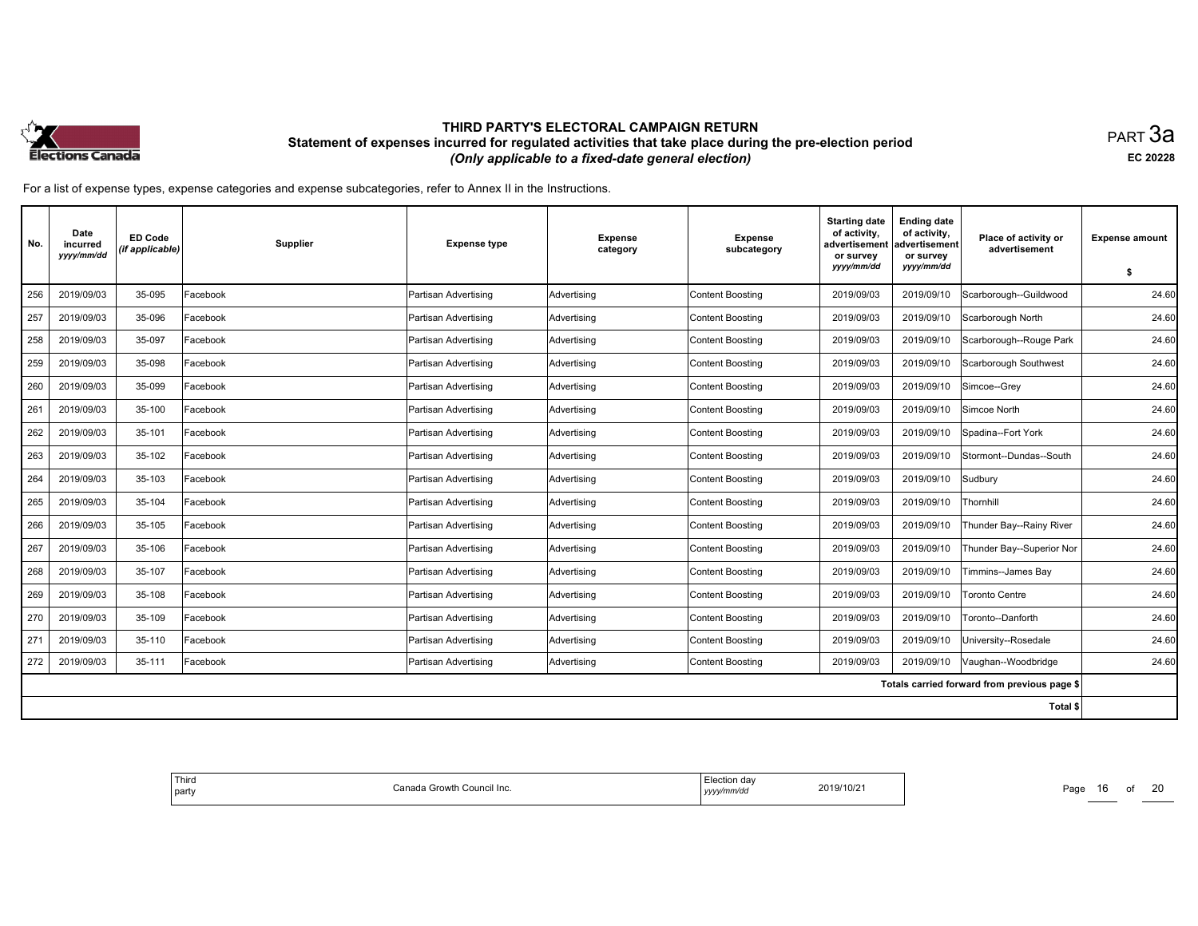# THIRD PARTY'S ELECTORAL CAMPAIGN RETURN

## Statement of expenses incurred for regulated activities that take place during the pre-election period

### *(Only applicable to a fixed-date general election)*

PART 3a

EC 20228

For a list of expense types, expense categories and expense subcategories, refer to Annex II in the Instructions.

| No. | Date incurred *yyyy/mm/dd* | ED Code *(if applicable)* | Supplier | Expense type | Expense category | Expense subcategory | Starting date of activity, advertisement or survey *yyyy/mm/dd* | Ending date of activity, advertisement or survey *yyyy/mm/dd* | Place of activity or advertisement | Expense amount $ |
|---|---|---|---|---|---|---|---|---|---|---|
| 256 | 2019/09/03 | 35-095 | Facebook | Partisan Advertising | Advertising | Content Boosting | 2019/09/03 | 2019/09/10 | Scarborough--Guildwood | 24.60 |
| 257 | 2019/09/03 | 35-096 | Facebook | Partisan Advertising | Advertising | Content Boosting | 2019/09/03 | 2019/09/10 | Scarborough North | 24.60 |
| 258 | 2019/09/03 | 35-097 | Facebook | Partisan Advertising | Advertising | Content Boosting | 2019/09/03 | 2019/09/10 | Scarborough--Rouge Park | 24.60 |
| 259 | 2019/09/03 | 35-098 | Facebook | Partisan Advertising | Advertising | Content Boosting | 2019/09/03 | 2019/09/10 | Scarborough Southwest | 24.60 |
| 260 | 2019/09/03 | 35-099 | Facebook | Partisan Advertising | Advertising | Content Boosting | 2019/09/03 | 2019/09/10 | Simcoe--Grey | 24.60 |
| 261 | 2019/09/03 | 35-100 | Facebook | Partisan Advertising | Advertising | Content Boosting | 2019/09/03 | 2019/09/10 | Simcoe North | 24.60 |
| 262 | 2019/09/03 | 35-101 | Facebook | Partisan Advertising | Advertising | Content Boosting | 2019/09/03 | 2019/09/10 | Spadina--Fort York | 24.60 |
| 263 | 2019/09/03 | 35-102 | Facebook | Partisan Advertising | Advertising | Content Boosting | 2019/09/03 | 2019/09/10 | Stormont--Dundas--South | 24.60 |
| 264 | 2019/09/03 | 35-103 | Facebook | Partisan Advertising | Advertising | Content Boosting | 2019/09/03 | 2019/09/10 | Sudbury | 24.60 |
| 265 | 2019/09/03 | 35-104 | Facebook | Partisan Advertising | Advertising | Content Boosting | 2019/09/03 | 2019/09/10 | Thornhill | 24.60 |
| 266 | 2019/09/03 | 35-105 | Facebook | Partisan Advertising | Advertising | Content Boosting | 2019/09/03 | 2019/09/10 | Thunder Bay--Rainy River | 24.60 |
| 267 | 2019/09/03 | 35-106 | Facebook | Partisan Advertising | Advertising | Content Boosting | 2019/09/03 | 2019/09/10 | Thunder Bay--Superior Nor | 24.60 |
| 268 | 2019/09/03 | 35-107 | Facebook | Partisan Advertising | Advertising | Content Boosting | 2019/09/03 | 2019/09/10 | Timmins--James Bay | 24.60 |
| 269 | 2019/09/03 | 35-108 | Facebook | Partisan Advertising | Advertising | Content Boosting | 2019/09/03 | 2019/09/10 | Toronto Centre | 24.60 |
| 270 | 2019/09/03 | 35-109 | Facebook | Partisan Advertising | Advertising | Content Boosting | 2019/09/03 | 2019/09/10 | Toronto--Danforth | 24.60 |
| 271 | 2019/09/03 | 35-110 | Facebook | Partisan Advertising | Advertising | Content Boosting | 2019/09/03 | 2019/09/10 | University--Rosedale | 24.60 |
| 272 | 2019/09/03 | 35-111 | Facebook | Partisan Advertising | Advertising | Content Boosting | 2019/09/03 | 2019/09/10 | Vaughan--Woodbridge | 24.60 |
| | | | | | | | | | Totals carried forward from previous page $ | |
| | | | | | | | | | Total $ | |

| Third party | Canada Growth Council Inc. | Election day *yyyy/mm/dd* | 2019/10/21 |
|---|---|---|---|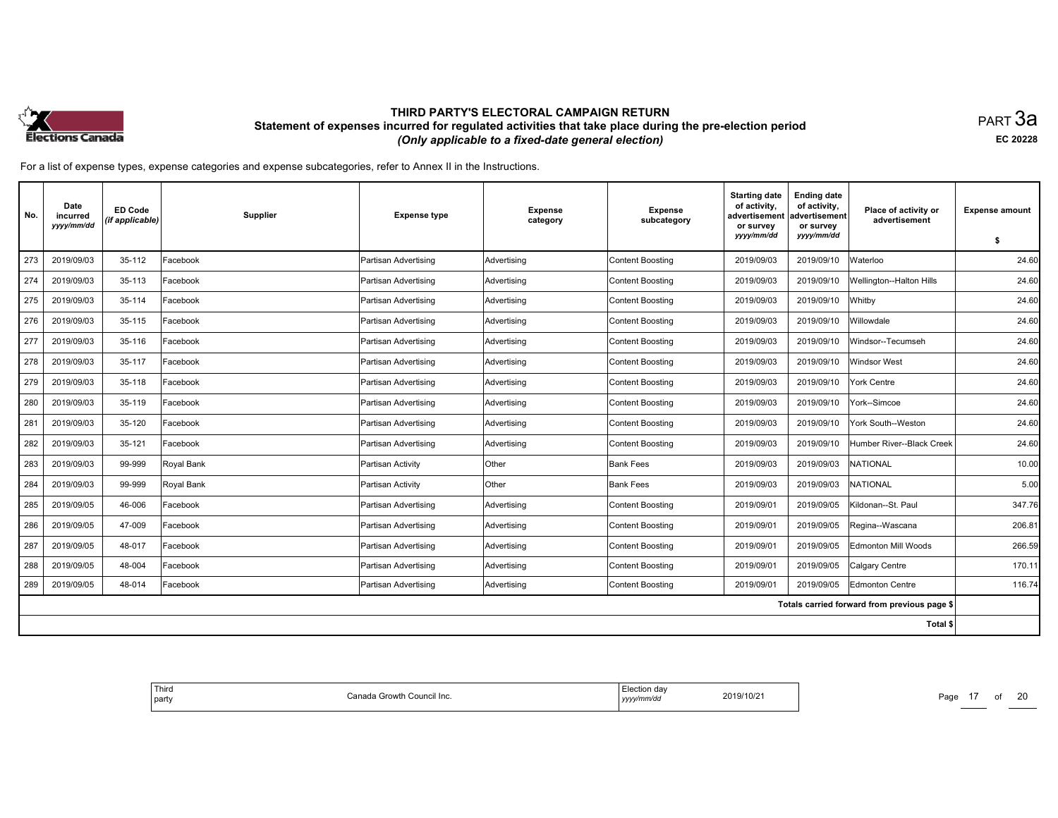# THIRD PARTY'S ELECTORAL CAMPAIGN RETURN

## Statement of expenses incurred for regulated activities that take place during the pre-election period

*(Only applicable to a fixed-date general election)*

PART 3a

EC 20228

For a list of expense types, expense categories and expense subcategories, refer to Annex II in the Instructions.

| No. | Date incurred *yyyy/mm/dd* | ED Code *(if applicable)* | Supplier | Expense type | Expense category | Expense subcategory | Starting date of activity, advertisement or survey *yyyy/mm/dd* | Ending date of activity, advertisement or survey *yyyy/mm/dd* | Place of activity or advertisement | Expense amount $ |
|---|---|---|---|---|---|---|---|---|---|---|
| 273 | 2019/09/03 | 35-112 | Facebook | Partisan Advertising | Advertising | Content Boosting | 2019/09/03 | 2019/09/10 | Waterloo | 24.60 |
| 274 | 2019/09/03 | 35-113 | Facebook | Partisan Advertising | Advertising | Content Boosting | 2019/09/03 | 2019/09/10 | Wellington--Halton Hills | 24.60 |
| 275 | 2019/09/03 | 35-114 | Facebook | Partisan Advertising | Advertising | Content Boosting | 2019/09/03 | 2019/09/10 | Whitby | 24.60 |
| 276 | 2019/09/03 | 35-115 | Facebook | Partisan Advertising | Advertising | Content Boosting | 2019/09/03 | 2019/09/10 | Willowdale | 24.60 |
| 277 | 2019/09/03 | 35-116 | Facebook | Partisan Advertising | Advertising | Content Boosting | 2019/09/03 | 2019/09/10 | Windsor--Tecumseh | 24.60 |
| 278 | 2019/09/03 | 35-117 | Facebook | Partisan Advertising | Advertising | Content Boosting | 2019/09/03 | 2019/09/10 | Windsor West | 24.60 |
| 279 | 2019/09/03 | 35-118 | Facebook | Partisan Advertising | Advertising | Content Boosting | 2019/09/03 | 2019/09/10 | York Centre | 24.60 |
| 280 | 2019/09/03 | 35-119 | Facebook | Partisan Advertising | Advertising | Content Boosting | 2019/09/03 | 2019/09/10 | York--Simcoe | 24.60 |
| 281 | 2019/09/03 | 35-120 | Facebook | Partisan Advertising | Advertising | Content Boosting | 2019/09/03 | 2019/09/10 | York South--Weston | 24.60 |
| 282 | 2019/09/03 | 35-121 | Facebook | Partisan Advertising | Advertising | Content Boosting | 2019/09/03 | 2019/09/10 | Humber River--Black Creek | 24.60 |
| 283 | 2019/09/03 | 99-999 | Royal Bank | Partisan Activity | Other | Bank Fees | 2019/09/03 | 2019/09/03 | NATIONAL | 10.00 |
| 284 | 2019/09/03 | 99-999 | Royal Bank | Partisan Activity | Other | Bank Fees | 2019/09/03 | 2019/09/03 | NATIONAL | 5.00 |
| 285 | 2019/09/05 | 46-006 | Facebook | Partisan Advertising | Advertising | Content Boosting | 2019/09/01 | 2019/09/05 | Kildonan--St. Paul | 347.76 |
| 286 | 2019/09/05 | 47-009 | Facebook | Partisan Advertising | Advertising | Content Boosting | 2019/09/01 | 2019/09/05 | Regina--Wascana | 206.81 |
| 287 | 2019/09/05 | 48-017 | Facebook | Partisan Advertising | Advertising | Content Boosting | 2019/09/01 | 2019/09/05 | Edmonton Mill Woods | 266.59 |
| 288 | 2019/09/05 | 48-004 | Facebook | Partisan Advertising | Advertising | Content Boosting | 2019/09/01 | 2019/09/05 | Calgary Centre | 170.11 |
| 289 | 2019/09/05 | 48-014 | Facebook | Partisan Advertising | Advertising | Content Boosting | 2019/09/01 | 2019/09/05 | Edmonton Centre | 116.74 |
| | | | | | | | | | Totals carried forward from previous page $ | |
| | | | | | | | | | Total $ | |

| Third party | Canada Growth Council Inc. | Election day *yyyy/mm/dd* | 2019/10/21 |
|---|---|---|---|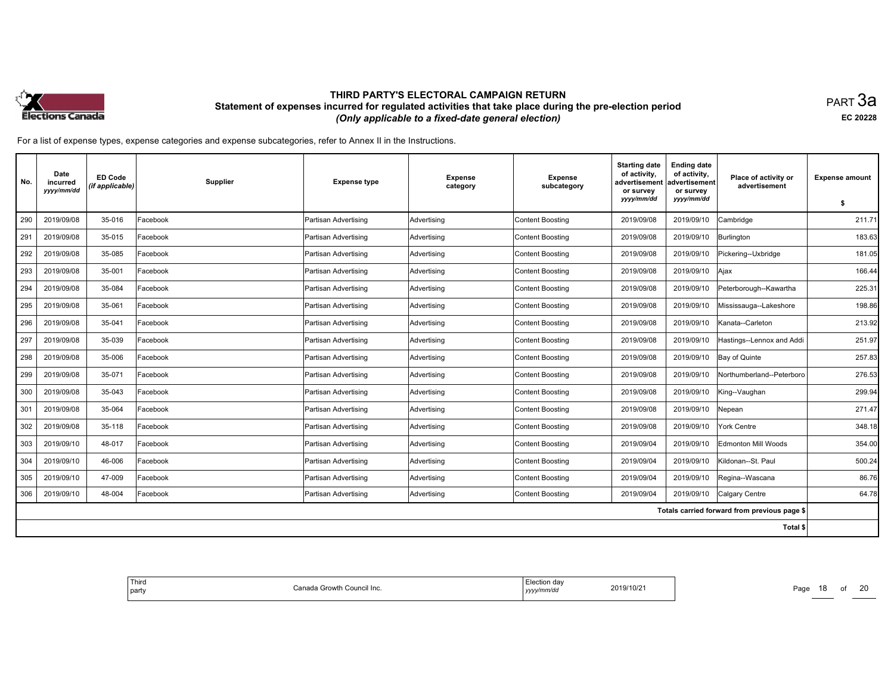# THIRD PARTY'S ELECTORAL CAMPAIGN RETURN

## Statement of expenses incurred for regulated activities that take place during the pre-election period

*(Only applicable to a fixed-date general election)*

PART 3a

EC 20228

For a list of expense types, expense categories and expense subcategories, refer to Annex II in the Instructions.

| No. | Date incurred *yyyy/mm/dd* | ED Code *(if applicable)* | Supplier | Expense type | Expense category | Expense subcategory | Starting date of activity, advertisement or survey *yyyy/mm/dd* | Ending date of activity, advertisement or survey *yyyy/mm/dd* | Place of activity or advertisement | Expense amount $ |
|---|---|---|---|---|---|---|---|---|---|---|
| 290 | 2019/09/08 | 35-016 | Facebook | Partisan Advertising | Advertising | Content Boosting | 2019/09/08 | 2019/09/10 | Cambridge | 211.71 |
| 291 | 2019/09/08 | 35-015 | Facebook | Partisan Advertising | Advertising | Content Boosting | 2019/09/08 | 2019/09/10 | Burlington | 183.63 |
| 292 | 2019/09/08 | 35-085 | Facebook | Partisan Advertising | Advertising | Content Boosting | 2019/09/08 | 2019/09/10 | Pickering--Uxbridge | 181.05 |
| 293 | 2019/09/08 | 35-001 | Facebook | Partisan Advertising | Advertising | Content Boosting | 2019/09/08 | 2019/09/10 | Ajax | 166.44 |
| 294 | 2019/09/08 | 35-084 | Facebook | Partisan Advertising | Advertising | Content Boosting | 2019/09/08 | 2019/09/10 | Peterborough--Kawartha | 225.31 |
| 295 | 2019/09/08 | 35-061 | Facebook | Partisan Advertising | Advertising | Content Boosting | 2019/09/08 | 2019/09/10 | Mississauga--Lakeshore | 198.86 |
| 296 | 2019/09/08 | 35-041 | Facebook | Partisan Advertising | Advertising | Content Boosting | 2019/09/08 | 2019/09/10 | Kanata--Carleton | 213.92 |
| 297 | 2019/09/08 | 35-039 | Facebook | Partisan Advertising | Advertising | Content Boosting | 2019/09/08 | 2019/09/10 | Hastings--Lennox and Addi | 251.97 |
| 298 | 2019/09/08 | 35-006 | Facebook | Partisan Advertising | Advertising | Content Boosting | 2019/09/08 | 2019/09/10 | Bay of Quinte | 257.83 |
| 299 | 2019/09/08 | 35-071 | Facebook | Partisan Advertising | Advertising | Content Boosting | 2019/09/08 | 2019/09/10 | Northumberland--Peterboro | 276.53 |
| 300 | 2019/09/08 | 35-043 | Facebook | Partisan Advertising | Advertising | Content Boosting | 2019/09/08 | 2019/09/10 | King--Vaughan | 299.94 |
| 301 | 2019/09/08 | 35-064 | Facebook | Partisan Advertising | Advertising | Content Boosting | 2019/09/08 | 2019/09/10 | Nepean | 271.47 |
| 302 | 2019/09/08 | 35-118 | Facebook | Partisan Advertising | Advertising | Content Boosting | 2019/09/08 | 2019/09/10 | York Centre | 348.18 |
| 303 | 2019/09/10 | 48-017 | Facebook | Partisan Advertising | Advertising | Content Boosting | 2019/09/04 | 2019/09/10 | Edmonton Mill Woods | 354.00 |
| 304 | 2019/09/10 | 46-006 | Facebook | Partisan Advertising | Advertising | Content Boosting | 2019/09/04 | 2019/09/10 | Kildonan--St. Paul | 500.24 |
| 305 | 2019/09/10 | 47-009 | Facebook | Partisan Advertising | Advertising | Content Boosting | 2019/09/04 | 2019/09/10 | Regina--Wascana | 86.76 |
| 306 | 2019/09/10 | 48-004 | Facebook | Partisan Advertising | Advertising | Content Boosting | 2019/09/04 | 2019/09/10 | Calgary Centre | 64.78 |
| | | | | | | | | | Totals carried forward from previous page $ | |
| | | | | | | | | | Total $ | |

| Third party | Canada Growth Council Inc. | Election day *yyyy/mm/dd* | 2019/10/21 |
|---|---|---|---|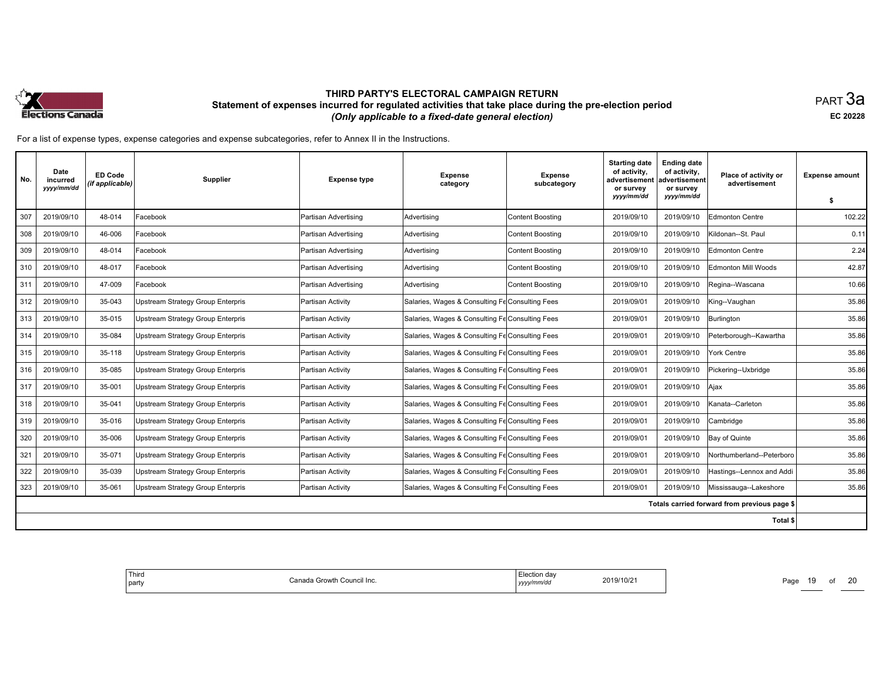# THIRD PARTY'S ELECTORAL CAMPAIGN RETURN

## Statement of expenses incurred for regulated activities that take place during the pre-election period

*(Only applicable to a fixed-date general election)*

PART 3a

EC 20228

For a list of expense types, expense categories and expense subcategories, refer to Annex II in the Instructions.

| No. | Date incurred *yyyy/mm/dd* | ED Code *(if applicable)* | Supplier | Expense type | Expense category | Expense subcategory | Starting date of activity, advertisement or survey *yyyy/mm/dd* | Ending date of activity, advertisement or survey *yyyy/mm/dd* | Place of activity or advertisement | Expense amount $ |
|---|---|---|---|---|---|---|---|---|---|---|
| 307 | 2019/09/10 | 48-014 | Facebook | Partisan Advertising | Advertising | Content Boosting | 2019/09/10 | 2019/09/10 | Edmonton Centre | 102.22 |
| 308 | 2019/09/10 | 46-006 | Facebook | Partisan Advertising | Advertising | Content Boosting | 2019/09/10 | 2019/09/10 | Kildonan--St. Paul | 0.11 |
| 309 | 2019/09/10 | 48-014 | Facebook | Partisan Advertising | Advertising | Content Boosting | 2019/09/10 | 2019/09/10 | Edmonton Centre | 2.24 |
| 310 | 2019/09/10 | 48-017 | Facebook | Partisan Advertising | Advertising | Content Boosting | 2019/09/10 | 2019/09/10 | Edmonton Mill Woods | 42.87 |
| 311 | 2019/09/10 | 47-009 | Facebook | Partisan Advertising | Advertising | Content Boosting | 2019/09/10 | 2019/09/10 | Regina--Wascana | 10.66 |
| 312 | 2019/09/10 | 35-043 | Upstream Strategy Group Enterpris | Partisan Activity | Salaries, Wages & Consulting Fe | Consulting Fees | 2019/09/01 | 2019/09/10 | King--Vaughan | 35.86 |
| 313 | 2019/09/10 | 35-015 | Upstream Strategy Group Enterpris | Partisan Activity | Salaries, Wages & Consulting Fe | Consulting Fees | 2019/09/01 | 2019/09/10 | Burlington | 35.86 |
| 314 | 2019/09/10 | 35-084 | Upstream Strategy Group Enterpris | Partisan Activity | Salaries, Wages & Consulting Fe | Consulting Fees | 2019/09/01 | 2019/09/10 | Peterborough--Kawartha | 35.86 |
| 315 | 2019/09/10 | 35-118 | Upstream Strategy Group Enterpris | Partisan Activity | Salaries, Wages & Consulting Fe | Consulting Fees | 2019/09/01 | 2019/09/10 | York Centre | 35.86 |
| 316 | 2019/09/10 | 35-085 | Upstream Strategy Group Enterpris | Partisan Activity | Salaries, Wages & Consulting Fe | Consulting Fees | 2019/09/01 | 2019/09/10 | Pickering--Uxbridge | 35.86 |
| 317 | 2019/09/10 | 35-001 | Upstream Strategy Group Enterpris | Partisan Activity | Salaries, Wages & Consulting Fe | Consulting Fees | 2019/09/01 | 2019/09/10 | Ajax | 35.86 |
| 318 | 2019/09/10 | 35-041 | Upstream Strategy Group Enterpris | Partisan Activity | Salaries, Wages & Consulting Fe | Consulting Fees | 2019/09/01 | 2019/09/10 | Kanata--Carleton | 35.86 |
| 319 | 2019/09/10 | 35-016 | Upstream Strategy Group Enterpris | Partisan Activity | Salaries, Wages & Consulting Fe | Consulting Fees | 2019/09/01 | 2019/09/10 | Cambridge | 35.86 |
| 320 | 2019/09/10 | 35-006 | Upstream Strategy Group Enterpris | Partisan Activity | Salaries, Wages & Consulting Fe | Consulting Fees | 2019/09/01 | 2019/09/10 | Bay of Quinte | 35.86 |
| 321 | 2019/09/10 | 35-071 | Upstream Strategy Group Enterpris | Partisan Activity | Salaries, Wages & Consulting Fe | Consulting Fees | 2019/09/01 | 2019/09/10 | Northumberland--Peterboro | 35.86 |
| 322 | 2019/09/10 | 35-039 | Upstream Strategy Group Enterpris | Partisan Activity | Salaries, Wages & Consulting Fe | Consulting Fees | 2019/09/01 | 2019/09/10 | Hastings--Lennox and Addi | 35.86 |
| 323 | 2019/09/10 | 35-061 | Upstream Strategy Group Enterpris | Partisan Activity | Salaries, Wages & Consulting Fe | Consulting Fees | 2019/09/01 | 2019/09/10 | Mississauga--Lakeshore | 35.86 |
| | | | | | | | | | Totals carried forward from previous page $ | |
| | | | | | | | | | Total $ | |

| Third party | Canada Growth Council Inc. | Election day *yyyy/mm/dd* | 2019/10/21 |
|---|---|---|---|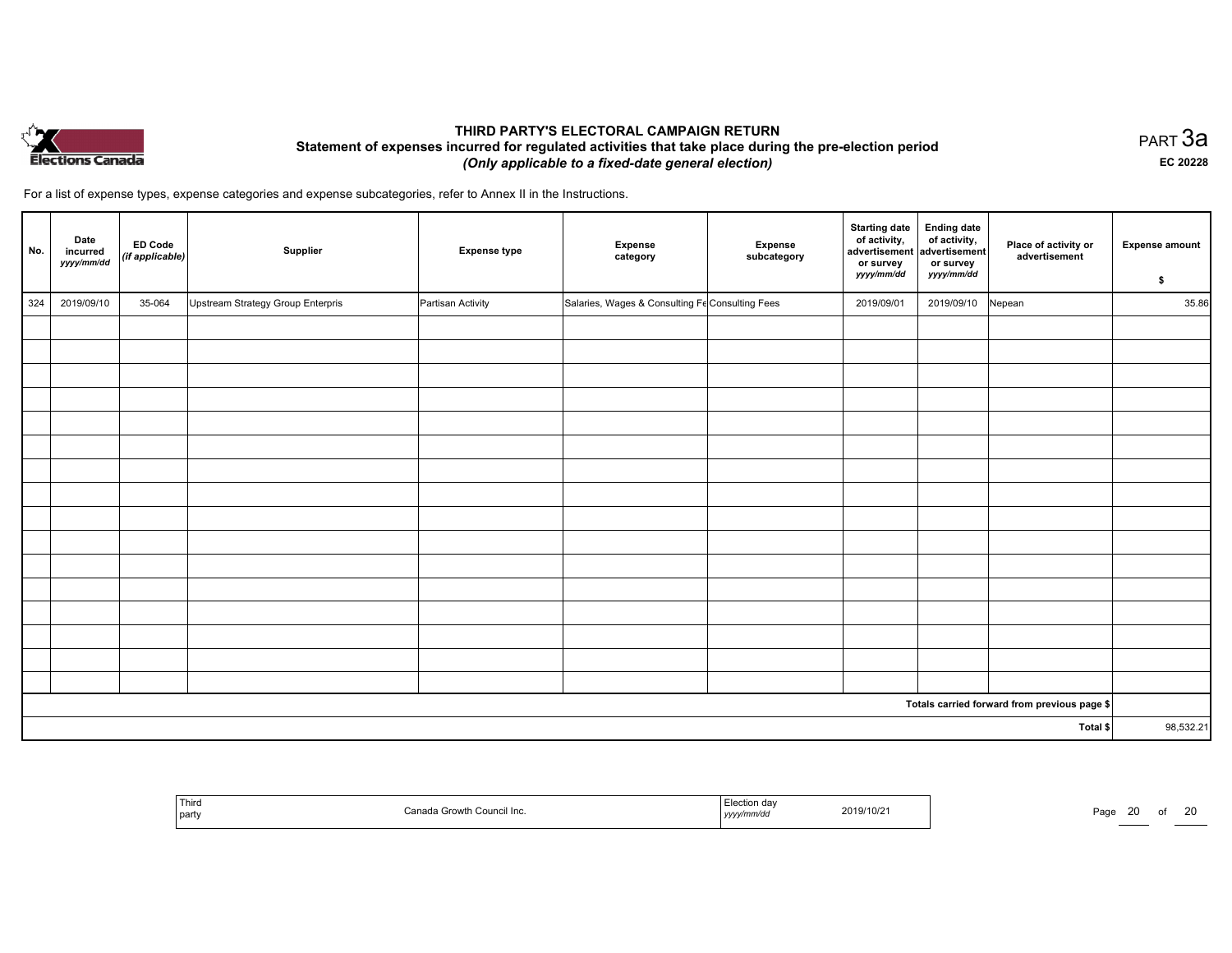# THIRD PARTY'S ELECTORAL CAMPAIGN RETURN

## Statement of expenses incurred for regulated activities that take place during the pre-election period

*(Only applicable to a fixed-date general election)*

PART 3a

EC 20228

For a list of expense types, expense categories and expense subcategories, refer to Annex II in the Instructions.

| No. | Date incurred *yyyy/mm/dd* | ED Code *(if applicable)* | Supplier | Expense type | Expense category | Expense subcategory | Starting date of activity, advertisement or survey *yyyy/mm/dd* | Ending date of activity, advertisement or survey *yyyy/mm/dd* | Place of activity or advertisement | Expense amount $ |
|---|---|---|---|---|---|---|---|---|---|---|
| 324 | 2019/09/10 | 35-064 | Upstream Strategy Group Enterpris | Partisan Activity | Salaries, Wages & Consulting Fe | Consulting Fees | 2019/09/01 | 2019/09/10 | Nepean | 35.86 |
| | | | | | | | | | | |
| | | | | | | | | | | |
| | | | | | | | | | | |
| | | | | | | | | | | |
| | | | | | | | | | | |
| | | | | | | | | | | |
| | | | | | | | | | | |
| | | | | | | | | | | |
| | | | | | | | | | | |
| | | | | | | | | | | |
| | | | | | | | | | | |
| | | | | | | | | | | |
| | | | | | | | | | | |
| | | | | | | | | | | |
| | | | | | | | | | | |
| | | | | | | | | | | |
| | | | | | | | | | Totals carried forward from previous page $ | |
| | | | | | | | | | Total $ | 98,532.21 |

| Third party | Canada Growth Council Inc. | Election day *yyyy/mm/dd* | 2019/10/21 |
|---|---|---|---|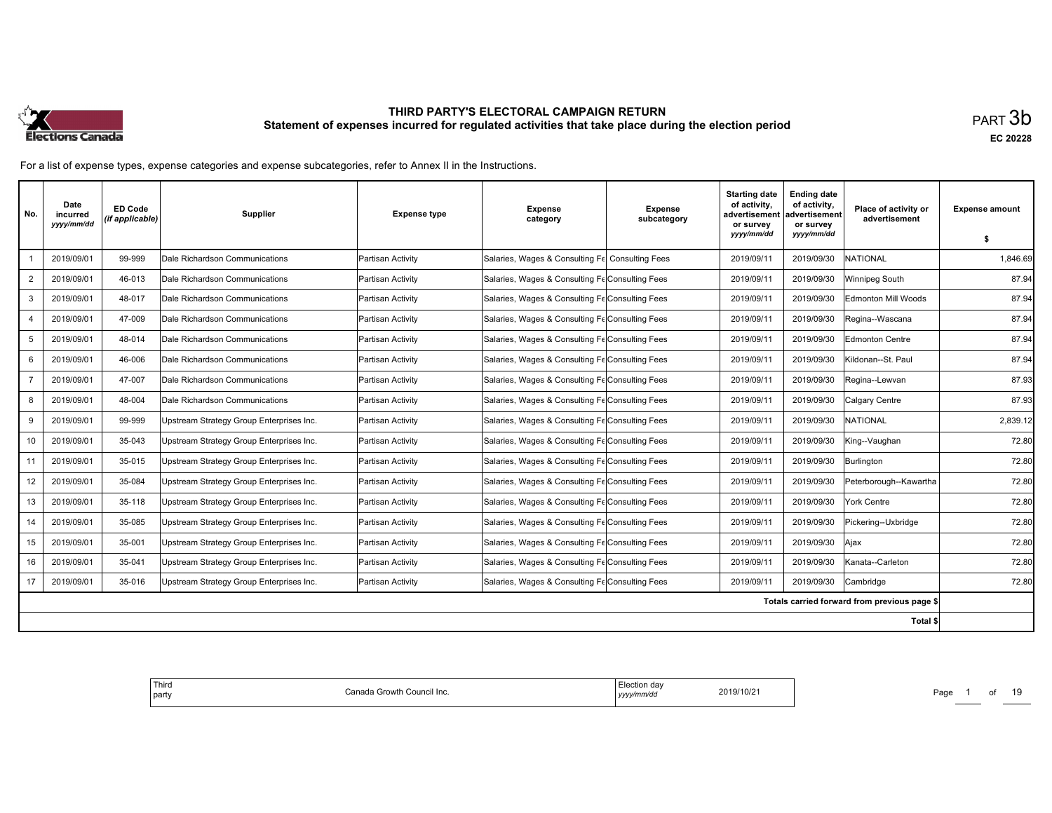# THIRD PARTY'S ELECTORAL CAMPAIGN RETURN

## Statement of expenses incurred for regulated activities that take place during the election period

PART 3b

EC 20228

For a list of expense types, expense categories and expense subcategories, refer to Annex II in the Instructions.

| No. | Date incurred *yyyy/mm/dd* | ED Code *(if applicable)* | Supplier | Expense type | Expense category | Expense subcategory | Starting date of activity, advertisement or survey *yyyy/mm/dd* | Ending date of activity, advertisement or survey *yyyy/mm/dd* | Place of activity or advertisement | Expense amount $ |
|---|---|---|---|---|---|---|---|---|---|---|
| 1 | 2019/09/01 | 99-999 | Dale Richardson Communications | Partisan Activity | Salaries, Wages & Consulting Fe | Consulting Fees | 2019/09/11 | 2019/09/30 | NATIONAL | 1,846.69 |
| 2 | 2019/09/01 | 46-013 | Dale Richardson Communications | Partisan Activity | Salaries, Wages & Consulting Fe | Consulting Fees | 2019/09/11 | 2019/09/30 | Winnipeg South | 87.94 |
| 3 | 2019/09/01 | 48-017 | Dale Richardson Communications | Partisan Activity | Salaries, Wages & Consulting Fe | Consulting Fees | 2019/09/11 | 2019/09/30 | Edmonton Mill Woods | 87.94 |
| 4 | 2019/09/01 | 47-009 | Dale Richardson Communications | Partisan Activity | Salaries, Wages & Consulting Fe | Consulting Fees | 2019/09/11 | 2019/09/30 | Regina--Wascana | 87.94 |
| 5 | 2019/09/01 | 48-014 | Dale Richardson Communications | Partisan Activity | Salaries, Wages & Consulting Fe | Consulting Fees | 2019/09/11 | 2019/09/30 | Edmonton Centre | 87.94 |
| 6 | 2019/09/01 | 46-006 | Dale Richardson Communications | Partisan Activity | Salaries, Wages & Consulting Fe | Consulting Fees | 2019/09/11 | 2019/09/30 | Kildonan--St. Paul | 87.94 |
| 7 | 2019/09/01 | 47-007 | Dale Richardson Communications | Partisan Activity | Salaries, Wages & Consulting Fe | Consulting Fees | 2019/09/11 | 2019/09/30 | Regina--Lewvan | 87.93 |
| 8 | 2019/09/01 | 48-004 | Dale Richardson Communications | Partisan Activity | Salaries, Wages & Consulting Fe | Consulting Fees | 2019/09/11 | 2019/09/30 | Calgary Centre | 87.93 |
| 9 | 2019/09/01 | 99-999 | Upstream Strategy Group Enterprises Inc. | Partisan Activity | Salaries, Wages & Consulting Fe | Consulting Fees | 2019/09/11 | 2019/09/30 | NATIONAL | 2,839.12 |
| 10 | 2019/09/01 | 35-043 | Upstream Strategy Group Enterprises Inc. | Partisan Activity | Salaries, Wages & Consulting Fe | Consulting Fees | 2019/09/11 | 2019/09/30 | King--Vaughan | 72.80 |
| 11 | 2019/09/01 | 35-015 | Upstream Strategy Group Enterprises Inc. | Partisan Activity | Salaries, Wages & Consulting Fe | Consulting Fees | 2019/09/11 | 2019/09/30 | Burlington | 72.80 |
| 12 | 2019/09/01 | 35-084 | Upstream Strategy Group Enterprises Inc. | Partisan Activity | Salaries, Wages & Consulting Fe | Consulting Fees | 2019/09/11 | 2019/09/30 | Peterborough--Kawartha | 72.80 |
| 13 | 2019/09/01 | 35-118 | Upstream Strategy Group Enterprises Inc. | Partisan Activity | Salaries, Wages & Consulting Fe | Consulting Fees | 2019/09/11 | 2019/09/30 | York Centre | 72.80 |
| 14 | 2019/09/01 | 35-085 | Upstream Strategy Group Enterprises Inc. | Partisan Activity | Salaries, Wages & Consulting Fe | Consulting Fees | 2019/09/11 | 2019/09/30 | Pickering--Uxbridge | 72.80 |
| 15 | 2019/09/01 | 35-001 | Upstream Strategy Group Enterprises Inc. | Partisan Activity | Salaries, Wages & Consulting Fe | Consulting Fees | 2019/09/11 | 2019/09/30 | Ajax | 72.80 |
| 16 | 2019/09/01 | 35-041 | Upstream Strategy Group Enterprises Inc. | Partisan Activity | Salaries, Wages & Consulting Fe | Consulting Fees | 2019/09/11 | 2019/09/30 | Kanata--Carleton | 72.80 |
| 17 | 2019/09/01 | 35-016 | Upstream Strategy Group Enterprises Inc. | Partisan Activity | Salaries, Wages & Consulting Fe | Consulting Fees | 2019/09/11 | 2019/09/30 | Cambridge | 72.80 |
| | | | | | | | | | Totals carried forward from previous page $ | |
| | | | | | | | | | Total $ | |

| Third party | Canada Growth Council Inc. | Election day *yyyy/mm/dd* | 2019/10/21 |
|---|---|---|---|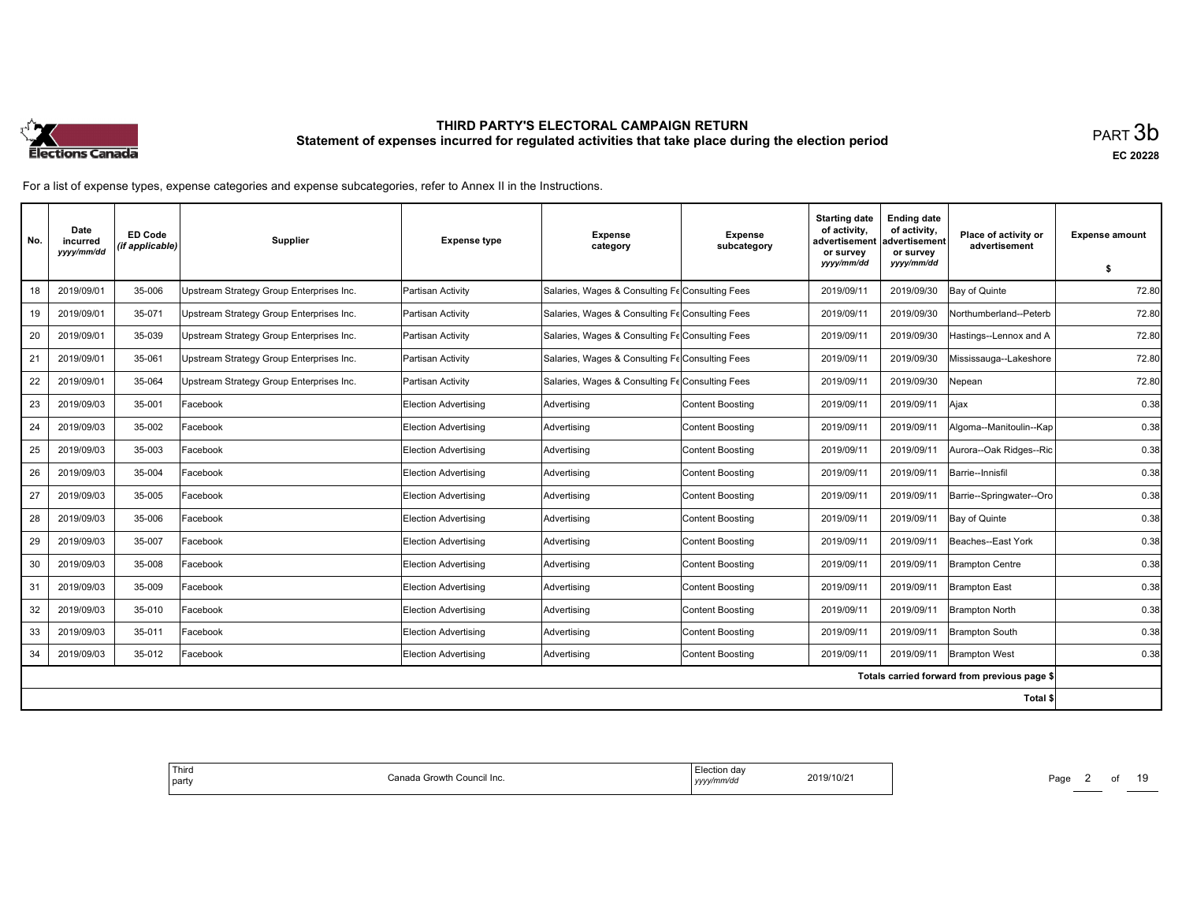# THIRD PARTY'S ELECTORAL CAMPAIGN RETURN

## Statement of expenses incurred for regulated activities that take place during the election period

PART 3b

**EC 20228**

For a list of expense types, expense categories and expense subcategories, refer to Annex II in the Instructions.

| No. | Date incurred *yyyy/mm/dd* | ED Code *(if applicable)* | Supplier | Expense type | Expense category | Expense subcategory | Starting date of activity, advertisement or survey *yyyy/mm/dd* | Ending date of activity, advertisement or survey *yyyy/mm/dd* | Place of activity or advertisement | Expense amount $ |
|---|---|---|---|---|---|---|---|---|---|---|
| 18 | 2019/09/01 | 35-006 | Upstream Strategy Group Enterprises Inc. | Partisan Activity | Salaries, Wages & Consulting Fe | Consulting Fees | 2019/09/11 | 2019/09/30 | Bay of Quinte | 72.80 |
| 19 | 2019/09/01 | 35-071 | Upstream Strategy Group Enterprises Inc. | Partisan Activity | Salaries, Wages & Consulting Fe | Consulting Fees | 2019/09/11 | 2019/09/30 | Northumberland--Peterb | 72.80 |
| 20 | 2019/09/01 | 35-039 | Upstream Strategy Group Enterprises Inc. | Partisan Activity | Salaries, Wages & Consulting Fe | Consulting Fees | 2019/09/11 | 2019/09/30 | Hastings--Lennox and A | 72.80 |
| 21 | 2019/09/01 | 35-061 | Upstream Strategy Group Enterprises Inc. | Partisan Activity | Salaries, Wages & Consulting Fe | Consulting Fees | 2019/09/11 | 2019/09/30 | Mississauga--Lakeshore | 72.80 |
| 22 | 2019/09/01 | 35-064 | Upstream Strategy Group Enterprises Inc. | Partisan Activity | Salaries, Wages & Consulting Fe | Consulting Fees | 2019/09/11 | 2019/09/30 | Nepean | 72.80 |
| 23 | 2019/09/03 | 35-001 | Facebook | Election Advertising | Advertising | Content Boosting | 2019/09/11 | 2019/09/11 | Ajax | 0.38 |
| 24 | 2019/09/03 | 35-002 | Facebook | Election Advertising | Advertising | Content Boosting | 2019/09/11 | 2019/09/11 | Algoma--Manitoulin--Kap | 0.38 |
| 25 | 2019/09/03 | 35-003 | Facebook | Election Advertising | Advertising | Content Boosting | 2019/09/11 | 2019/09/11 | Aurora--Oak Ridges--Ric | 0.38 |
| 26 | 2019/09/03 | 35-004 | Facebook | Election Advertising | Advertising | Content Boosting | 2019/09/11 | 2019/09/11 | Barrie--Innisfil | 0.38 |
| 27 | 2019/09/03 | 35-005 | Facebook | Election Advertising | Advertising | Content Boosting | 2019/09/11 | 2019/09/11 | Barrie--Springwater--Oro | 0.38 |
| 28 | 2019/09/03 | 35-006 | Facebook | Election Advertising | Advertising | Content Boosting | 2019/09/11 | 2019/09/11 | Bay of Quinte | 0.38 |
| 29 | 2019/09/03 | 35-007 | Facebook | Election Advertising | Advertising | Content Boosting | 2019/09/11 | 2019/09/11 | Beaches--East York | 0.38 |
| 30 | 2019/09/03 | 35-008 | Facebook | Election Advertising | Advertising | Content Boosting | 2019/09/11 | 2019/09/11 | Brampton Centre | 0.38 |
| 31 | 2019/09/03 | 35-009 | Facebook | Election Advertising | Advertising | Content Boosting | 2019/09/11 | 2019/09/11 | Brampton East | 0.38 |
| 32 | 2019/09/03 | 35-010 | Facebook | Election Advertising | Advertising | Content Boosting | 2019/09/11 | 2019/09/11 | Brampton North | 0.38 |
| 33 | 2019/09/03 | 35-011 | Facebook | Election Advertising | Advertising | Content Boosting | 2019/09/11 | 2019/09/11 | Brampton South | 0.38 |
| 34 | 2019/09/03 | 35-012 | Facebook | Election Advertising | Advertising | Content Boosting | 2019/09/11 | 2019/09/11 | Brampton West | 0.38 |
| | | | | | | | | | Totals carried forward from previous page $ | |
| | | | | | | | | | Total $ | |

| Third party | Canada Growth Council Inc. | Election day *yyyy/mm/dd* | 2019/10/21 |
|---|---|---|---|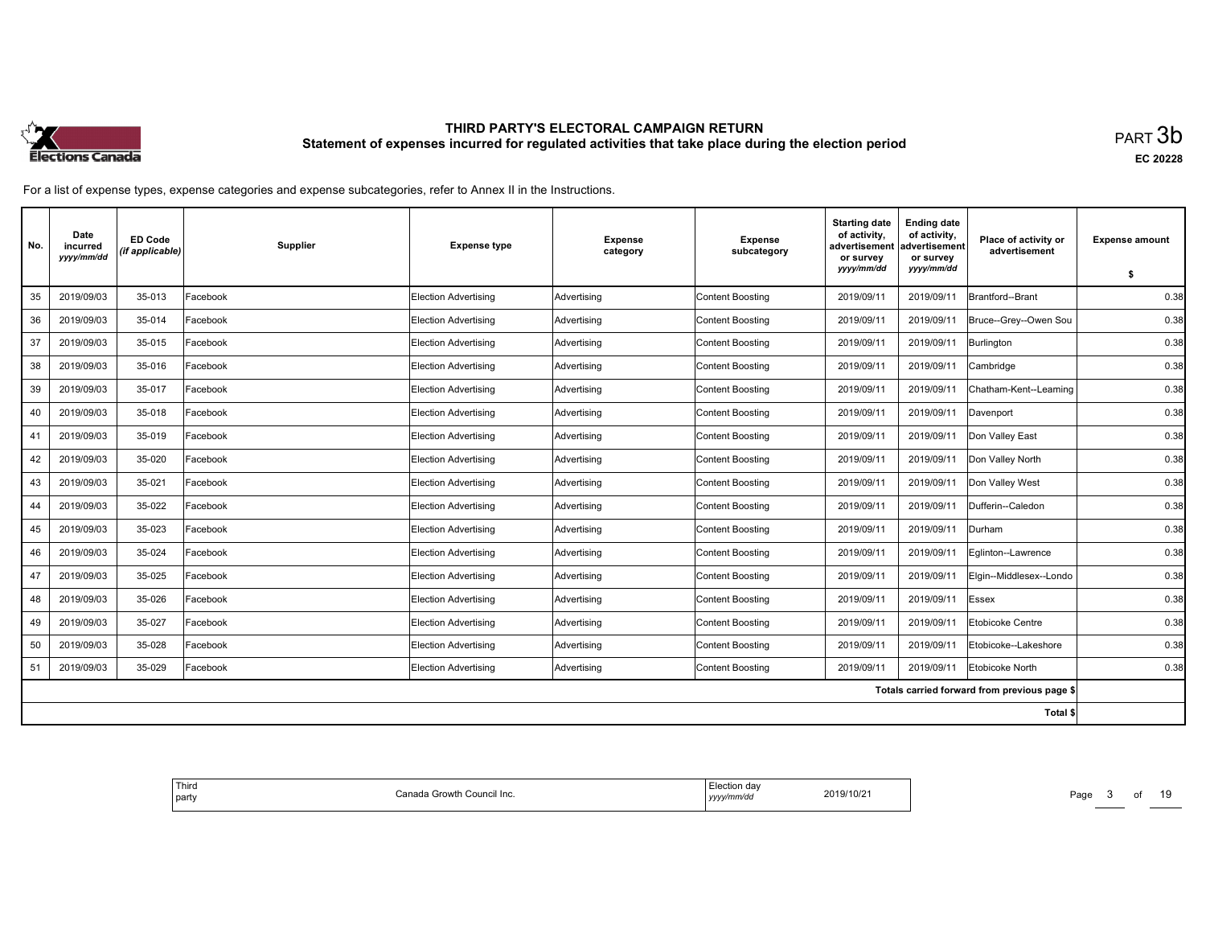# THIRD PARTY'S ELECTORAL CAMPAIGN RETURN
## Statement of expenses incurred for regulated activities that take place during the election period

PART 3b

EC 20228

For a list of expense types, expense categories and expense subcategories, refer to Annex II in the Instructions.

| No. | Date incurred *yyyy/mm/dd* | ED Code *(if applicable)* | Supplier | Expense type | Expense category | Expense subcategory | Starting date of activity, advertisement or survey *yyyy/mm/dd* | Ending date of activity, advertisement or survey *yyyy/mm/dd* | Place of activity or advertisement | Expense amount $ |
|---|---|---|---|---|---|---|---|---|---|---|
| 35 | 2019/09/03 | 35-013 | Facebook | Election Advertising | Advertising | Content Boosting | 2019/09/11 | 2019/09/11 | Brantford--Brant | 0.38 |
| 36 | 2019/09/03 | 35-014 | Facebook | Election Advertising | Advertising | Content Boosting | 2019/09/11 | 2019/09/11 | Bruce--Grey--Owen Sou | 0.38 |
| 37 | 2019/09/03 | 35-015 | Facebook | Election Advertising | Advertising | Content Boosting | 2019/09/11 | 2019/09/11 | Burlington | 0.38 |
| 38 | 2019/09/03 | 35-016 | Facebook | Election Advertising | Advertising | Content Boosting | 2019/09/11 | 2019/09/11 | Cambridge | 0.38 |
| 39 | 2019/09/03 | 35-017 | Facebook | Election Advertising | Advertising | Content Boosting | 2019/09/11 | 2019/09/11 | Chatham-Kent--Leaming | 0.38 |
| 40 | 2019/09/03 | 35-018 | Facebook | Election Advertising | Advertising | Content Boosting | 2019/09/11 | 2019/09/11 | Davenport | 0.38 |
| 41 | 2019/09/03 | 35-019 | Facebook | Election Advertising | Advertising | Content Boosting | 2019/09/11 | 2019/09/11 | Don Valley East | 0.38 |
| 42 | 2019/09/03 | 35-020 | Facebook | Election Advertising | Advertising | Content Boosting | 2019/09/11 | 2019/09/11 | Don Valley North | 0.38 |
| 43 | 2019/09/03 | 35-021 | Facebook | Election Advertising | Advertising | Content Boosting | 2019/09/11 | 2019/09/11 | Don Valley West | 0.38 |
| 44 | 2019/09/03 | 35-022 | Facebook | Election Advertising | Advertising | Content Boosting | 2019/09/11 | 2019/09/11 | Dufferin--Caledon | 0.38 |
| 45 | 2019/09/03 | 35-023 | Facebook | Election Advertising | Advertising | Content Boosting | 2019/09/11 | 2019/09/11 | Durham | 0.38 |
| 46 | 2019/09/03 | 35-024 | Facebook | Election Advertising | Advertising | Content Boosting | 2019/09/11 | 2019/09/11 | Eglinton--Lawrence | 0.38 |
| 47 | 2019/09/03 | 35-025 | Facebook | Election Advertising | Advertising | Content Boosting | 2019/09/11 | 2019/09/11 | Elgin--Middlesex--Londo | 0.38 |
| 48 | 2019/09/03 | 35-026 | Facebook | Election Advertising | Advertising | Content Boosting | 2019/09/11 | 2019/09/11 | Essex | 0.38 |
| 49 | 2019/09/03 | 35-027 | Facebook | Election Advertising | Advertising | Content Boosting | 2019/09/11 | 2019/09/11 | Etobicoke Centre | 0.38 |
| 50 | 2019/09/03 | 35-028 | Facebook | Election Advertising | Advertising | Content Boosting | 2019/09/11 | 2019/09/11 | Etobicoke--Lakeshore | 0.38 |
| 51 | 2019/09/03 | 35-029 | Facebook | Election Advertising | Advertising | Content Boosting | 2019/09/11 | 2019/09/11 | Etobicoke North | 0.38 |
| | | | | | | | | | Totals carried forward from previous page $ | |
| | | | | | | | | | Total $ | |

| Third party | Canada Growth Council Inc. | Election day *yyyy/mm/dd* | 2019/10/21 |
|---|---|---|---|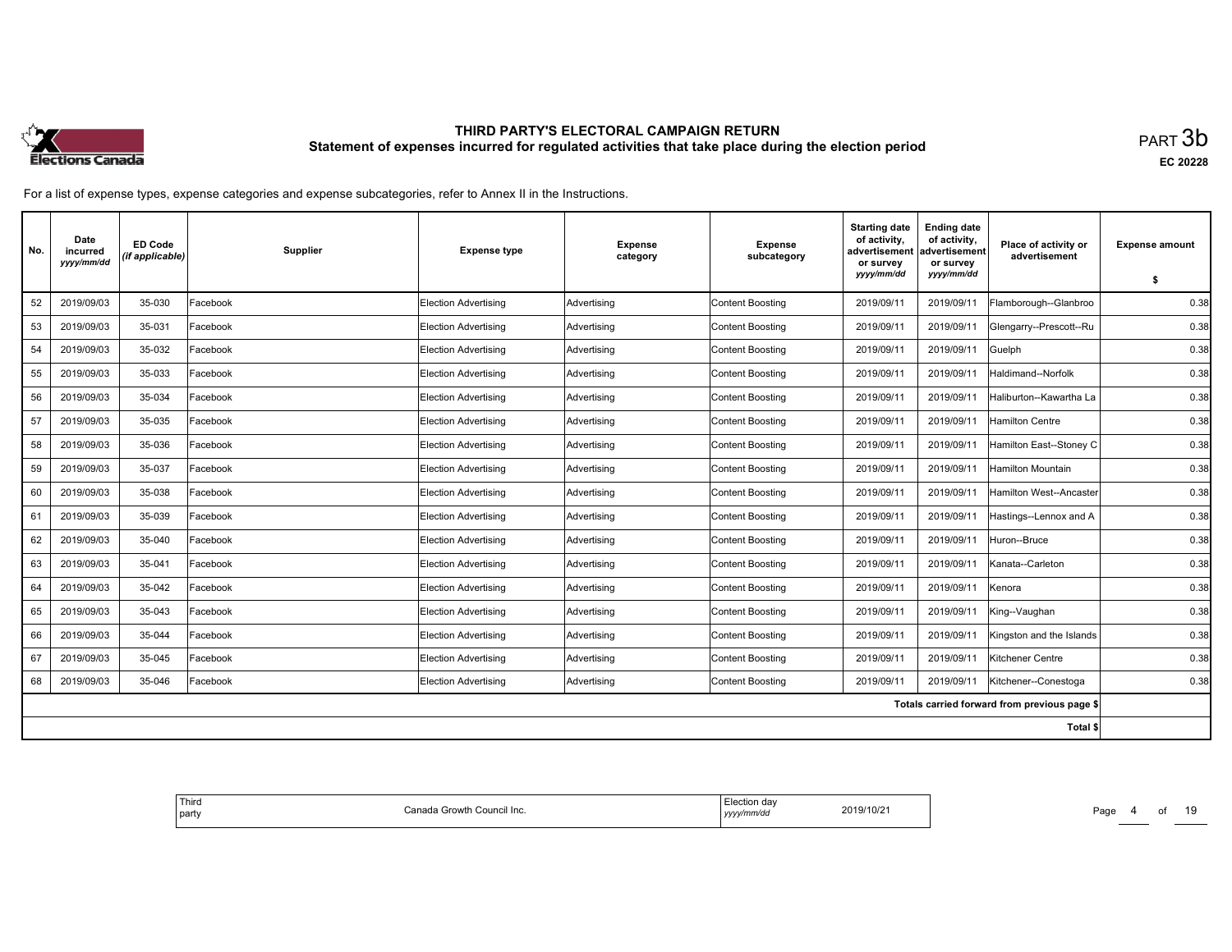# THIRD PARTY'S ELECTORAL CAMPAIGN RETURN
## Statement of expenses incurred for regulated activities that take place during the election period

PART 3b

EC 20228

For a list of expense types, expense categories and expense subcategories, refer to Annex II in the Instructions.

| No. | Date incurred *yyyy/mm/dd* | ED Code *(if applicable)* | Supplier | Expense type | Expense category | Expense subcategory | Starting date of activity, advertisement or survey *yyyy/mm/dd* | Ending date of activity, advertisement or survey *yyyy/mm/dd* | Place of activity or advertisement | Expense amount $ |
|---|---|---|---|---|---|---|---|---|---|---|
| 52 | 2019/09/03 | 35-030 | Facebook | Election Advertising | Advertising | Content Boosting | 2019/09/11 | 2019/09/11 | Flamborough--Glanbroo | 0.38 |
| 53 | 2019/09/03 | 35-031 | Facebook | Election Advertising | Advertising | Content Boosting | 2019/09/11 | 2019/09/11 | Glengarry--Prescott--Ru | 0.38 |
| 54 | 2019/09/03 | 35-032 | Facebook | Election Advertising | Advertising | Content Boosting | 2019/09/11 | 2019/09/11 | Guelph | 0.38 |
| 55 | 2019/09/03 | 35-033 | Facebook | Election Advertising | Advertising | Content Boosting | 2019/09/11 | 2019/09/11 | Haldimand--Norfolk | 0.38 |
| 56 | 2019/09/03 | 35-034 | Facebook | Election Advertising | Advertising | Content Boosting | 2019/09/11 | 2019/09/11 | Haliburton--Kawartha La | 0.38 |
| 57 | 2019/09/03 | 35-035 | Facebook | Election Advertising | Advertising | Content Boosting | 2019/09/11 | 2019/09/11 | Hamilton Centre | 0.38 |
| 58 | 2019/09/03 | 35-036 | Facebook | Election Advertising | Advertising | Content Boosting | 2019/09/11 | 2019/09/11 | Hamilton East--Stoney C | 0.38 |
| 59 | 2019/09/03 | 35-037 | Facebook | Election Advertising | Advertising | Content Boosting | 2019/09/11 | 2019/09/11 | Hamilton Mountain | 0.38 |
| 60 | 2019/09/03 | 35-038 | Facebook | Election Advertising | Advertising | Content Boosting | 2019/09/11 | 2019/09/11 | Hamilton West--Ancaster | 0.38 |
| 61 | 2019/09/03 | 35-039 | Facebook | Election Advertising | Advertising | Content Boosting | 2019/09/11 | 2019/09/11 | Hastings--Lennox and A | 0.38 |
| 62 | 2019/09/03 | 35-040 | Facebook | Election Advertising | Advertising | Content Boosting | 2019/09/11 | 2019/09/11 | Huron--Bruce | 0.38 |
| 63 | 2019/09/03 | 35-041 | Facebook | Election Advertising | Advertising | Content Boosting | 2019/09/11 | 2019/09/11 | Kanata--Carleton | 0.38 |
| 64 | 2019/09/03 | 35-042 | Facebook | Election Advertising | Advertising | Content Boosting | 2019/09/11 | 2019/09/11 | Kenora | 0.38 |
| 65 | 2019/09/03 | 35-043 | Facebook | Election Advertising | Advertising | Content Boosting | 2019/09/11 | 2019/09/11 | King--Vaughan | 0.38 |
| 66 | 2019/09/03 | 35-044 | Facebook | Election Advertising | Advertising | Content Boosting | 2019/09/11 | 2019/09/11 | Kingston and the Islands | 0.38 |
| 67 | 2019/09/03 | 35-045 | Facebook | Election Advertising | Advertising | Content Boosting | 2019/09/11 | 2019/09/11 | Kitchener Centre | 0.38 |
| 68 | 2019/09/03 | 35-046 | Facebook | Election Advertising | Advertising | Content Boosting | 2019/09/11 | 2019/09/11 | Kitchener--Conestoga | 0.38 |
| | | | | | | | | | Totals carried forward from previous page $ | |
| | | | | | | | | | Total $ | |

| Third party | Canada Growth Council Inc. | Election day *yyyy/mm/dd* | 2019/10/21 |
|---|---|---|---|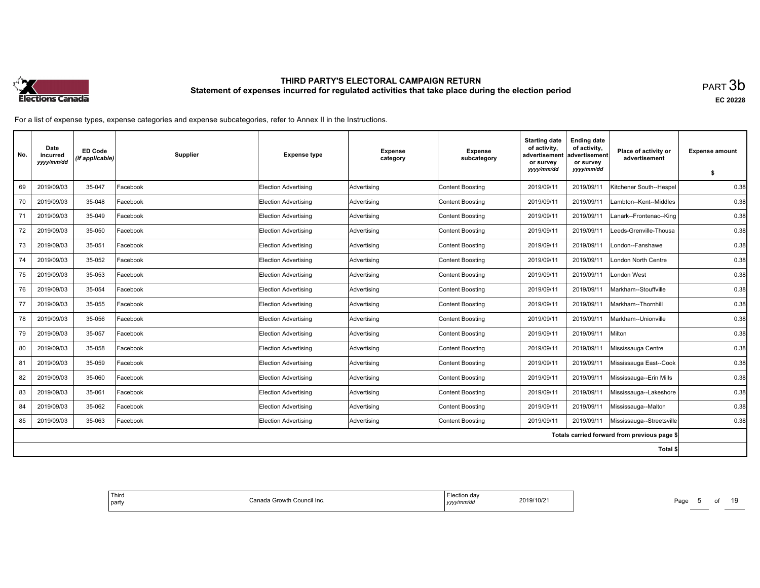# THIRD PARTY'S ELECTORAL CAMPAIGN RETURN
## Statement of expenses incurred for regulated activities that take place during the election period

PART 3b

EC 20228

For a list of expense types, expense categories and expense subcategories, refer to Annex II in the Instructions.

| No. | Date incurred *yyyy/mm/dd* | ED Code *(if applicable)* | Supplier | Expense type | Expense category | Expense subcategory | Starting date of activity, advertisement or survey *yyyy/mm/dd* | Ending date of activity, advertisement or survey *yyyy/mm/dd* | Place of activity or advertisement | Expense amount $ |
|---|---|---|---|---|---|---|---|---|---|---|
| 69 | 2019/09/03 | 35-047 | Facebook | Election Advertising | Advertising | Content Boosting | 2019/09/11 | 2019/09/11 | Kitchener South--Hespel | 0.38 |
| 70 | 2019/09/03 | 35-048 | Facebook | Election Advertising | Advertising | Content Boosting | 2019/09/11 | 2019/09/11 | Lambton--Kent--Middles | 0.38 |
| 71 | 2019/09/03 | 35-049 | Facebook | Election Advertising | Advertising | Content Boosting | 2019/09/11 | 2019/09/11 | Lanark--Frontenac--King | 0.38 |
| 72 | 2019/09/03 | 35-050 | Facebook | Election Advertising | Advertising | Content Boosting | 2019/09/11 | 2019/09/11 | Leeds-Grenville-Thousa | 0.38 |
| 73 | 2019/09/03 | 35-051 | Facebook | Election Advertising | Advertising | Content Boosting | 2019/09/11 | 2019/09/11 | London--Fanshawe | 0.38 |
| 74 | 2019/09/03 | 35-052 | Facebook | Election Advertising | Advertising | Content Boosting | 2019/09/11 | 2019/09/11 | London North Centre | 0.38 |
| 75 | 2019/09/03 | 35-053 | Facebook | Election Advertising | Advertising | Content Boosting | 2019/09/11 | 2019/09/11 | London West | 0.38 |
| 76 | 2019/09/03 | 35-054 | Facebook | Election Advertising | Advertising | Content Boosting | 2019/09/11 | 2019/09/11 | Markham--Stouffville | 0.38 |
| 77 | 2019/09/03 | 35-055 | Facebook | Election Advertising | Advertising | Content Boosting | 2019/09/11 | 2019/09/11 | Markham--Thornhill | 0.38 |
| 78 | 2019/09/03 | 35-056 | Facebook | Election Advertising | Advertising | Content Boosting | 2019/09/11 | 2019/09/11 | Markham--Unionville | 0.38 |
| 79 | 2019/09/03 | 35-057 | Facebook | Election Advertising | Advertising | Content Boosting | 2019/09/11 | 2019/09/11 | Milton | 0.38 |
| 80 | 2019/09/03 | 35-058 | Facebook | Election Advertising | Advertising | Content Boosting | 2019/09/11 | 2019/09/11 | Mississauga Centre | 0.38 |
| 81 | 2019/09/03 | 35-059 | Facebook | Election Advertising | Advertising | Content Boosting | 2019/09/11 | 2019/09/11 | Mississauga East--Cook | 0.38 |
| 82 | 2019/09/03 | 35-060 | Facebook | Election Advertising | Advertising | Content Boosting | 2019/09/11 | 2019/09/11 | Mississauga--Erin Mills | 0.38 |
| 83 | 2019/09/03 | 35-061 | Facebook | Election Advertising | Advertising | Content Boosting | 2019/09/11 | 2019/09/11 | Mississauga--Lakeshore | 0.38 |
| 84 | 2019/09/03 | 35-062 | Facebook | Election Advertising | Advertising | Content Boosting | 2019/09/11 | 2019/09/11 | Mississauga--Malton | 0.38 |
| 85 | 2019/09/03 | 35-063 | Facebook | Election Advertising | Advertising | Content Boosting | 2019/09/11 | 2019/09/11 | Mississauga--Streetsville | 0.38 |
| | | | | | | | | | Totals carried forward from previous page $ | |
| | | | | | | | | | Total $ | |

| Third party | Canada Growth Council Inc. | Election day *yyyy/mm/dd* | 2019/10/21 |
|---|---|---|---|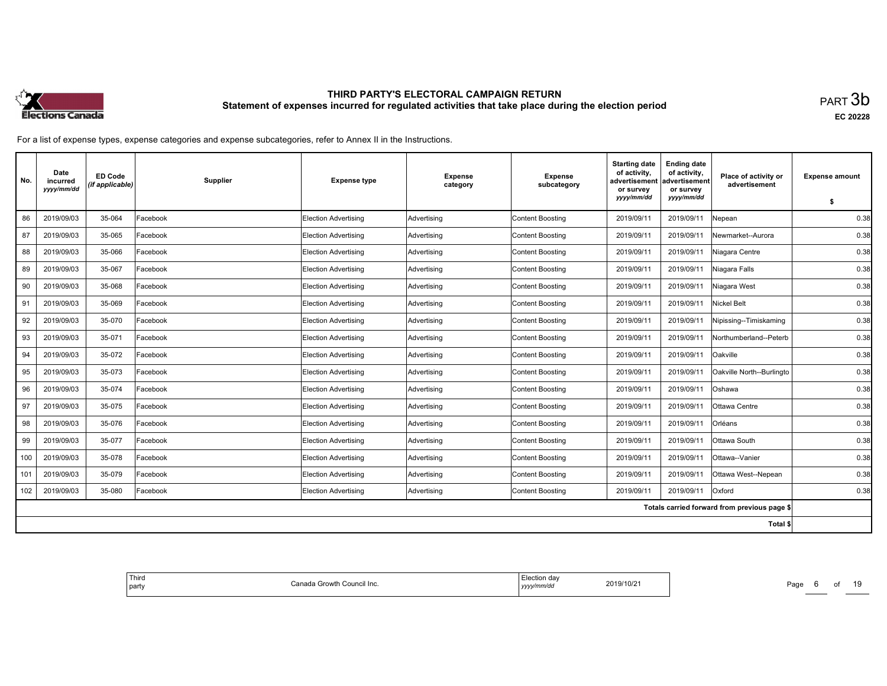# THIRD PARTY'S ELECTORAL CAMPAIGN RETURN

## Statement of expenses incurred for regulated activities that take place during the election period

PART 3b

EC 20228

For a list of expense types, expense categories and expense subcategories, refer to Annex II in the Instructions.

| No. | Date incurred *yyyy/mm/dd* | ED Code *(if applicable)* | Supplier | Expense type | Expense category | Expense subcategory | Starting date of activity, advertisement or survey *yyyy/mm/dd* | Ending date of activity, advertisement or survey *yyyy/mm/dd* | Place of activity or advertisement | Expense amount $ |
|---|---|---|---|---|---|---|---|---|---|---|
| 86 | 2019/09/03 | 35-064 | Facebook | Election Advertising | Advertising | Content Boosting | 2019/09/11 | 2019/09/11 | Nepean | 0.38 |
| 87 | 2019/09/03 | 35-065 | Facebook | Election Advertising | Advertising | Content Boosting | 2019/09/11 | 2019/09/11 | Newmarket--Aurora | 0.38 |
| 88 | 2019/09/03 | 35-066 | Facebook | Election Advertising | Advertising | Content Boosting | 2019/09/11 | 2019/09/11 | Niagara Centre | 0.38 |
| 89 | 2019/09/03 | 35-067 | Facebook | Election Advertising | Advertising | Content Boosting | 2019/09/11 | 2019/09/11 | Niagara Falls | 0.38 |
| 90 | 2019/09/03 | 35-068 | Facebook | Election Advertising | Advertising | Content Boosting | 2019/09/11 | 2019/09/11 | Niagara West | 0.38 |
| 91 | 2019/09/03 | 35-069 | Facebook | Election Advertising | Advertising | Content Boosting | 2019/09/11 | 2019/09/11 | Nickel Belt | 0.38 |
| 92 | 2019/09/03 | 35-070 | Facebook | Election Advertising | Advertising | Content Boosting | 2019/09/11 | 2019/09/11 | Nipissing--Timiskaming | 0.38 |
| 93 | 2019/09/03 | 35-071 | Facebook | Election Advertising | Advertising | Content Boosting | 2019/09/11 | 2019/09/11 | Northumberland--Peterb | 0.38 |
| 94 | 2019/09/03 | 35-072 | Facebook | Election Advertising | Advertising | Content Boosting | 2019/09/11 | 2019/09/11 | Oakville | 0.38 |
| 95 | 2019/09/03 | 35-073 | Facebook | Election Advertising | Advertising | Content Boosting | 2019/09/11 | 2019/09/11 | Oakville North--Burlingto | 0.38 |
| 96 | 2019/09/03 | 35-074 | Facebook | Election Advertising | Advertising | Content Boosting | 2019/09/11 | 2019/09/11 | Oshawa | 0.38 |
| 97 | 2019/09/03 | 35-075 | Facebook | Election Advertising | Advertising | Content Boosting | 2019/09/11 | 2019/09/11 | Ottawa Centre | 0.38 |
| 98 | 2019/09/03 | 35-076 | Facebook | Election Advertising | Advertising | Content Boosting | 2019/09/11 | 2019/09/11 | Orléans | 0.38 |
| 99 | 2019/09/03 | 35-077 | Facebook | Election Advertising | Advertising | Content Boosting | 2019/09/11 | 2019/09/11 | Ottawa South | 0.38 |
| 100 | 2019/09/03 | 35-078 | Facebook | Election Advertising | Advertising | Content Boosting | 2019/09/11 | 2019/09/11 | Ottawa--Vanier | 0.38 |
| 101 | 2019/09/03 | 35-079 | Facebook | Election Advertising | Advertising | Content Boosting | 2019/09/11 | 2019/09/11 | Ottawa West--Nepean | 0.38 |
| 102 | 2019/09/03 | 35-080 | Facebook | Election Advertising | Advertising | Content Boosting | 2019/09/11 | 2019/09/11 | Oxford | 0.38 |
| | | | | | | | | | Totals carried forward from previous page $ | |
| | | | | | | | | | Total $ | |

| Third party | Canada Growth Council Inc. | Election day *yyyy/mm/dd* | 2019/10/21 |
|---|---|---|---|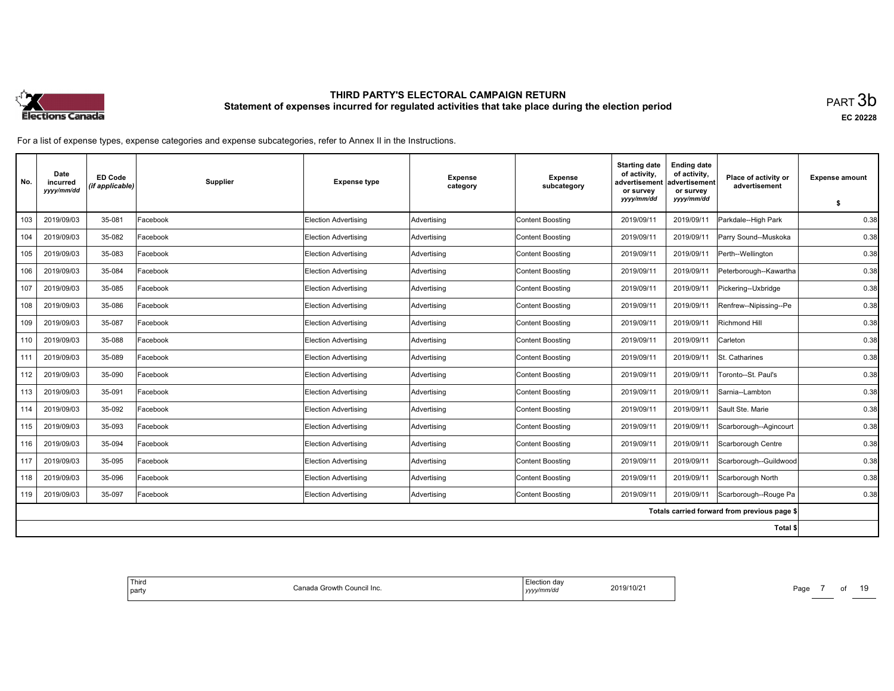# THIRD PARTY'S ELECTORAL CAMPAIGN RETURN

## Statement of expenses incurred for regulated activities that take place during the election period

PART 3b

EC 20228

For a list of expense types, expense categories and expense subcategories, refer to Annex II in the Instructions.

| No. | Date incurred *yyyy/mm/dd* | ED Code *(if applicable)* | Supplier | Expense type | Expense category | Expense subcategory | Starting date of activity, advertisement or survey *yyyy/mm/dd* | Ending date of activity, advertisement or survey *yyyy/mm/dd* | Place of activity or advertisement | Expense amount $ |
|---|---|---|---|---|---|---|---|---|---|---|
| 103 | 2019/09/03 | 35-081 | Facebook | Election Advertising | Advertising | Content Boosting | 2019/09/11 | 2019/09/11 | Parkdale--High Park | 0.38 |
| 104 | 2019/09/03 | 35-082 | Facebook | Election Advertising | Advertising | Content Boosting | 2019/09/11 | 2019/09/11 | Parry Sound--Muskoka | 0.38 |
| 105 | 2019/09/03 | 35-083 | Facebook | Election Advertising | Advertising | Content Boosting | 2019/09/11 | 2019/09/11 | Perth--Wellington | 0.38 |
| 106 | 2019/09/03 | 35-084 | Facebook | Election Advertising | Advertising | Content Boosting | 2019/09/11 | 2019/09/11 | Peterborough--Kawartha | 0.38 |
| 107 | 2019/09/03 | 35-085 | Facebook | Election Advertising | Advertising | Content Boosting | 2019/09/11 | 2019/09/11 | Pickering--Uxbridge | 0.38 |
| 108 | 2019/09/03 | 35-086 | Facebook | Election Advertising | Advertising | Content Boosting | 2019/09/11 | 2019/09/11 | Renfrew--Nipissing--Pe | 0.38 |
| 109 | 2019/09/03 | 35-087 | Facebook | Election Advertising | Advertising | Content Boosting | 2019/09/11 | 2019/09/11 | Richmond Hill | 0.38 |
| 110 | 2019/09/03 | 35-088 | Facebook | Election Advertising | Advertising | Content Boosting | 2019/09/11 | 2019/09/11 | Carleton | 0.38 |
| 111 | 2019/09/03 | 35-089 | Facebook | Election Advertising | Advertising | Content Boosting | 2019/09/11 | 2019/09/11 | St. Catharines | 0.38 |
| 112 | 2019/09/03 | 35-090 | Facebook | Election Advertising | Advertising | Content Boosting | 2019/09/11 | 2019/09/11 | Toronto--St. Paul's | 0.38 |
| 113 | 2019/09/03 | 35-091 | Facebook | Election Advertising | Advertising | Content Boosting | 2019/09/11 | 2019/09/11 | Sarnia--Lambton | 0.38 |
| 114 | 2019/09/03 | 35-092 | Facebook | Election Advertising | Advertising | Content Boosting | 2019/09/11 | 2019/09/11 | Sault Ste. Marie | 0.38 |
| 115 | 2019/09/03 | 35-093 | Facebook | Election Advertising | Advertising | Content Boosting | 2019/09/11 | 2019/09/11 | Scarborough--Agincourt | 0.38 |
| 116 | 2019/09/03 | 35-094 | Facebook | Election Advertising | Advertising | Content Boosting | 2019/09/11 | 2019/09/11 | Scarborough Centre | 0.38 |
| 117 | 2019/09/03 | 35-095 | Facebook | Election Advertising | Advertising | Content Boosting | 2019/09/11 | 2019/09/11 | Scarborough--Guildwood | 0.38 |
| 118 | 2019/09/03 | 35-096 | Facebook | Election Advertising | Advertising | Content Boosting | 2019/09/11 | 2019/09/11 | Scarborough North | 0.38 |
| 119 | 2019/09/03 | 35-097 | Facebook | Election Advertising | Advertising | Content Boosting | 2019/09/11 | 2019/09/11 | Scarborough--Rouge Pa | 0.38 |
| | | | | | | | | | Totals carried forward from previous page $ | |
| | | | | | | | | | Total $ | |

| Third party | Canada Growth Council Inc. | Election day *yyyy/mm/dd* | 2019/10/21 |
|---|---|---|---|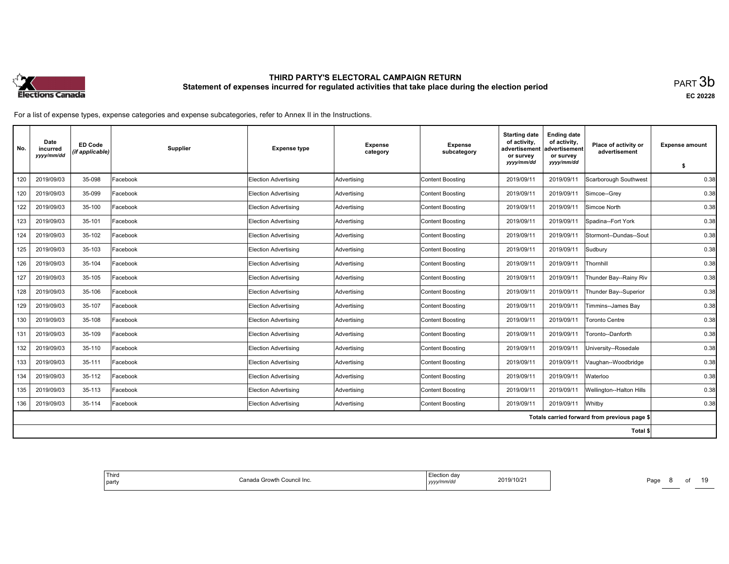# THIRD PARTY'S ELECTORAL CAMPAIGN RETURN

## Statement of expenses incurred for regulated activities that take place during the election period

PART 3b

EC 20228

For a list of expense types, expense categories and expense subcategories, refer to Annex II in the Instructions.

| No. | Date incurred *yyyy/mm/dd* | ED Code *(if applicable)* | Supplier | Expense type | Expense category | Expense subcategory | Starting date of activity, advertisement or survey *yyyy/mm/dd* | Ending date of activity, advertisement or survey *yyyy/mm/dd* | Place of activity or advertisement | Expense amount $ |
|---|---|---|---|---|---|---|---|---|---|---|
| 120 | 2019/09/03 | 35-098 | Facebook | Election Advertising | Advertising | Content Boosting | 2019/09/11 | 2019/09/11 | Scarborough Southwest | 0.38 |
| 120 | 2019/09/03 | 35-099 | Facebook | Election Advertising | Advertising | Content Boosting | 2019/09/11 | 2019/09/11 | Simcoe--Grey | 0.38 |
| 122 | 2019/09/03 | 35-100 | Facebook | Election Advertising | Advertising | Content Boosting | 2019/09/11 | 2019/09/11 | Simcoe North | 0.38 |
| 123 | 2019/09/03 | 35-101 | Facebook | Election Advertising | Advertising | Content Boosting | 2019/09/11 | 2019/09/11 | Spadina--Fort York | 0.38 |
| 124 | 2019/09/03 | 35-102 | Facebook | Election Advertising | Advertising | Content Boosting | 2019/09/11 | 2019/09/11 | Stormont--Dundas--Sout | 0.38 |
| 125 | 2019/09/03 | 35-103 | Facebook | Election Advertising | Advertising | Content Boosting | 2019/09/11 | 2019/09/11 | Sudbury | 0.38 |
| 126 | 2019/09/03 | 35-104 | Facebook | Election Advertising | Advertising | Content Boosting | 2019/09/11 | 2019/09/11 | Thornhill | 0.38 |
| 127 | 2019/09/03 | 35-105 | Facebook | Election Advertising | Advertising | Content Boosting | 2019/09/11 | 2019/09/11 | Thunder Bay--Rainy Riv | 0.38 |
| 128 | 2019/09/03 | 35-106 | Facebook | Election Advertising | Advertising | Content Boosting | 2019/09/11 | 2019/09/11 | Thunder Bay--Superior | 0.38 |
| 129 | 2019/09/03 | 35-107 | Facebook | Election Advertising | Advertising | Content Boosting | 2019/09/11 | 2019/09/11 | Timmins--James Bay | 0.38 |
| 130 | 2019/09/03 | 35-108 | Facebook | Election Advertising | Advertising | Content Boosting | 2019/09/11 | 2019/09/11 | Toronto Centre | 0.38 |
| 131 | 2019/09/03 | 35-109 | Facebook | Election Advertising | Advertising | Content Boosting | 2019/09/11 | 2019/09/11 | Toronto--Danforth | 0.38 |
| 132 | 2019/09/03 | 35-110 | Facebook | Election Advertising | Advertising | Content Boosting | 2019/09/11 | 2019/09/11 | University--Rosedale | 0.38 |
| 133 | 2019/09/03 | 35-111 | Facebook | Election Advertising | Advertising | Content Boosting | 2019/09/11 | 2019/09/11 | Vaughan--Woodbridge | 0.38 |
| 134 | 2019/09/03 | 35-112 | Facebook | Election Advertising | Advertising | Content Boosting | 2019/09/11 | 2019/09/11 | Waterloo | 0.38 |
| 135 | 2019/09/03 | 35-113 | Facebook | Election Advertising | Advertising | Content Boosting | 2019/09/11 | 2019/09/11 | Wellington--Halton Hills | 0.38 |
| 136 | 2019/09/03 | 35-114 | Facebook | Election Advertising | Advertising | Content Boosting | 2019/09/11 | 2019/09/11 | Whitby | 0.38 |
| | | | | | | | | | Totals carried forward from previous page $ | |
| | | | | | | | | | Total $ | |

| Third party | Canada Growth Council Inc. | Election day *yyyy/mm/dd* | 2019/10/21 |
|---|---|---|---|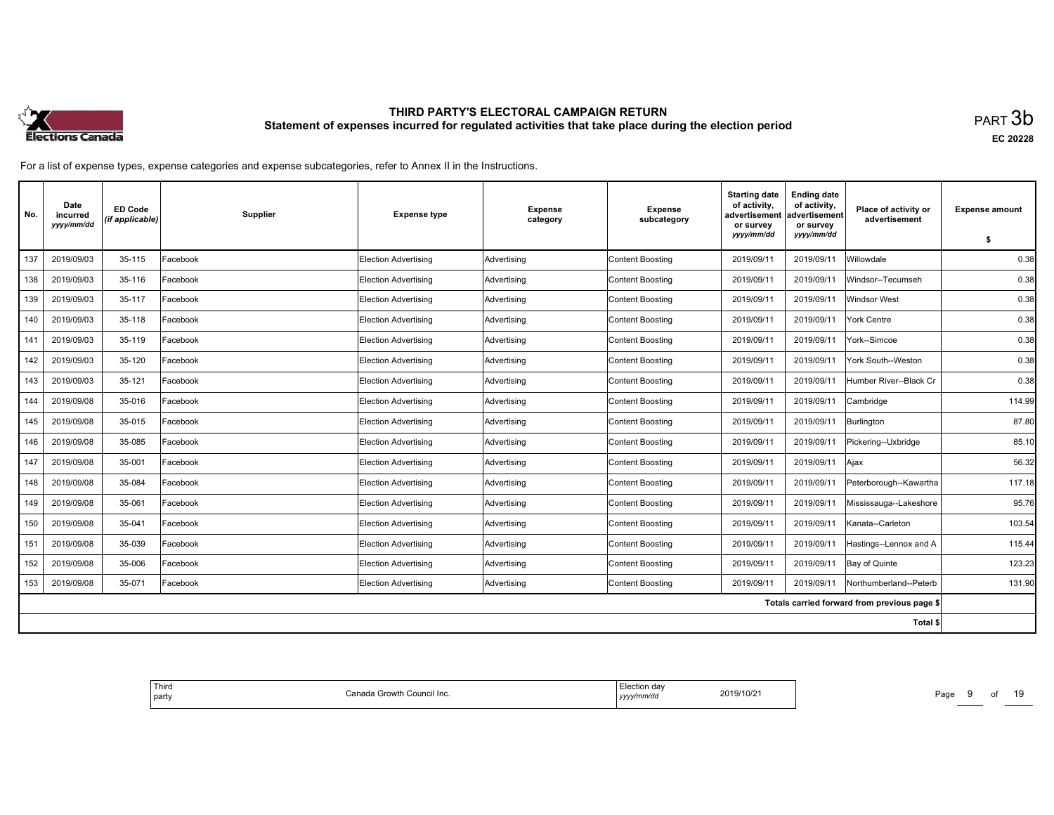# THIRD PARTY'S ELECTORAL CAMPAIGN RETURN
## Statement of expenses incurred for regulated activities that take place during the election period

PART 3b

EC 20228

For a list of expense types, expense categories and expense subcategories, refer to Annex II in the Instructions.

| No. | Date incurred *yyyy/mm/dd* | ED Code *(if applicable)* | Supplier | Expense type | Expense category | Expense subcategory | Starting date of activity, advertisement or survey *yyyy/mm/dd* | Ending date of activity, advertisement or survey *yyyy/mm/dd* | Place of activity or advertisement | Expense amount $ |
|---|---|---|---|---|---|---|---|---|---|---|
| 137 | 2019/09/03 | 35-115 | Facebook | Election Advertising | Advertising | Content Boosting | 2019/09/11 | 2019/09/11 | Willowdale | 0.38 |
| 138 | 2019/09/03 | 35-116 | Facebook | Election Advertising | Advertising | Content Boosting | 2019/09/11 | 2019/09/11 | Windsor--Tecumseh | 0.38 |
| 139 | 2019/09/03 | 35-117 | Facebook | Election Advertising | Advertising | Content Boosting | 2019/09/11 | 2019/09/11 | Windsor West | 0.38 |
| 140 | 2019/09/03 | 35-118 | Facebook | Election Advertising | Advertising | Content Boosting | 2019/09/11 | 2019/09/11 | York Centre | 0.38 |
| 141 | 2019/09/03 | 35-119 | Facebook | Election Advertising | Advertising | Content Boosting | 2019/09/11 | 2019/09/11 | York--Simcoe | 0.38 |
| 142 | 2019/09/03 | 35-120 | Facebook | Election Advertising | Advertising | Content Boosting | 2019/09/11 | 2019/09/11 | York South--Weston | 0.38 |
| 143 | 2019/09/03 | 35-121 | Facebook | Election Advertising | Advertising | Content Boosting | 2019/09/11 | 2019/09/11 | Humber River--Black Cr | 0.38 |
| 144 | 2019/09/08 | 35-016 | Facebook | Election Advertising | Advertising | Content Boosting | 2019/09/11 | 2019/09/11 | Cambridge | 114.99 |
| 145 | 2019/09/08 | 35-015 | Facebook | Election Advertising | Advertising | Content Boosting | 2019/09/11 | 2019/09/11 | Burlington | 87.80 |
| 146 | 2019/09/08 | 35-085 | Facebook | Election Advertising | Advertising | Content Boosting | 2019/09/11 | 2019/09/11 | Pickering--Uxbridge | 85.10 |
| 147 | 2019/09/08 | 35-001 | Facebook | Election Advertising | Advertising | Content Boosting | 2019/09/11 | 2019/09/11 | Ajax | 56.32 |
| 148 | 2019/09/08 | 35-084 | Facebook | Election Advertising | Advertising | Content Boosting | 2019/09/11 | 2019/09/11 | Peterborough--Kawartha | 117.18 |
| 149 | 2019/09/08 | 35-061 | Facebook | Election Advertising | Advertising | Content Boosting | 2019/09/11 | 2019/09/11 | Mississauga--Lakeshore | 95.76 |
| 150 | 2019/09/08 | 35-041 | Facebook | Election Advertising | Advertising | Content Boosting | 2019/09/11 | 2019/09/11 | Kanata--Carleton | 103.54 |
| 151 | 2019/09/08 | 35-039 | Facebook | Election Advertising | Advertising | Content Boosting | 2019/09/11 | 2019/09/11 | Hastings--Lennox and A | 115.44 |
| 152 | 2019/09/08 | 35-006 | Facebook | Election Advertising | Advertising | Content Boosting | 2019/09/11 | 2019/09/11 | Bay of Quinte | 123.23 |
| 153 | 2019/09/08 | 35-071 | Facebook | Election Advertising | Advertising | Content Boosting | 2019/09/11 | 2019/09/11 | Northumberland--Peterb | 131.90 |
| | | | | | | | | | Totals carried forward from previous page $ | |
| | | | | | | | | | Total $ | |

| Third party | Canada Growth Council Inc. | Election day *yyyy/mm/dd* | 2019/10/21 |
|---|---|---|---|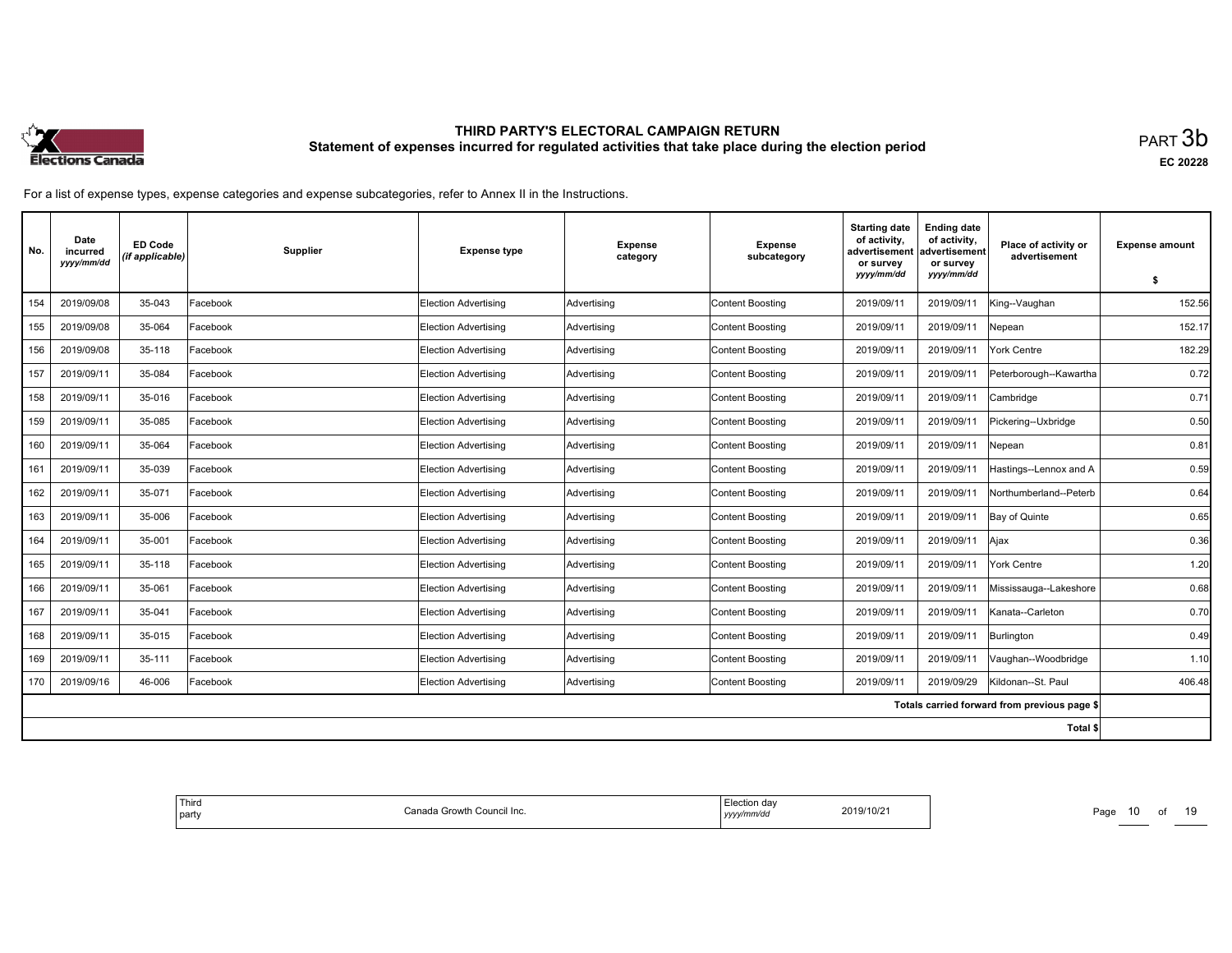# THIRD PARTY'S ELECTORAL CAMPAIGN RETURN
## Statement of expenses incurred for regulated activities that take place during the election period

PART 3b

EC 20228

For a list of expense types, expense categories and expense subcategories, refer to Annex II in the Instructions.

| No. | Date incurred *yyyy/mm/dd* | ED Code *(if applicable)* | Supplier | Expense type | Expense category | Expense subcategory | Starting date of activity, advertisement or survey *yyyy/mm/dd* | Ending date of activity, advertisement or survey *yyyy/mm/dd* | Place of activity or advertisement | Expense amount $ |
|---|---|---|---|---|---|---|---|---|---|---|
| 154 | 2019/09/08 | 35-043 | Facebook | Election Advertising | Advertising | Content Boosting | 2019/09/11 | 2019/09/11 | King--Vaughan | 152.56 |
| 155 | 2019/09/08 | 35-064 | Facebook | Election Advertising | Advertising | Content Boosting | 2019/09/11 | 2019/09/11 | Nepean | 152.17 |
| 156 | 2019/09/08 | 35-118 | Facebook | Election Advertising | Advertising | Content Boosting | 2019/09/11 | 2019/09/11 | York Centre | 182.29 |
| 157 | 2019/09/11 | 35-084 | Facebook | Election Advertising | Advertising | Content Boosting | 2019/09/11 | 2019/09/11 | Peterborough--Kawartha | 0.72 |
| 158 | 2019/09/11 | 35-016 | Facebook | Election Advertising | Advertising | Content Boosting | 2019/09/11 | 2019/09/11 | Cambridge | 0.71 |
| 159 | 2019/09/11 | 35-085 | Facebook | Election Advertising | Advertising | Content Boosting | 2019/09/11 | 2019/09/11 | Pickering--Uxbridge | 0.50 |
| 160 | 2019/09/11 | 35-064 | Facebook | Election Advertising | Advertising | Content Boosting | 2019/09/11 | 2019/09/11 | Nepean | 0.81 |
| 161 | 2019/09/11 | 35-039 | Facebook | Election Advertising | Advertising | Content Boosting | 2019/09/11 | 2019/09/11 | Hastings--Lennox and A | 0.59 |
| 162 | 2019/09/11 | 35-071 | Facebook | Election Advertising | Advertising | Content Boosting | 2019/09/11 | 2019/09/11 | Northumberland--Peterb | 0.64 |
| 163 | 2019/09/11 | 35-006 | Facebook | Election Advertising | Advertising | Content Boosting | 2019/09/11 | 2019/09/11 | Bay of Quinte | 0.65 |
| 164 | 2019/09/11 | 35-001 | Facebook | Election Advertising | Advertising | Content Boosting | 2019/09/11 | 2019/09/11 | Ajax | 0.36 |
| 165 | 2019/09/11 | 35-118 | Facebook | Election Advertising | Advertising | Content Boosting | 2019/09/11 | 2019/09/11 | York Centre | 1.20 |
| 166 | 2019/09/11 | 35-061 | Facebook | Election Advertising | Advertising | Content Boosting | 2019/09/11 | 2019/09/11 | Mississauga--Lakeshore | 0.68 |
| 167 | 2019/09/11 | 35-041 | Facebook | Election Advertising | Advertising | Content Boosting | 2019/09/11 | 2019/09/11 | Kanata--Carleton | 0.70 |
| 168 | 2019/09/11 | 35-015 | Facebook | Election Advertising | Advertising | Content Boosting | 2019/09/11 | 2019/09/11 | Burlington | 0.49 |
| 169 | 2019/09/11 | 35-111 | Facebook | Election Advertising | Advertising | Content Boosting | 2019/09/11 | 2019/09/11 | Vaughan--Woodbridge | 1.10 |
| 170 | 2019/09/16 | 46-006 | Facebook | Election Advertising | Advertising | Content Boosting | 2019/09/11 | 2019/09/29 | Kildonan--St. Paul | 406.48 |
| | | | | | | | | | Totals carried forward from previous page $ | |
| | | | | | | | | | Total $ | |

| Third party | Canada Growth Council Inc. | Election day *yyyy/mm/dd* | 2019/10/21 |
|---|---|---|---|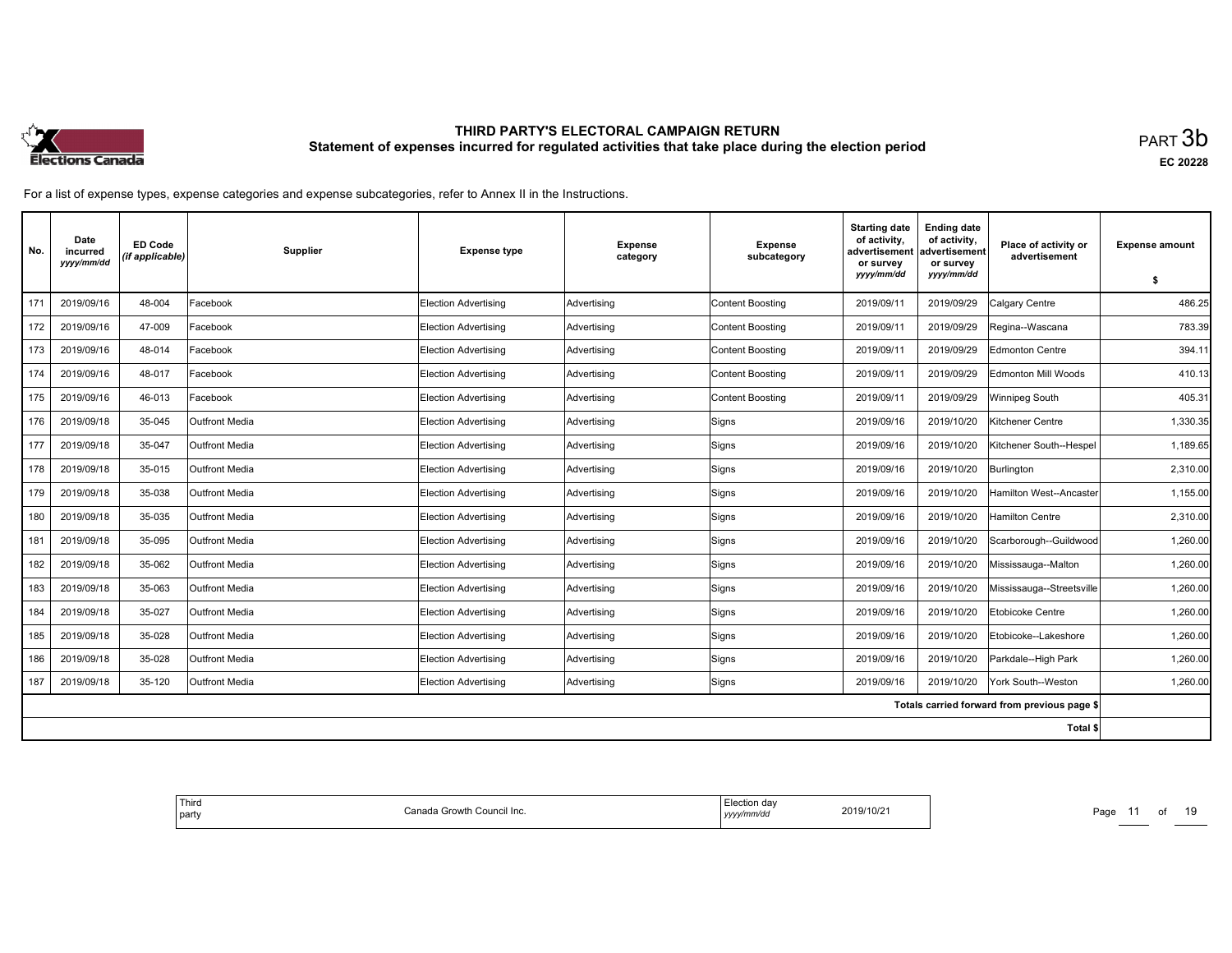# THIRD PARTY'S ELECTORAL CAMPAIGN RETURN

## Statement of expenses incurred for regulated activities that take place during the election period

PART 3b

EC 20228

For a list of expense types, expense categories and expense subcategories, refer to Annex II in the Instructions.

| No. | Date incurred *yyyy/mm/dd* | ED Code *(if applicable)* | Supplier | Expense type | Expense category | Expense subcategory | Starting date of activity, advertisement or survey *yyyy/mm/dd* | Ending date of activity, advertisement or survey *yyyy/mm/dd* | Place of activity or advertisement | Expense amount $ |
|---|---|---|---|---|---|---|---|---|---|---|
| 171 | 2019/09/16 | 48-004 | Facebook | Election Advertising | Advertising | Content Boosting | 2019/09/11 | 2019/09/29 | Calgary Centre | 486.25 |
| 172 | 2019/09/16 | 47-009 | Facebook | Election Advertising | Advertising | Content Boosting | 2019/09/11 | 2019/09/29 | Regina--Wascana | 783.39 |
| 173 | 2019/09/16 | 48-014 | Facebook | Election Advertising | Advertising | Content Boosting | 2019/09/11 | 2019/09/29 | Edmonton Centre | 394.11 |
| 174 | 2019/09/16 | 48-017 | Facebook | Election Advertising | Advertising | Content Boosting | 2019/09/11 | 2019/09/29 | Edmonton Mill Woods | 410.13 |
| 175 | 2019/09/16 | 46-013 | Facebook | Election Advertising | Advertising | Content Boosting | 2019/09/11 | 2019/09/29 | Winnipeg South | 405.31 |
| 176 | 2019/09/18 | 35-045 | Outfront Media | Election Advertising | Advertising | Signs | 2019/09/16 | 2019/10/20 | Kitchener Centre | 1,330.35 |
| 177 | 2019/09/18 | 35-047 | Outfront Media | Election Advertising | Advertising | Signs | 2019/09/16 | 2019/10/20 | Kitchener South--Hespel | 1,189.65 |
| 178 | 2019/09/18 | 35-015 | Outfront Media | Election Advertising | Advertising | Signs | 2019/09/16 | 2019/10/20 | Burlington | 2,310.00 |
| 179 | 2019/09/18 | 35-038 | Outfront Media | Election Advertising | Advertising | Signs | 2019/09/16 | 2019/10/20 | Hamilton West--Ancaster | 1,155.00 |
| 180 | 2019/09/18 | 35-035 | Outfront Media | Election Advertising | Advertising | Signs | 2019/09/16 | 2019/10/20 | Hamilton Centre | 2,310.00 |
| 181 | 2019/09/18 | 35-095 | Outfront Media | Election Advertising | Advertising | Signs | 2019/09/16 | 2019/10/20 | Scarborough--Guildwood | 1,260.00 |
| 182 | 2019/09/18 | 35-062 | Outfront Media | Election Advertising | Advertising | Signs | 2019/09/16 | 2019/10/20 | Mississauga--Malton | 1,260.00 |
| 183 | 2019/09/18 | 35-063 | Outfront Media | Election Advertising | Advertising | Signs | 2019/09/16 | 2019/10/20 | Mississauga--Streetsville | 1,260.00 |
| 184 | 2019/09/18 | 35-027 | Outfront Media | Election Advertising | Advertising | Signs | 2019/09/16 | 2019/10/20 | Etobicoke Centre | 1,260.00 |
| 185 | 2019/09/18 | 35-028 | Outfront Media | Election Advertising | Advertising | Signs | 2019/09/16 | 2019/10/20 | Etobicoke--Lakeshore | 1,260.00 |
| 186 | 2019/09/18 | 35-028 | Outfront Media | Election Advertising | Advertising | Signs | 2019/09/16 | 2019/10/20 | Parkdale--High Park | 1,260.00 |
| 187 | 2019/09/18 | 35-120 | Outfront Media | Election Advertising | Advertising | Signs | 2019/09/16 | 2019/10/20 | York South--Weston | 1,260.00 |
| | | | | | | | | | Totals carried forward from previous page $ | |
| | | | | | | | | | Total $ | |

| Third party | Canada Growth Council Inc. | Election day *yyyy/mm/dd* | 2019/10/21 |
|---|---|---|---|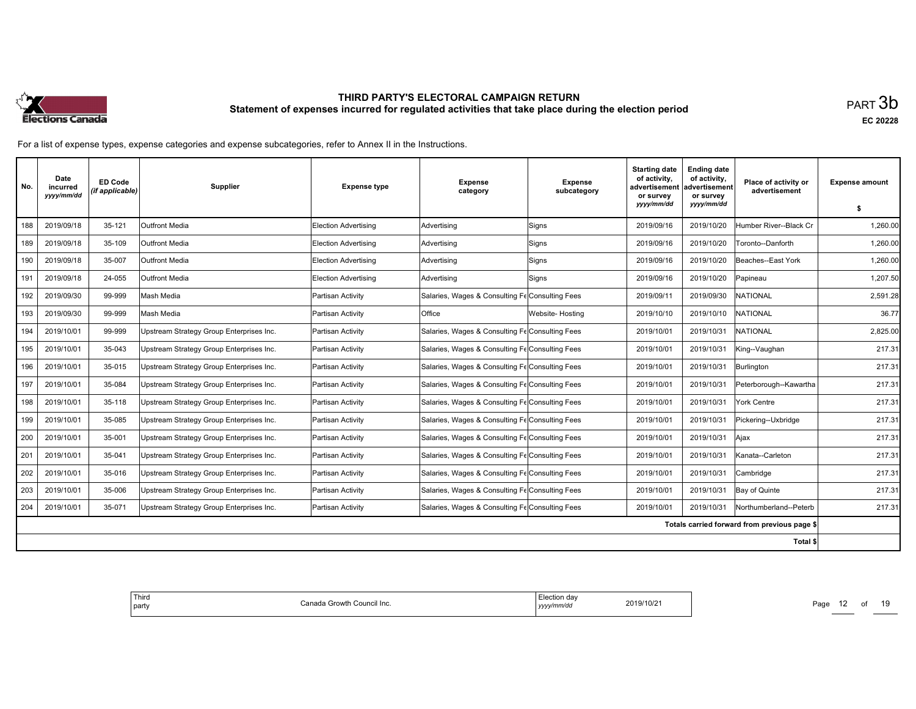# THIRD PARTY'S ELECTORAL CAMPAIGN RETURN

## Statement of expenses incurred for regulated activities that take place during the election period

PART 3b

EC 20228

For a list of expense types, expense categories and expense subcategories, refer to Annex II in the Instructions.

| No. | Date incurred *yyyy/mm/dd* | ED Code *(if applicable)* | Supplier | Expense type | Expense category | Expense subcategory | Starting date of activity, advertisement or survey *yyyy/mm/dd* | Ending date of activity, advertisement or survey *yyyy/mm/dd* | Place of activity or advertisement | Expense amount $ |
|---|---|---|---|---|---|---|---|---|---|---|
| 188 | 2019/09/18 | 35-121 | Outfront Media | Election Advertising | Advertising | Signs | 2019/09/16 | 2019/10/20 | Humber River--Black Cr | 1,260.00 |
| 189 | 2019/09/18 | 35-109 | Outfront Media | Election Advertising | Advertising | Signs | 2019/09/16 | 2019/10/20 | Toronto--Danforth | 1,260.00 |
| 190 | 2019/09/18 | 35-007 | Outfront Media | Election Advertising | Advertising | Signs | 2019/09/16 | 2019/10/20 | Beaches--East York | 1,260.00 |
| 191 | 2019/09/18 | 24-055 | Outfront Media | Election Advertising | Advertising | Signs | 2019/09/16 | 2019/10/20 | Papineau | 1,207.50 |
| 192 | 2019/09/30 | 99-999 | Mash Media | Partisan Activity | Salaries, Wages & Consulting Fe | Consulting Fees | 2019/09/11 | 2019/09/30 | NATIONAL | 2,591.28 |
| 193 | 2019/09/30 | 99-999 | Mash Media | Partisan Activity | Office | Website- Hosting | 2019/10/10 | 2019/10/10 | NATIONAL | 36.77 |
| 194 | 2019/10/01 | 99-999 | Upstream Strategy Group Enterprises Inc. | Partisan Activity | Salaries, Wages & Consulting Fe | Consulting Fees | 2019/10/01 | 2019/10/31 | NATIONAL | 2,825.00 |
| 195 | 2019/10/01 | 35-043 | Upstream Strategy Group Enterprises Inc. | Partisan Activity | Salaries, Wages & Consulting Fe | Consulting Fees | 2019/10/01 | 2019/10/31 | King--Vaughan | 217.31 |
| 196 | 2019/10/01 | 35-015 | Upstream Strategy Group Enterprises Inc. | Partisan Activity | Salaries, Wages & Consulting Fe | Consulting Fees | 2019/10/01 | 2019/10/31 | Burlington | 217.31 |
| 197 | 2019/10/01 | 35-084 | Upstream Strategy Group Enterprises Inc. | Partisan Activity | Salaries, Wages & Consulting Fe | Consulting Fees | 2019/10/01 | 2019/10/31 | Peterborough--Kawartha | 217.31 |
| 198 | 2019/10/01 | 35-118 | Upstream Strategy Group Enterprises Inc. | Partisan Activity | Salaries, Wages & Consulting Fe | Consulting Fees | 2019/10/01 | 2019/10/31 | York Centre | 217.31 |
| 199 | 2019/10/01 | 35-085 | Upstream Strategy Group Enterprises Inc. | Partisan Activity | Salaries, Wages & Consulting Fe | Consulting Fees | 2019/10/01 | 2019/10/31 | Pickering--Uxbridge | 217.31 |
| 200 | 2019/10/01 | 35-001 | Upstream Strategy Group Enterprises Inc. | Partisan Activity | Salaries, Wages & Consulting Fe | Consulting Fees | 2019/10/01 | 2019/10/31 | Ajax | 217.31 |
| 201 | 2019/10/01 | 35-041 | Upstream Strategy Group Enterprises Inc. | Partisan Activity | Salaries, Wages & Consulting Fe | Consulting Fees | 2019/10/01 | 2019/10/31 | Kanata--Carleton | 217.31 |
| 202 | 2019/10/01 | 35-016 | Upstream Strategy Group Enterprises Inc. | Partisan Activity | Salaries, Wages & Consulting Fe | Consulting Fees | 2019/10/01 | 2019/10/31 | Cambridge | 217.31 |
| 203 | 2019/10/01 | 35-006 | Upstream Strategy Group Enterprises Inc. | Partisan Activity | Salaries, Wages & Consulting Fe | Consulting Fees | 2019/10/01 | 2019/10/31 | Bay of Quinte | 217.31 |
| 204 | 2019/10/01 | 35-071 | Upstream Strategy Group Enterprises Inc. | Partisan Activity | Salaries, Wages & Consulting Fe | Consulting Fees | 2019/10/01 | 2019/10/31 | Northumberland--Peterb | 217.31 |
| | | | | | | | | | Totals carried forward from previous page $ | |
| | | | | | | | | | Total $ | |

| Third party | Canada Growth Council Inc. | Election day *yyyy/mm/dd* | 2019/10/21 |
|---|---|---|---|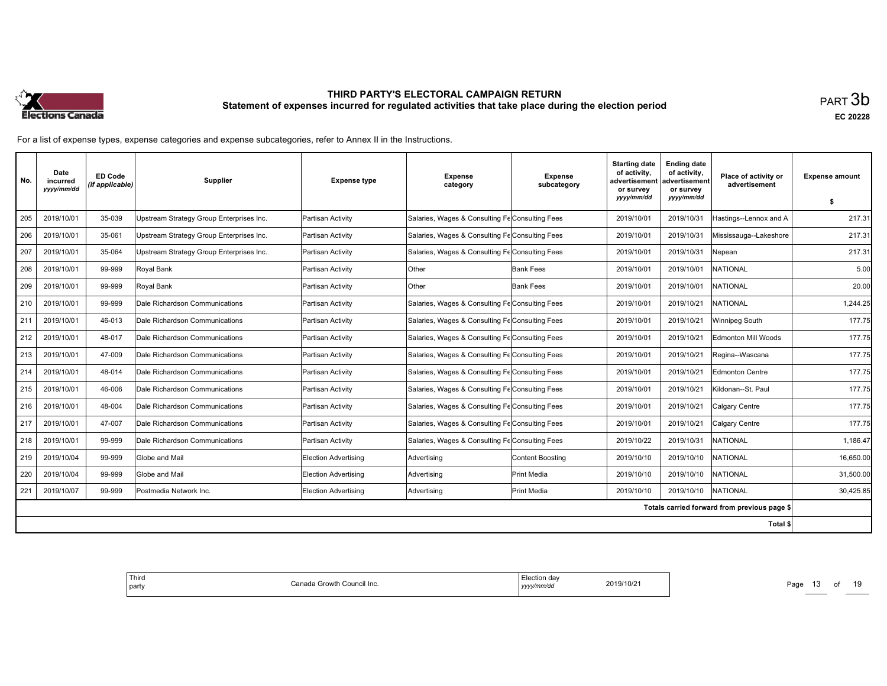# THIRD PARTY'S ELECTORAL CAMPAIGN RETURN
## Statement of expenses incurred for regulated activities that take place during the election period

PART 3b

EC 20228

For a list of expense types, expense categories and expense subcategories, refer to Annex II in the Instructions.

| No. | Date incurred *yyyy/mm/dd* | ED Code *(if applicable)* | Supplier | Expense type | Expense category | Expense subcategory | Starting date of activity, advertisement or survey *yyyy/mm/dd* | Ending date of activity, advertisement or survey *yyyy/mm/dd* | Place of activity or advertisement | Expense amount $ |
|---|---|---|---|---|---|---|---|---|---|---|
| 205 | 2019/10/01 | 35-039 | Upstream Strategy Group Enterprises Inc. | Partisan Activity | Salaries, Wages & Consulting Fe | Consulting Fees | 2019/10/01 | 2019/10/31 | Hastings--Lennox and A | 217.31 |
| 206 | 2019/10/01 | 35-061 | Upstream Strategy Group Enterprises Inc. | Partisan Activity | Salaries, Wages & Consulting Fe | Consulting Fees | 2019/10/01 | 2019/10/31 | Mississauga--Lakeshore | 217.31 |
| 207 | 2019/10/01 | 35-064 | Upstream Strategy Group Enterprises Inc. | Partisan Activity | Salaries, Wages & Consulting Fe | Consulting Fees | 2019/10/01 | 2019/10/31 | Nepean | 217.31 |
| 208 | 2019/10/01 | 99-999 | Royal Bank | Partisan Activity | Other | Bank Fees | 2019/10/01 | 2019/10/01 | NATIONAL | 5.00 |
| 209 | 2019/10/01 | 99-999 | Royal Bank | Partisan Activity | Other | Bank Fees | 2019/10/01 | 2019/10/01 | NATIONAL | 20.00 |
| 210 | 2019/10/01 | 99-999 | Dale Richardson Communications | Partisan Activity | Salaries, Wages & Consulting Fe | Consulting Fees | 2019/10/01 | 2019/10/21 | NATIONAL | 1,244.25 |
| 211 | 2019/10/01 | 46-013 | Dale Richardson Communications | Partisan Activity | Salaries, Wages & Consulting Fe | Consulting Fees | 2019/10/01 | 2019/10/21 | Winnipeg South | 177.75 |
| 212 | 2019/10/01 | 48-017 | Dale Richardson Communications | Partisan Activity | Salaries, Wages & Consulting Fe | Consulting Fees | 2019/10/01 | 2019/10/21 | Edmonton Mill Woods | 177.75 |
| 213 | 2019/10/01 | 47-009 | Dale Richardson Communications | Partisan Activity | Salaries, Wages & Consulting Fe | Consulting Fees | 2019/10/01 | 2019/10/21 | Regina--Wascana | 177.75 |
| 214 | 2019/10/01 | 48-014 | Dale Richardson Communications | Partisan Activity | Salaries, Wages & Consulting Fe | Consulting Fees | 2019/10/01 | 2019/10/21 | Edmonton Centre | 177.75 |
| 215 | 2019/10/01 | 46-006 | Dale Richardson Communications | Partisan Activity | Salaries, Wages & Consulting Fe | Consulting Fees | 2019/10/01 | 2019/10/21 | Kildonan--St. Paul | 177.75 |
| 216 | 2019/10/01 | 48-004 | Dale Richardson Communications | Partisan Activity | Salaries, Wages & Consulting Fe | Consulting Fees | 2019/10/01 | 2019/10/21 | Calgary Centre | 177.75 |
| 217 | 2019/10/01 | 47-007 | Dale Richardson Communications | Partisan Activity | Salaries, Wages & Consulting Fe | Consulting Fees | 2019/10/01 | 2019/10/21 | Calgary Centre | 177.75 |
| 218 | 2019/10/01 | 99-999 | Dale Richardson Communications | Partisan Activity | Salaries, Wages & Consulting Fe | Consulting Fees | 2019/10/22 | 2019/10/31 | NATIONAL | 1,186.47 |
| 219 | 2019/10/04 | 99-999 | Globe and Mail | Election Advertising | Advertising | Content Boosting | 2019/10/10 | 2019/10/10 | NATIONAL | 16,650.00 |
| 220 | 2019/10/04 | 99-999 | Globe and Mail | Election Advertising | Advertising | Print Media | 2019/10/10 | 2019/10/10 | NATIONAL | 31,500.00 |
| 221 | 2019/10/07 | 99-999 | Postmedia Network Inc. | Election Advertising | Advertising | Print Media | 2019/10/10 | 2019/10/10 | NATIONAL | 30,425.85 |
| | | | | | | | | | Totals carried forward from previous page $ | |
| | | | | | | | | | Total $ | |

| Third party | Canada Growth Council Inc. | Election day *yyyy/mm/dd* | 2019/10/21 |
|---|---|---|---|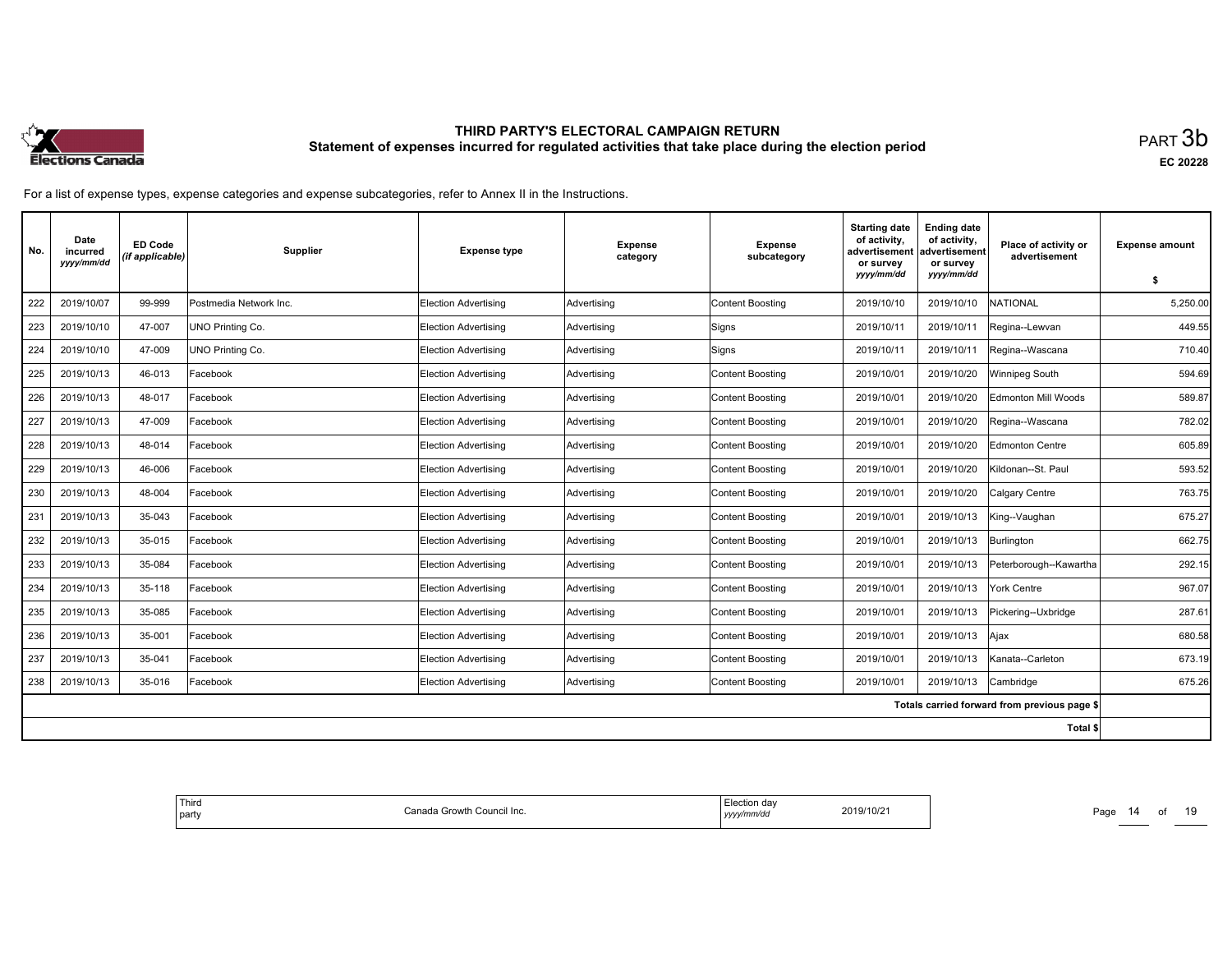# THIRD PARTY'S ELECTORAL CAMPAIGN RETURN

## Statement of expenses incurred for regulated activities that take place during the election period

PART 3b

EC 20228

For a list of expense types, expense categories and expense subcategories, refer to Annex II in the Instructions.

| No. | Date incurred *yyyy/mm/dd* | ED Code *(if applicable)* | Supplier | Expense type | Expense category | Expense subcategory | Starting date of activity, advertisement or survey *yyyy/mm/dd* | Ending date of activity, advertisement or survey *yyyy/mm/dd* | Place of activity or advertisement | Expense amount $ |
|---|---|---|---|---|---|---|---|---|---|---|
| 222 | 2019/10/07 | 99-999 | Postmedia Network Inc. | Election Advertising | Advertising | Content Boosting | 2019/10/10 | 2019/10/10 | NATIONAL | 5,250.00 |
| 223 | 2019/10/10 | 47-007 | UNO Printing Co. | Election Advertising | Advertising | Signs | 2019/10/11 | 2019/10/11 | Regina--Lewvan | 449.55 |
| 224 | 2019/10/10 | 47-009 | UNO Printing Co. | Election Advertising | Advertising | Signs | 2019/10/11 | 2019/10/11 | Regina--Wascana | 710.40 |
| 225 | 2019/10/13 | 46-013 | Facebook | Election Advertising | Advertising | Content Boosting | 2019/10/01 | 2019/10/20 | Winnipeg South | 594.69 |
| 226 | 2019/10/13 | 48-017 | Facebook | Election Advertising | Advertising | Content Boosting | 2019/10/01 | 2019/10/20 | Edmonton Mill Woods | 589.87 |
| 227 | 2019/10/13 | 47-009 | Facebook | Election Advertising | Advertising | Content Boosting | 2019/10/01 | 2019/10/20 | Regina--Wascana | 782.02 |
| 228 | 2019/10/13 | 48-014 | Facebook | Election Advertising | Advertising | Content Boosting | 2019/10/01 | 2019/10/20 | Edmonton Centre | 605.89 |
| 229 | 2019/10/13 | 46-006 | Facebook | Election Advertising | Advertising | Content Boosting | 2019/10/01 | 2019/10/20 | Kildonan--St. Paul | 593.52 |
| 230 | 2019/10/13 | 48-004 | Facebook | Election Advertising | Advertising | Content Boosting | 2019/10/01 | 2019/10/20 | Calgary Centre | 763.75 |
| 231 | 2019/10/13 | 35-043 | Facebook | Election Advertising | Advertising | Content Boosting | 2019/10/01 | 2019/10/13 | King--Vaughan | 675.27 |
| 232 | 2019/10/13 | 35-015 | Facebook | Election Advertising | Advertising | Content Boosting | 2019/10/01 | 2019/10/13 | Burlington | 662.75 |
| 233 | 2019/10/13 | 35-084 | Facebook | Election Advertising | Advertising | Content Boosting | 2019/10/01 | 2019/10/13 | Peterborough--Kawartha | 292.15 |
| 234 | 2019/10/13 | 35-118 | Facebook | Election Advertising | Advertising | Content Boosting | 2019/10/01 | 2019/10/13 | York Centre | 967.07 |
| 235 | 2019/10/13 | 35-085 | Facebook | Election Advertising | Advertising | Content Boosting | 2019/10/01 | 2019/10/13 | Pickering--Uxbridge | 287.61 |
| 236 | 2019/10/13 | 35-001 | Facebook | Election Advertising | Advertising | Content Boosting | 2019/10/01 | 2019/10/13 | Ajax | 680.58 |
| 237 | 2019/10/13 | 35-041 | Facebook | Election Advertising | Advertising | Content Boosting | 2019/10/01 | 2019/10/13 | Kanata--Carleton | 673.19 |
| 238 | 2019/10/13 | 35-016 | Facebook | Election Advertising | Advertising | Content Boosting | 2019/10/01 | 2019/10/13 | Cambridge | 675.26 |
| | | | | | | | | | Totals carried forward from previous page $ | |
| | | | | | | | | | Total $ | |

| Third party | Canada Growth Council Inc. | Election day *yyyy/mm/dd* | 2019/10/21 |
|---|---|---|---|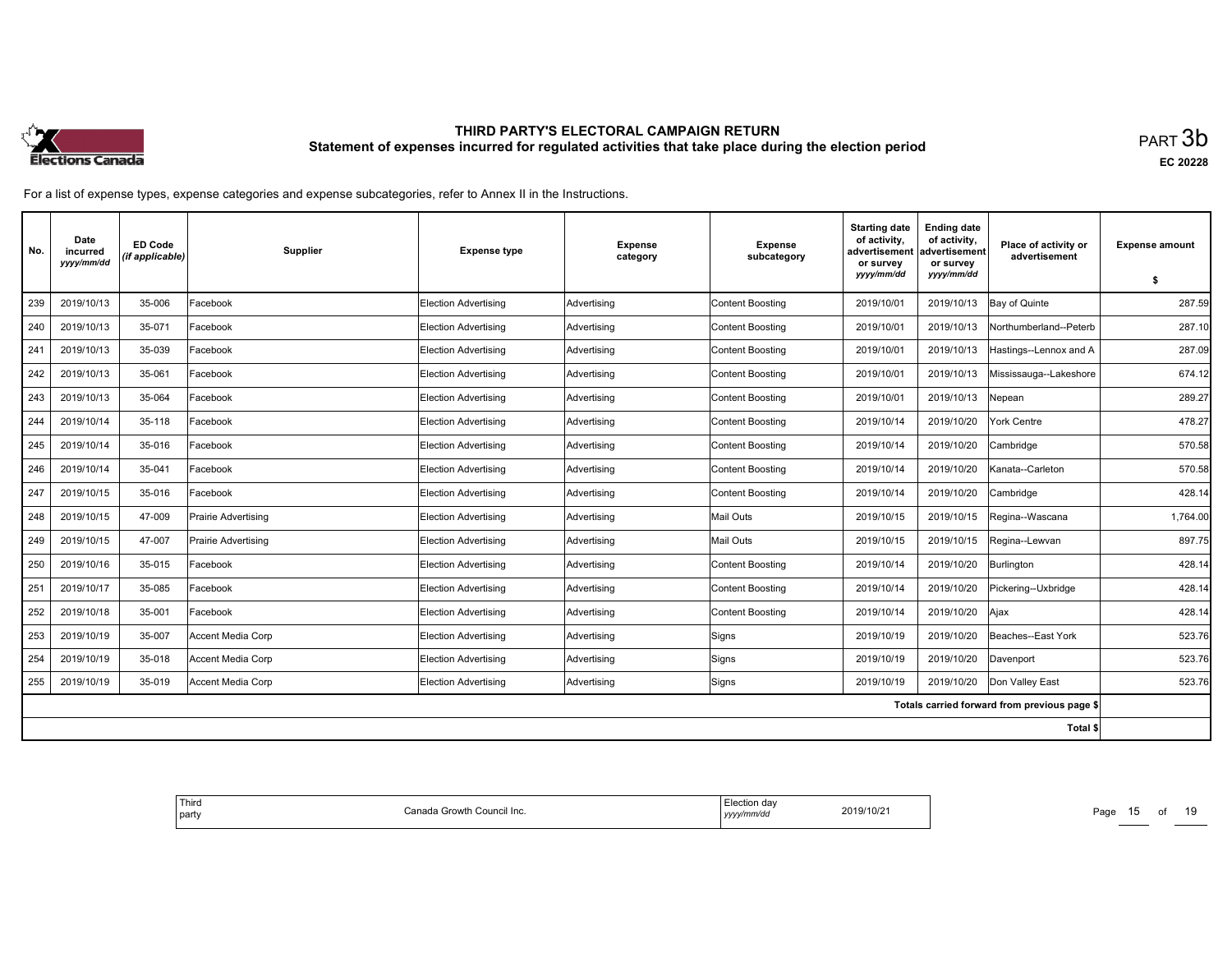# THIRD PARTY'S ELECTORAL CAMPAIGN RETURN
## Statement of expenses incurred for regulated activities that take place during the election period

PART 3b

EC 20228

For a list of expense types, expense categories and expense subcategories, refer to Annex II in the Instructions.

| No. | Date incurred *yyyy/mm/dd* | ED Code *(if applicable)* | Supplier | Expense type | Expense category | Expense subcategory | Starting date of activity, advertisement or survey *yyyy/mm/dd* | Ending date of activity, advertisement or survey *yyyy/mm/dd* | Place of activity or advertisement | Expense amount $ |
|---|---|---|---|---|---|---|---|---|---|---|
| 239 | 2019/10/13 | 35-006 | Facebook | Election Advertising | Advertising | Content Boosting | 2019/10/01 | 2019/10/13 | Bay of Quinte | 287.59 |
| 240 | 2019/10/13 | 35-071 | Facebook | Election Advertising | Advertising | Content Boosting | 2019/10/01 | 2019/10/13 | Northumberland--Peterb | 287.10 |
| 241 | 2019/10/13 | 35-039 | Facebook | Election Advertising | Advertising | Content Boosting | 2019/10/01 | 2019/10/13 | Hastings--Lennox and A | 287.09 |
| 242 | 2019/10/13 | 35-061 | Facebook | Election Advertising | Advertising | Content Boosting | 2019/10/01 | 2019/10/13 | Mississauga--Lakeshore | 674.12 |
| 243 | 2019/10/13 | 35-064 | Facebook | Election Advertising | Advertising | Content Boosting | 2019/10/01 | 2019/10/13 | Nepean | 289.27 |
| 244 | 2019/10/14 | 35-118 | Facebook | Election Advertising | Advertising | Content Boosting | 2019/10/14 | 2019/10/20 | York Centre | 478.27 |
| 245 | 2019/10/14 | 35-016 | Facebook | Election Advertising | Advertising | Content Boosting | 2019/10/14 | 2019/10/20 | Cambridge | 570.58 |
| 246 | 2019/10/14 | 35-041 | Facebook | Election Advertising | Advertising | Content Boosting | 2019/10/14 | 2019/10/20 | Kanata--Carleton | 570.58 |
| 247 | 2019/10/15 | 35-016 | Facebook | Election Advertising | Advertising | Content Boosting | 2019/10/14 | 2019/10/20 | Cambridge | 428.14 |
| 248 | 2019/10/15 | 47-009 | Prairie Advertising | Election Advertising | Advertising | Mail Outs | 2019/10/15 | 2019/10/15 | Regina--Wascana | 1,764.00 |
| 249 | 2019/10/15 | 47-007 | Prairie Advertising | Election Advertising | Advertising | Mail Outs | 2019/10/15 | 2019/10/15 | Regina--Lewvan | 897.75 |
| 250 | 2019/10/16 | 35-015 | Facebook | Election Advertising | Advertising | Content Boosting | 2019/10/14 | 2019/10/20 | Burlington | 428.14 |
| 251 | 2019/10/17 | 35-085 | Facebook | Election Advertising | Advertising | Content Boosting | 2019/10/14 | 2019/10/20 | Pickering--Uxbridge | 428.14 |
| 252 | 2019/10/18 | 35-001 | Facebook | Election Advertising | Advertising | Content Boosting | 2019/10/14 | 2019/10/20 | Ajax | 428.14 |
| 253 | 2019/10/19 | 35-007 | Accent Media Corp | Election Advertising | Advertising | Signs | 2019/10/19 | 2019/10/20 | Beaches--East York | 523.76 |
| 254 | 2019/10/19 | 35-018 | Accent Media Corp | Election Advertising | Advertising | Signs | 2019/10/19 | 2019/10/20 | Davenport | 523.76 |
| 255 | 2019/10/19 | 35-019 | Accent Media Corp | Election Advertising | Advertising | Signs | 2019/10/19 | 2019/10/20 | Don Valley East | 523.76 |
| | | | | | | | | | Totals carried forward from previous page $ | |
| | | | | | | | | | Total $ | |

| Third party | Canada Growth Council Inc. | Election day *yyyy/mm/dd* | 2019/10/21 |
|---|---|---|---|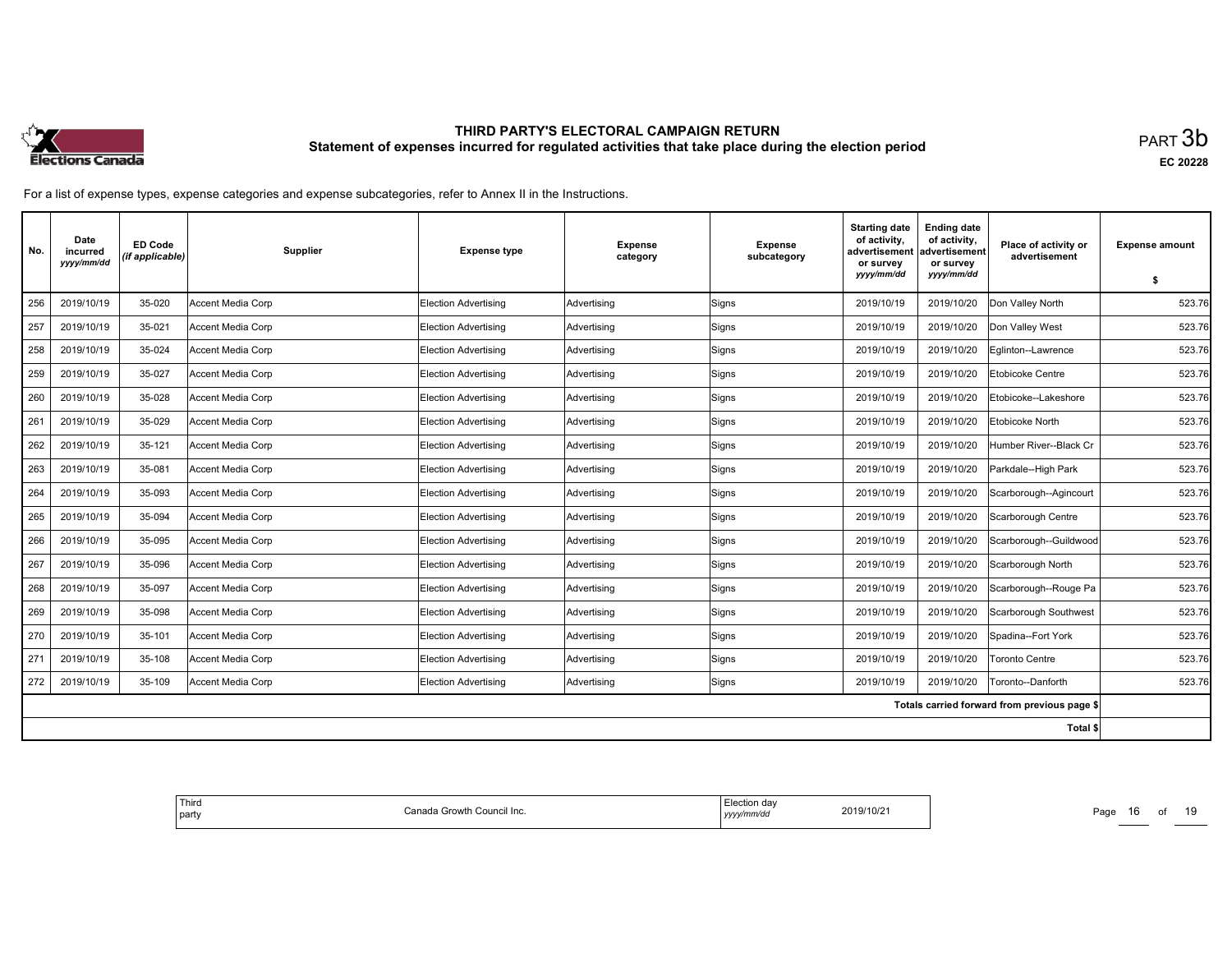# THIRD PARTY'S ELECTORAL CAMPAIGN RETURN

## Statement of expenses incurred for regulated activities that take place during the election period

PART 3b

EC 20228

For a list of expense types, expense categories and expense subcategories, refer to Annex II in the Instructions.

| No. | Date incurred *yyyy/mm/dd* | ED Code *(if applicable)* | Supplier | Expense type | Expense category | Expense subcategory | Starting date of activity, advertisement or survey *yyyy/mm/dd* | Ending date of activity, advertisement or survey *yyyy/mm/dd* | Place of activity or advertisement | Expense amount $ |
|---|---|---|---|---|---|---|---|---|---|---|
| 256 | 2019/10/19 | 35-020 | Accent Media Corp | Election Advertising | Advertising | Signs | 2019/10/19 | 2019/10/20 | Don Valley North | 523.76 |
| 257 | 2019/10/19 | 35-021 | Accent Media Corp | Election Advertising | Advertising | Signs | 2019/10/19 | 2019/10/20 | Don Valley West | 523.76 |
| 258 | 2019/10/19 | 35-024 | Accent Media Corp | Election Advertising | Advertising | Signs | 2019/10/19 | 2019/10/20 | Eglinton--Lawrence | 523.76 |
| 259 | 2019/10/19 | 35-027 | Accent Media Corp | Election Advertising | Advertising | Signs | 2019/10/19 | 2019/10/20 | Etobicoke Centre | 523.76 |
| 260 | 2019/10/19 | 35-028 | Accent Media Corp | Election Advertising | Advertising | Signs | 2019/10/19 | 2019/10/20 | Etobicoke--Lakeshore | 523.76 |
| 261 | 2019/10/19 | 35-029 | Accent Media Corp | Election Advertising | Advertising | Signs | 2019/10/19 | 2019/10/20 | Etobicoke North | 523.76 |
| 262 | 2019/10/19 | 35-121 | Accent Media Corp | Election Advertising | Advertising | Signs | 2019/10/19 | 2019/10/20 | Humber River--Black Cr | 523.76 |
| 263 | 2019/10/19 | 35-081 | Accent Media Corp | Election Advertising | Advertising | Signs | 2019/10/19 | 2019/10/20 | Parkdale--High Park | 523.76 |
| 264 | 2019/10/19 | 35-093 | Accent Media Corp | Election Advertising | Advertising | Signs | 2019/10/19 | 2019/10/20 | Scarborough--Agincourt | 523.76 |
| 265 | 2019/10/19 | 35-094 | Accent Media Corp | Election Advertising | Advertising | Signs | 2019/10/19 | 2019/10/20 | Scarborough Centre | 523.76 |
| 266 | 2019/10/19 | 35-095 | Accent Media Corp | Election Advertising | Advertising | Signs | 2019/10/19 | 2019/10/20 | Scarborough--Guildwood | 523.76 |
| 267 | 2019/10/19 | 35-096 | Accent Media Corp | Election Advertising | Advertising | Signs | 2019/10/19 | 2019/10/20 | Scarborough North | 523.76 |
| 268 | 2019/10/19 | 35-097 | Accent Media Corp | Election Advertising | Advertising | Signs | 2019/10/19 | 2019/10/20 | Scarborough--Rouge Pa | 523.76 |
| 269 | 2019/10/19 | 35-098 | Accent Media Corp | Election Advertising | Advertising | Signs | 2019/10/19 | 2019/10/20 | Scarborough Southwest | 523.76 |
| 270 | 2019/10/19 | 35-101 | Accent Media Corp | Election Advertising | Advertising | Signs | 2019/10/19 | 2019/10/20 | Spadina--Fort York | 523.76 |
| 271 | 2019/10/19 | 35-108 | Accent Media Corp | Election Advertising | Advertising | Signs | 2019/10/19 | 2019/10/20 | Toronto Centre | 523.76 |
| 272 | 2019/10/19 | 35-109 | Accent Media Corp | Election Advertising | Advertising | Signs | 2019/10/19 | 2019/10/20 | Toronto--Danforth | 523.76 |
| | | | | | | | | | Totals carried forward from previous page $ | |
| | | | | | | | | | Total $ | |

| Third party | Canada Growth Council Inc. | Election day *yyyy/mm/dd* | 2019/10/21 |
|---|---|---|---|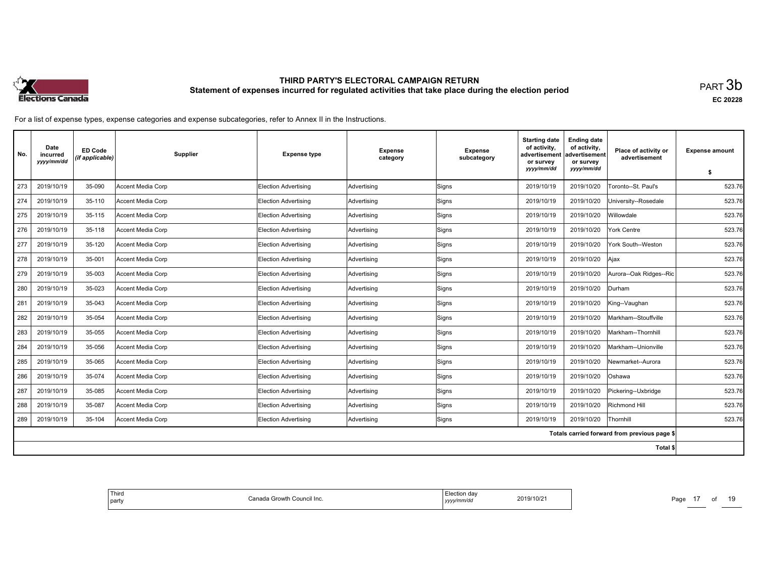# THIRD PARTY'S ELECTORAL CAMPAIGN RETURN
## Statement of expenses incurred for regulated activities that take place during the election period

PART 3b

EC 20228

For a list of expense types, expense categories and expense subcategories, refer to Annex II in the Instructions.

| No. | Date incurred *yyyy/mm/dd* | ED Code *(if applicable)* | Supplier | Expense type | Expense category | Expense subcategory | Starting date of activity, advertisement or survey *yyyy/mm/dd* | Ending date of activity, advertisement or survey *yyyy/mm/dd* | Place of activity or advertisement | Expense amount $ |
|---|---|---|---|---|---|---|---|---|---|---|
| 273 | 2019/10/19 | 35-090 | Accent Media Corp | Election Advertising | Advertising | Signs | 2019/10/19 | 2019/10/20 | Toronto--St. Paul's | 523.76 |
| 274 | 2019/10/19 | 35-110 | Accent Media Corp | Election Advertising | Advertising | Signs | 2019/10/19 | 2019/10/20 | University--Rosedale | 523.76 |
| 275 | 2019/10/19 | 35-115 | Accent Media Corp | Election Advertising | Advertising | Signs | 2019/10/19 | 2019/10/20 | Willowdale | 523.76 |
| 276 | 2019/10/19 | 35-118 | Accent Media Corp | Election Advertising | Advertising | Signs | 2019/10/19 | 2019/10/20 | York Centre | 523.76 |
| 277 | 2019/10/19 | 35-120 | Accent Media Corp | Election Advertising | Advertising | Signs | 2019/10/19 | 2019/10/20 | York South--Weston | 523.76 |
| 278 | 2019/10/19 | 35-001 | Accent Media Corp | Election Advertising | Advertising | Signs | 2019/10/19 | 2019/10/20 | Ajax | 523.76 |
| 279 | 2019/10/19 | 35-003 | Accent Media Corp | Election Advertising | Advertising | Signs | 2019/10/19 | 2019/10/20 | Aurora--Oak Ridges--Ric | 523.76 |
| 280 | 2019/10/19 | 35-023 | Accent Media Corp | Election Advertising | Advertising | Signs | 2019/10/19 | 2019/10/20 | Durham | 523.76 |
| 281 | 2019/10/19 | 35-043 | Accent Media Corp | Election Advertising | Advertising | Signs | 2019/10/19 | 2019/10/20 | King--Vaughan | 523.76 |
| 282 | 2019/10/19 | 35-054 | Accent Media Corp | Election Advertising | Advertising | Signs | 2019/10/19 | 2019/10/20 | Markham--Stouffville | 523.76 |
| 283 | 2019/10/19 | 35-055 | Accent Media Corp | Election Advertising | Advertising | Signs | 2019/10/19 | 2019/10/20 | Markham--Thornhill | 523.76 |
| 284 | 2019/10/19 | 35-056 | Accent Media Corp | Election Advertising | Advertising | Signs | 2019/10/19 | 2019/10/20 | Markham--Unionville | 523.76 |
| 285 | 2019/10/19 | 35-065 | Accent Media Corp | Election Advertising | Advertising | Signs | 2019/10/19 | 2019/10/20 | Newmarket--Aurora | 523.76 |
| 286 | 2019/10/19 | 35-074 | Accent Media Corp | Election Advertising | Advertising | Signs | 2019/10/19 | 2019/10/20 | Oshawa | 523.76 |
| 287 | 2019/10/19 | 35-085 | Accent Media Corp | Election Advertising | Advertising | Signs | 2019/10/19 | 2019/10/20 | Pickering--Uxbridge | 523.76 |
| 288 | 2019/10/19 | 35-087 | Accent Media Corp | Election Advertising | Advertising | Signs | 2019/10/19 | 2019/10/20 | Richmond Hill | 523.76 |
| 289 | 2019/10/19 | 35-104 | Accent Media Corp | Election Advertising | Advertising | Signs | 2019/10/19 | 2019/10/20 | Thornhill | 523.76 |
| | | | | | | | | | Totals carried forward from previous page $ | |
| | | | | | | | | | Total $ | |

| Third party | Canada Growth Council Inc. | Election day *yyyy/mm/dd* | 2019/10/21 |
|---|---|---|---|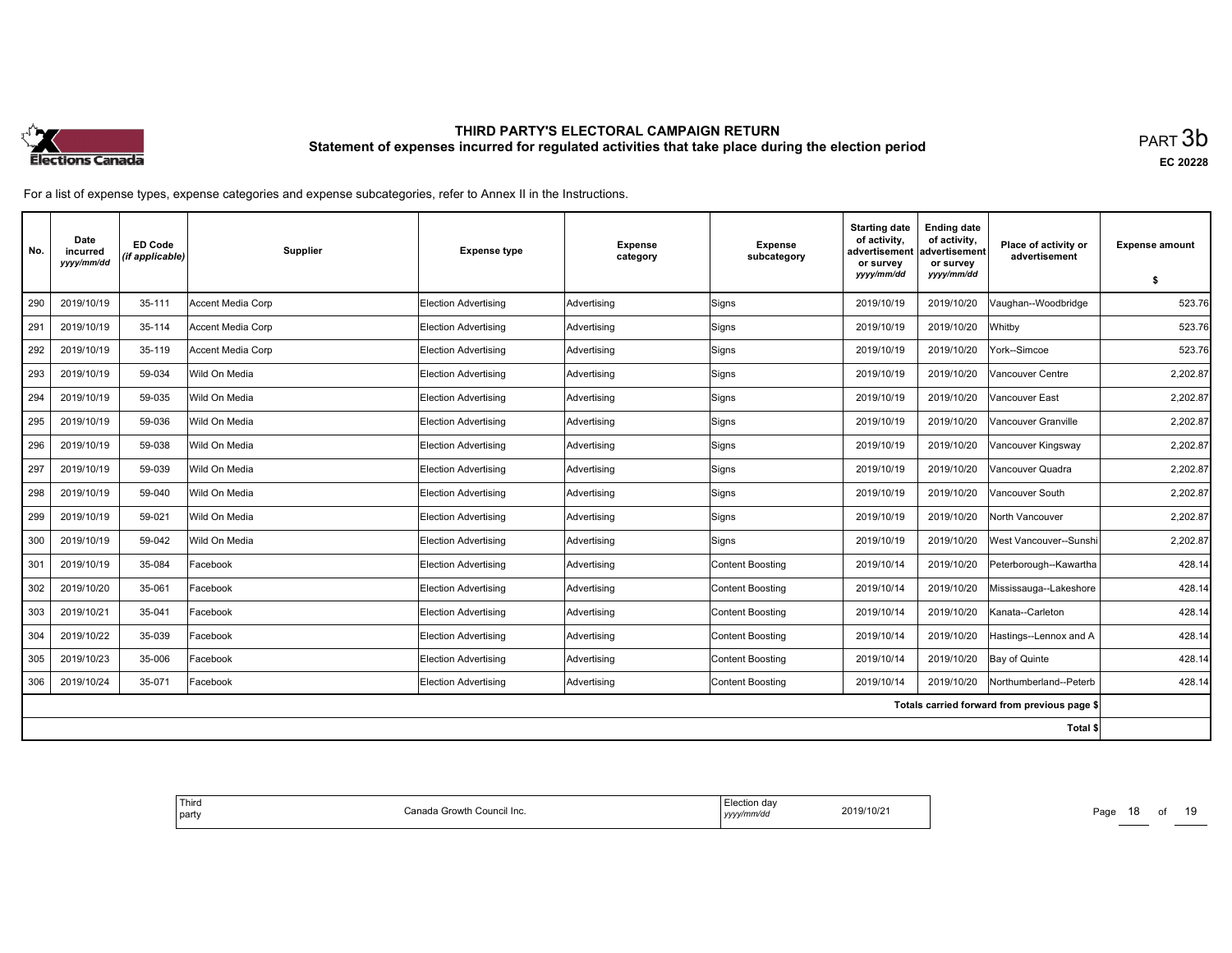# THIRD PARTY'S ELECTORAL CAMPAIGN RETURN
## Statement of expenses incurred for regulated activities that take place during the election period

PART 3b

EC 20228

For a list of expense types, expense categories and expense subcategories, refer to Annex II in the Instructions.

| No. | Date incurred *yyyy/mm/dd* | ED Code *(if applicable)* | Supplier | Expense type | Expense category | Expense subcategory | Starting date of activity, advertisement or survey *yyyy/mm/dd* | Ending date of activity, advertisement or survey *yyyy/mm/dd* | Place of activity or advertisement | Expense amount $ |
|---|---|---|---|---|---|---|---|---|---|---|
| 290 | 2019/10/19 | 35-111 | Accent Media Corp | Election Advertising | Advertising | Signs | 2019/10/19 | 2019/10/20 | Vaughan--Woodbridge | 523.76 |
| 291 | 2019/10/19 | 35-114 | Accent Media Corp | Election Advertising | Advertising | Signs | 2019/10/19 | 2019/10/20 | Whitby | 523.76 |
| 292 | 2019/10/19 | 35-119 | Accent Media Corp | Election Advertising | Advertising | Signs | 2019/10/19 | 2019/10/20 | York--Simcoe | 523.76 |
| 293 | 2019/10/19 | 59-034 | Wild On Media | Election Advertising | Advertising | Signs | 2019/10/19 | 2019/10/20 | Vancouver Centre | 2,202.87 |
| 294 | 2019/10/19 | 59-035 | Wild On Media | Election Advertising | Advertising | Signs | 2019/10/19 | 2019/10/20 | Vancouver East | 2,202.87 |
| 295 | 2019/10/19 | 59-036 | Wild On Media | Election Advertising | Advertising | Signs | 2019/10/19 | 2019/10/20 | Vancouver Granville | 2,202.87 |
| 296 | 2019/10/19 | 59-038 | Wild On Media | Election Advertising | Advertising | Signs | 2019/10/19 | 2019/10/20 | Vancouver Kingsway | 2,202.87 |
| 297 | 2019/10/19 | 59-039 | Wild On Media | Election Advertising | Advertising | Signs | 2019/10/19 | 2019/10/20 | Vancouver Quadra | 2,202.87 |
| 298 | 2019/10/19 | 59-040 | Wild On Media | Election Advertising | Advertising | Signs | 2019/10/19 | 2019/10/20 | Vancouver South | 2,202.87 |
| 299 | 2019/10/19 | 59-021 | Wild On Media | Election Advertising | Advertising | Signs | 2019/10/19 | 2019/10/20 | North Vancouver | 2,202.87 |
| 300 | 2019/10/19 | 59-042 | Wild On Media | Election Advertising | Advertising | Signs | 2019/10/19 | 2019/10/20 | West Vancouver--Sunshi | 2,202.87 |
| 301 | 2019/10/19 | 35-084 | Facebook | Election Advertising | Advertising | Content Boosting | 2019/10/14 | 2019/10/20 | Peterborough--Kawartha | 428.14 |
| 302 | 2019/10/20 | 35-061 | Facebook | Election Advertising | Advertising | Content Boosting | 2019/10/14 | 2019/10/20 | Mississauga--Lakeshore | 428.14 |
| 303 | 2019/10/21 | 35-041 | Facebook | Election Advertising | Advertising | Content Boosting | 2019/10/14 | 2019/10/20 | Kanata--Carleton | 428.14 |
| 304 | 2019/10/22 | 35-039 | Facebook | Election Advertising | Advertising | Content Boosting | 2019/10/14 | 2019/10/20 | Hastings--Lennox and A | 428.14 |
| 305 | 2019/10/23 | 35-006 | Facebook | Election Advertising | Advertising | Content Boosting | 2019/10/14 | 2019/10/20 | Bay of Quinte | 428.14 |
| 306 | 2019/10/24 | 35-071 | Facebook | Election Advertising | Advertising | Content Boosting | 2019/10/14 | 2019/10/20 | Northumberland--Peterb | 428.14 |
| | | | | | | | | | Totals carried forward from previous page $ | |
| | | | | | | | | | Total $ | |

Third party: Canada Growth Council Inc.

Election day *yyyy/mm/dd*: 2019/10/21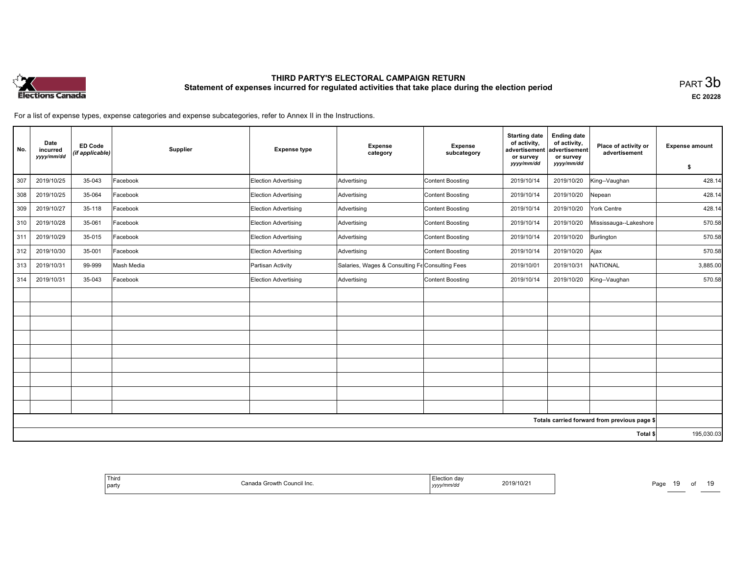# THIRD PARTY'S ELECTORAL CAMPAIGN RETURN

## Statement of expenses incurred for regulated activities that take place during the election period

PART 3b

EC 20228

For a list of expense types, expense categories and expense subcategories, refer to Annex II in the Instructions.

| No. | Date incurred *yyyy/mm/dd* | ED Code *(if applicable)* | Supplier | Expense type | Expense category | Expense subcategory | Starting date of activity, advertisement or survey *yyyy/mm/dd* | Ending date of activity, advertisement or survey *yyyy/mm/dd* | Place of activity or advertisement | Expense amount $ |
|---|---|---|---|---|---|---|---|---|---|---|
| 307 | 2019/10/25 | 35-043 | Facebook | Election Advertising | Advertising | Content Boosting | 2019/10/14 | 2019/10/20 | King--Vaughan | 428.14 |
| 308 | 2019/10/25 | 35-064 | Facebook | Election Advertising | Advertising | Content Boosting | 2019/10/14 | 2019/10/20 | Nepean | 428.14 |
| 309 | 2019/10/27 | 35-118 | Facebook | Election Advertising | Advertising | Content Boosting | 2019/10/14 | 2019/10/20 | York Centre | 428.14 |
| 310 | 2019/10/28 | 35-061 | Facebook | Election Advertising | Advertising | Content Boosting | 2019/10/14 | 2019/10/20 | Mississauga--Lakeshore | 570.58 |
| 311 | 2019/10/29 | 35-015 | Facebook | Election Advertising | Advertising | Content Boosting | 2019/10/14 | 2019/10/20 | Burlington | 570.58 |
| 312 | 2019/10/30 | 35-001 | Facebook | Election Advertising | Advertising | Content Boosting | 2019/10/14 | 2019/10/20 | Ajax | 570.58 |
| 313 | 2019/10/31 | 99-999 | Mash Media | Partisan Activity | Salaries, Wages & Consulting Fe | Consulting Fees | 2019/10/01 | 2019/10/31 | NATIONAL | 3,885.00 |
| 314 | 2019/10/31 | 35-043 | Facebook | Election Advertising | Advertising | Content Boosting | 2019/10/14 | 2019/10/20 | King--Vaughan | 570.58 |
| | | | | | | | | | | |
| | | | | | | | | | | |
| | | | | | | | | | | |
| | | | | | | | | | | |
| | | | | | | | | | | |
| | | | | | | | | | | |
| | | | | | | | | | | |
| | | | | | | | | | | |
| | | | | | | | | | | |
| | | | | | | | | | Totals carried forward from previous page $ | |
| | | | | | | | | | Total $ | 195,030.03 |

| Third party | Canada Growth Council Inc. | Election day *yyyy/mm/dd* | 2019/10/21 |
|---|---|---|---|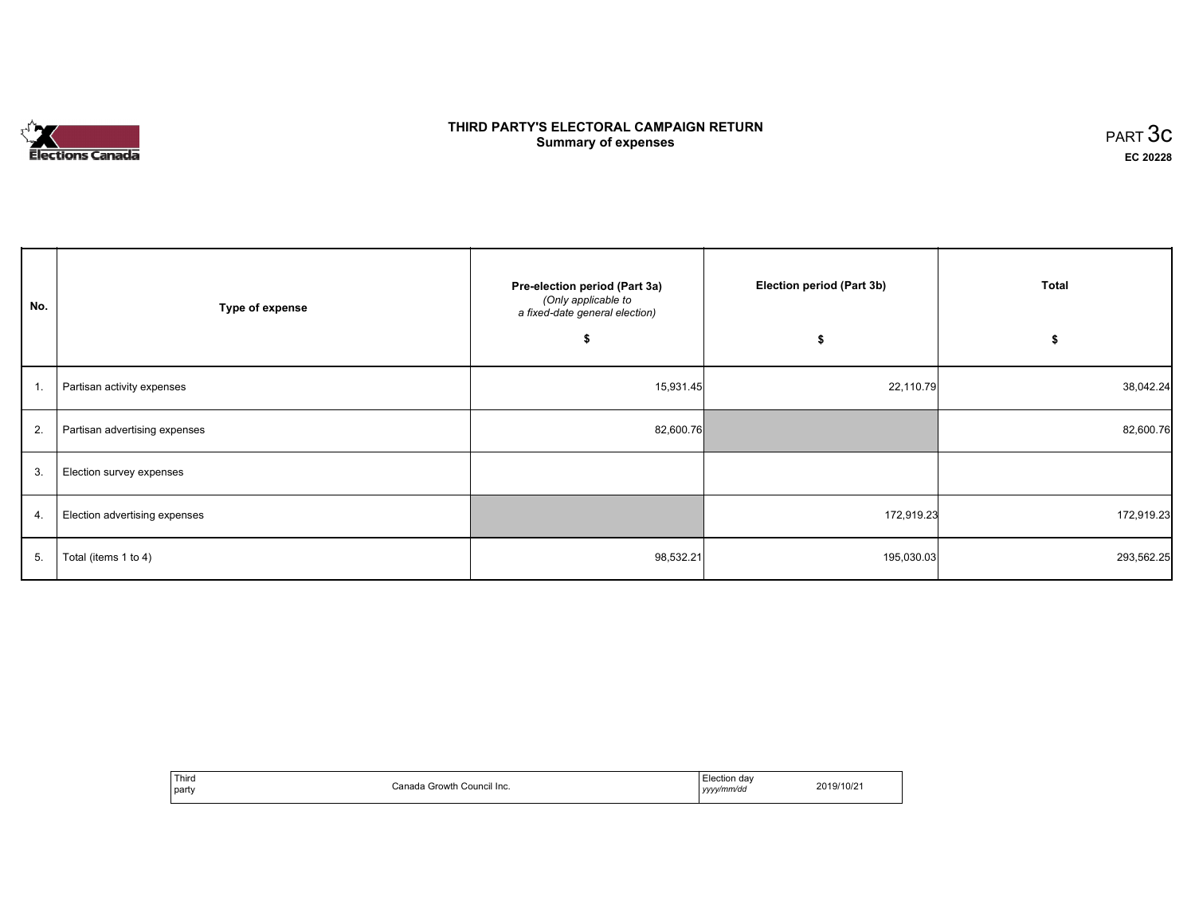# THIRD PARTY'S ELECTORAL CAMPAIGN RETURN
## Summary of expenses

PART 3c

**EC 20228**

| No. | Type of expense | Pre-election period (Part 3a) *(Only applicable to a fixed-date general election)* $ | Election period (Part 3b) $ | Total $ |
|---|---|---|---|---|
| 1. | Partisan activity expenses | 15,931.45 | 22,110.79 | 38,042.24 |
| 2. | Partisan advertising expenses | 82,600.76 | | 82,600.76 |
| 3. | Election survey expenses | | | |
| 4. | Election advertising expenses | | 172,919.23 | 172,919.23 |
| 5. | Total (items 1 to 4) | 98,532.21 | 195,030.03 | 293,562.25 |

| Third party | Canada Growth Council Inc. | Election day *yyyy/mm/dd* | 2019/10/21 |
|---|---|---|---|